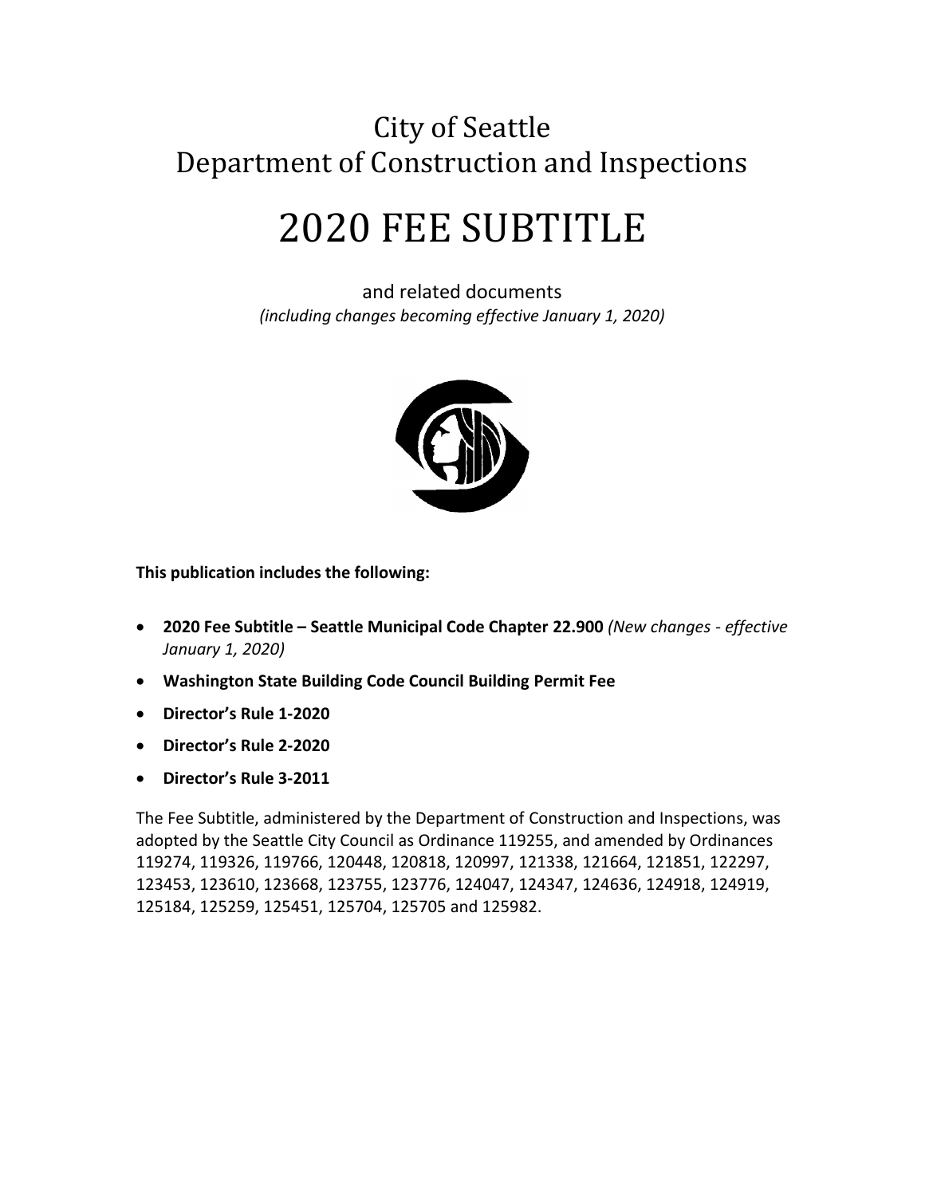City of Seattle
Department of Construction and Inspections

# 2020 FEE SUBTITLE

and related documents
*(including changes becoming effective January 1, 2020)*

**This publication includes the following:**

- **2020 Fee Subtitle – Seattle Municipal Code Chapter 22.900** *(New changes - effective January 1, 2020)*
- **Washington State Building Code Council Building Permit Fee**
- **Director's Rule 1-2020**
- **Director's Rule 2-2020**
- **Director's Rule 3-2011**

The Fee Subtitle, administered by the Department of Construction and Inspections, was adopted by the Seattle City Council as Ordinance 119255, and amended by Ordinances 119274, 119326, 119766, 120448, 120818, 120997, 121338, 121664, 121851, 122297, 123453, 123610, 123668, 123755, 123776, 124047, 124347, 124636, 124918, 124919, 125184, 125259, 125451, 125704, 125705 and 125982.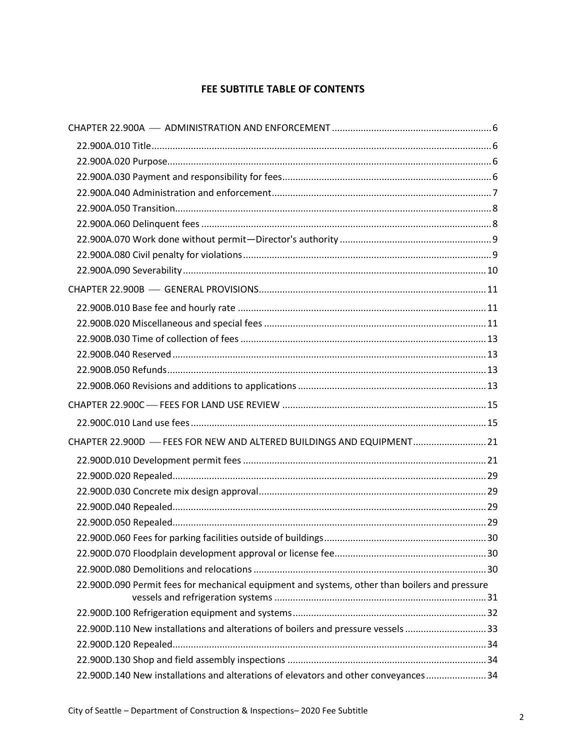# FEE SUBTITLE TABLE OF CONTENTS

CHAPTER 22.900A — ADMINISTRATION AND ENFORCEMENT ............ 6

- 22.900A.010 Title ............ 6
- 22.900A.020 Purpose ............ 6
- 22.900A.030 Payment and responsibility for fees ............ 6
- 22.900A.040 Administration and enforcement ............ 7
- 22.900A.050 Transition ............ 8
- 22.900A.060 Delinquent fees ............ 8
- 22.900A.070 Work done without permit—Director's authority ............ 9
- 22.900A.080 Civil penalty for violations ............ 9
- 22.900A.090 Severability ............ 10

CHAPTER 22.900B — GENERAL PROVISIONS ............ 11

- 22.900B.010 Base fee and hourly rate ............ 11
- 22.900B.020 Miscellaneous and special fees ............ 11
- 22.900B.030 Time of collection of fees ............ 13
- 22.900B.040 Reserved ............ 13
- 22.900B.050 Refunds ............ 13
- 22.900B.060 Revisions and additions to applications ............ 13

CHAPTER 22.900C — FEES FOR LAND USE REVIEW ............ 15

- 22.900C.010 Land use fees ............ 15

CHAPTER 22.900D — FEES FOR NEW AND ALTERED BUILDINGS AND EQUIPMENT ............ 21

- 22.900D.010 Development permit fees ............ 21
- 22.900D.020 Repealed ............ 29
- 22.900D.030 Concrete mix design approval ............ 29
- 22.900D.040 Repealed ............ 29
- 22.900D.050 Repealed ............ 29
- 22.900D.060 Fees for parking facilities outside of buildings ............ 30
- 22.900D.070 Floodplain development approval or license fee ............ 30
- 22.900D.080 Demolitions and relocations ............ 30
- 22.900D.090 Permit fees for mechanical equipment and systems, other than boilers and pressure vessels and refrigeration systems ............ 31
- 22.900D.100 Refrigeration equipment and systems ............ 32
- 22.900D.110 New installations and alterations of boilers and pressure vessels ............ 33
- 22.900D.120 Repealed ............ 34
- 22.900D.130 Shop and field assembly inspections ............ 34
- 22.900D.140 New installations and alterations of elevators and other conveyances ............ 34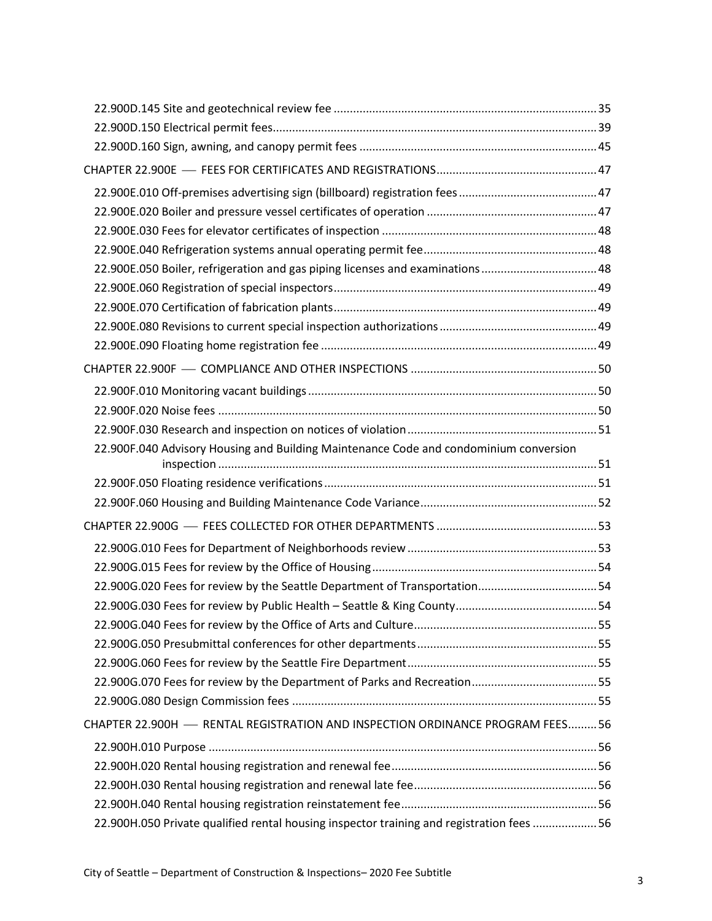22.900D.145 Site and geotechnical review fee ..... 35
22.900D.150 Electrical permit fees..... 39
22.900D.160 Sign, awning, and canopy permit fees ..... 45

CHAPTER 22.900E — FEES FOR CERTIFICATES AND REGISTRATIONS..... 47

22.900E.010 Off-premises advertising sign (billboard) registration fees ..... 47
22.900E.020 Boiler and pressure vessel certificates of operation ..... 47
22.900E.030 Fees for elevator certificates of inspection ..... 48
22.900E.040 Refrigeration systems annual operating permit fee..... 48
22.900E.050 Boiler, refrigeration and gas piping licenses and examinations..... 48
22.900E.060 Registration of special inspectors..... 49
22.900E.070 Certification of fabrication plants..... 49
22.900E.080 Revisions to current special inspection authorizations ..... 49
22.900E.090 Floating home registration fee ..... 49

CHAPTER 22.900F — COMPLIANCE AND OTHER INSPECTIONS ..... 50

22.900F.010 Monitoring vacant buildings..... 50
22.900F.020 Noise fees ..... 50
22.900F.030 Research and inspection on notices of violation..... 51
22.900F.040 Advisory Housing and Building Maintenance Code and condominium conversion inspection ..... 51
22.900F.050 Floating residence verifications..... 51
22.900F.060 Housing and Building Maintenance Code Variance..... 52

CHAPTER 22.900G — FEES COLLECTED FOR OTHER DEPARTMENTS ..... 53

22.900G.010 Fees for Department of Neighborhoods review ..... 53
22.900G.015 Fees for review by the Office of Housing..... 54
22.900G.020 Fees for review by the Seattle Department of Transportation..... 54
22.900G.030 Fees for review by Public Health – Seattle & King County..... 54
22.900G.040 Fees for review by the Office of Arts and Culture..... 55
22.900G.050 Presubmittal conferences for other departments..... 55
22.900G.060 Fees for review by the Seattle Fire Department..... 55
22.900G.070 Fees for review by the Department of Parks and Recreation..... 55
22.900G.080 Design Commission fees ..... 55

CHAPTER 22.900H — RENTAL REGISTRATION AND INSPECTION ORDINANCE PROGRAM FEES..... 56

22.900H.010 Purpose ..... 56
22.900H.020 Rental housing registration and renewal fee..... 56
22.900H.030 Rental housing registration and renewal late fee..... 56
22.900H.040 Rental housing registration reinstatement fee..... 56
22.900H.050 Private qualified rental housing inspector training and registration fees ..... 56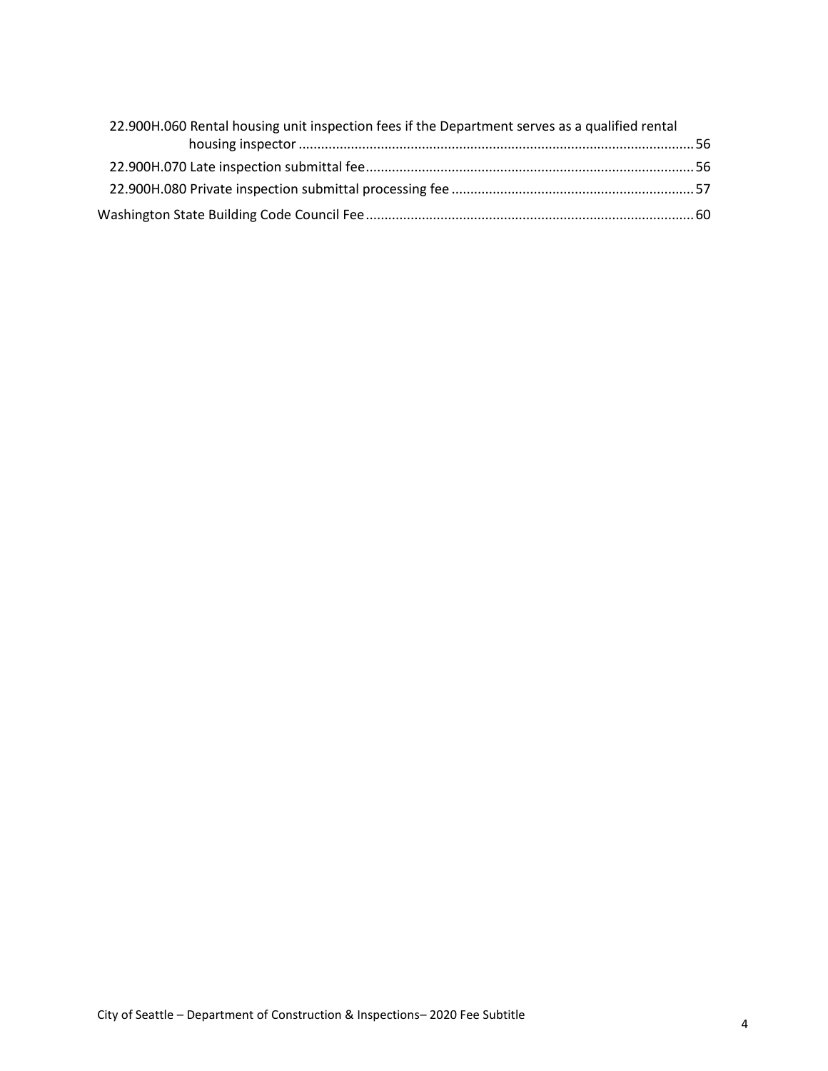22.900H.060 Rental housing unit inspection fees if the Department serves as a qualified rental housing inspector ........ 56

22.900H.070 Late inspection submittal fee ........ 56

22.900H.080 Private inspection submittal processing fee ........ 57

Washington State Building Code Council Fee ........ 60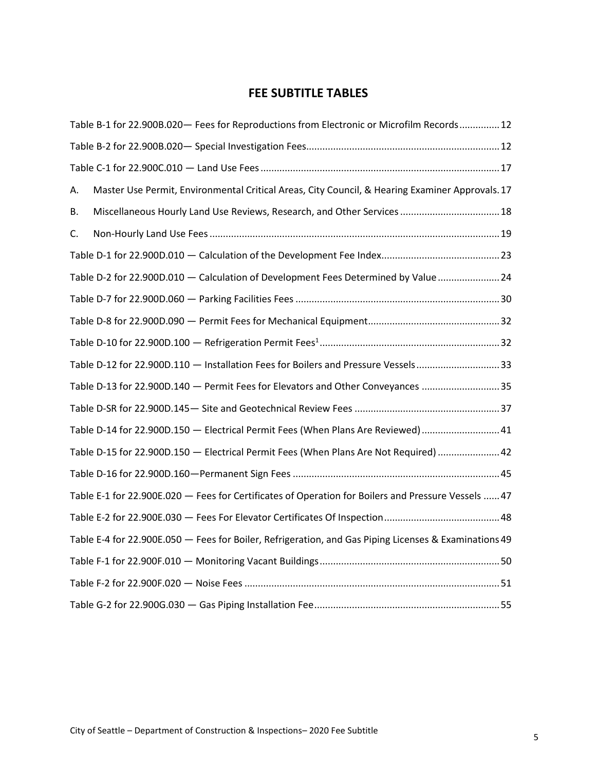## FEE SUBTITLE TABLES

Table B-1 for 22.900B.020— Fees for Reproductions from Electronic or Microfilm Records ............... 12

Table B-2 for 22.900B.020— Special Investigation Fees ....................................................................... 12

Table C-1 for 22.900C.010 — Land Use Fees ........................................................................................ 17

A. Master Use Permit, Environmental Critical Areas, City Council, & Hearing Examiner Approvals. 17

B. Miscellaneous Hourly Land Use Reviews, Research, and Other Services ..................................... 18

C. Non-Hourly Land Use Fees ........................................................................................................... 19

Table D-1 for 22.900D.010 — Calculation of the Development Fee Index ............................................ 23

Table D-2 for 22.900D.010 — Calculation of Development Fees Determined by Value ....................... 24

Table D-7 for 22.900D.060 — Parking Facilities Fees ........................................................................... 30

Table D-8 for 22.900D.090 — Permit Fees for Mechanical Equipment ................................................. 32

Table D-10 for 22.900D.100 — Refrigeration Permit Fees[1] ................................................................... 32

Table D-12 for 22.900D.110 — Installation Fees for Boilers and Pressure Vessels ............................... 33

Table D-13 for 22.900D.140 — Permit Fees for Elevators and Other Conveyances ............................. 35

Table D-SR for 22.900D.145— Site and Geotechnical Review Fees ...................................................... 37

Table D-14 for 22.900D.150 — Electrical Permit Fees (When Plans Are Reviewed) ............................. 41

Table D-15 for 22.900D.150 — Electrical Permit Fees (When Plans Are Not Required) ....................... 42

Table D-16 for 22.900D.160—Permanent Sign Fees ............................................................................ 45

Table E-1 for 22.900E.020 — Fees for Certificates of Operation for Boilers and Pressure Vessels ...... 47

Table E-2 for 22.900E.030 — Fees For Elevator Certificates Of Inspection ........................................... 48

Table E-4 for 22.900E.050 — Fees for Boiler, Refrigeration, and Gas Piping Licenses & Examinations 49

Table F-1 for 22.900F.010 — Monitoring Vacant Buildings ................................................................... 50

Table F-2 for 22.900F.020 — Noise Fees .............................................................................................. 51

Table G-2 for 22.900G.030 — Gas Piping Installation Fee ..................................................................... 55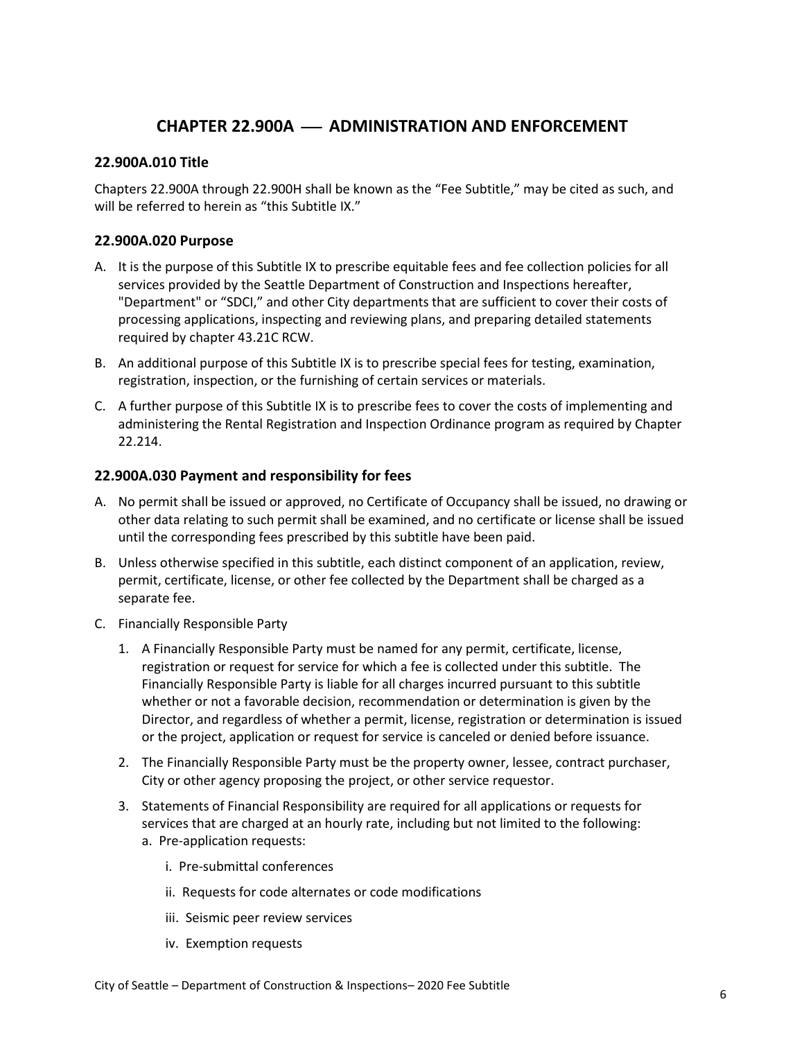# CHAPTER 22.900A — ADMINISTRATION AND ENFORCEMENT

### 22.900A.010 Title

Chapters 22.900A through 22.900H shall be known as the "Fee Subtitle," may be cited as such, and will be referred to herein as "this Subtitle IX."

### 22.900A.020 Purpose

A. It is the purpose of this Subtitle IX to prescribe equitable fees and fee collection policies for all services provided by the Seattle Department of Construction and Inspections hereafter, "Department" or "SDCI," and other City departments that are sufficient to cover their costs of processing applications, inspecting and reviewing plans, and preparing detailed statements required by chapter 43.21C RCW.

B. An additional purpose of this Subtitle IX is to prescribe special fees for testing, examination, registration, inspection, or the furnishing of certain services or materials.

C. A further purpose of this Subtitle IX is to prescribe fees to cover the costs of implementing and administering the Rental Registration and Inspection Ordinance program as required by Chapter 22.214.

### 22.900A.030 Payment and responsibility for fees

A. No permit shall be issued or approved, no Certificate of Occupancy shall be issued, no drawing or other data relating to such permit shall be examined, and no certificate or license shall be issued until the corresponding fees prescribed by this subtitle have been paid.

B. Unless otherwise specified in this subtitle, each distinct component of an application, review, permit, certificate, license, or other fee collected by the Department shall be charged as a separate fee.

C. Financially Responsible Party

   1. A Financially Responsible Party must be named for any permit, certificate, license, registration or request for service for which a fee is collected under this subtitle. The Financially Responsible Party is liable for all charges incurred pursuant to this subtitle whether or not a favorable decision, recommendation or determination is given by the Director, and regardless of whether a permit, license, registration or determination is issued or the project, application or request for service is canceled or denied before issuance.

   2. The Financially Responsible Party must be the property owner, lessee, contract purchaser, City or other agency proposing the project, or other service requestor.

   3. Statements of Financial Responsibility are required for all applications or requests for services that are charged at an hourly rate, including but not limited to the following:

      a. Pre-application requests:

         i. Pre-submittal conferences

         ii. Requests for code alternates or code modifications

         iii. Seismic peer review services

         iv. Exemption requests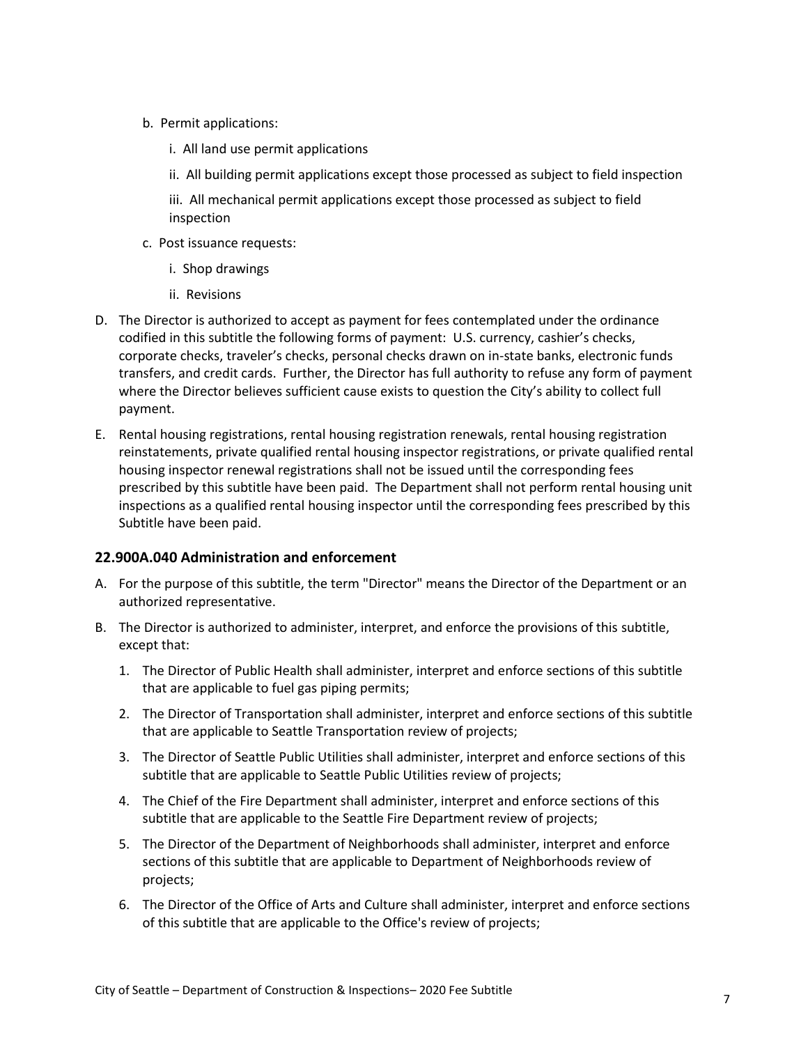b. Permit applications:

   i. All land use permit applications

   ii. All building permit applications except those processed as subject to field inspection

   iii. All mechanical permit applications except those processed as subject to field inspection

c. Post issuance requests:

   i. Shop drawings

   ii. Revisions

D. The Director is authorized to accept as payment for fees contemplated under the ordinance codified in this subtitle the following forms of payment: U.S. currency, cashier's checks, corporate checks, traveler's checks, personal checks drawn on in-state banks, electronic funds transfers, and credit cards. Further, the Director has full authority to refuse any form of payment where the Director believes sufficient cause exists to question the City's ability to collect full payment.

E. Rental housing registrations, rental housing registration renewals, rental housing registration reinstatements, private qualified rental housing inspector registrations, or private qualified rental housing inspector renewal registrations shall not be issued until the corresponding fees prescribed by this subtitle have been paid. The Department shall not perform rental housing unit inspections as a qualified rental housing inspector until the corresponding fees prescribed by this Subtitle have been paid.

### 22.900A.040 Administration and enforcement

A. For the purpose of this subtitle, the term "Director" means the Director of the Department or an authorized representative.

B. The Director is authorized to administer, interpret, and enforce the provisions of this subtitle, except that:

   1. The Director of Public Health shall administer, interpret and enforce sections of this subtitle that are applicable to fuel gas piping permits;

   2. The Director of Transportation shall administer, interpret and enforce sections of this subtitle that are applicable to Seattle Transportation review of projects;

   3. The Director of Seattle Public Utilities shall administer, interpret and enforce sections of this subtitle that are applicable to Seattle Public Utilities review of projects;

   4. The Chief of the Fire Department shall administer, interpret and enforce sections of this subtitle that are applicable to the Seattle Fire Department review of projects;

   5. The Director of the Department of Neighborhoods shall administer, interpret and enforce sections of this subtitle that are applicable to Department of Neighborhoods review of projects;

   6. The Director of the Office of Arts and Culture shall administer, interpret and enforce sections of this subtitle that are applicable to the Office's review of projects;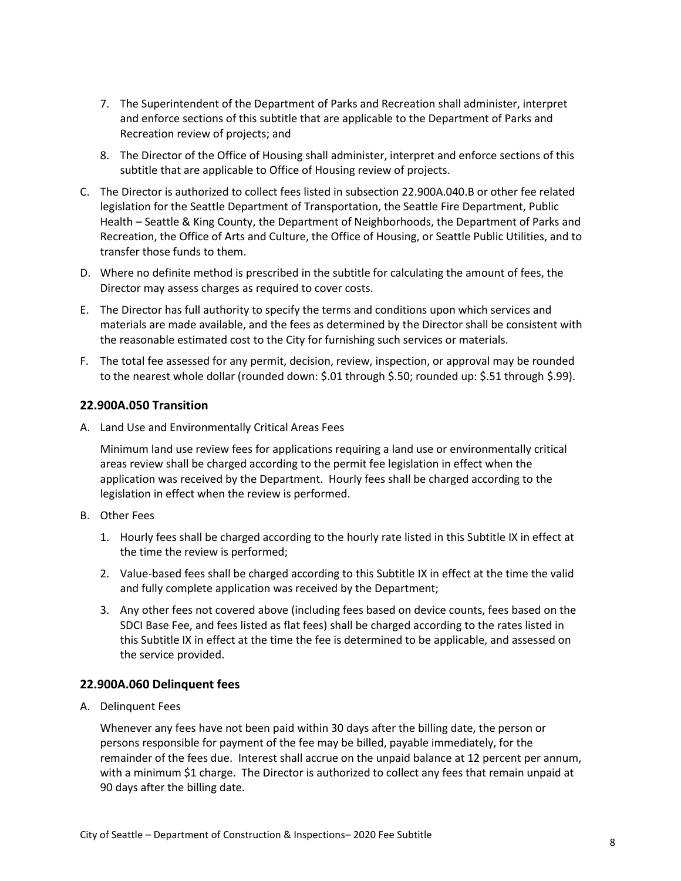7. The Superintendent of the Department of Parks and Recreation shall administer, interpret and enforce sections of this subtitle that are applicable to the Department of Parks and Recreation review of projects; and

8. The Director of the Office of Housing shall administer, interpret and enforce sections of this subtitle that are applicable to Office of Housing review of projects.

C. The Director is authorized to collect fees listed in subsection 22.900A.040.B or other fee related legislation for the Seattle Department of Transportation, the Seattle Fire Department, Public Health – Seattle & King County, the Department of Neighborhoods, the Department of Parks and Recreation, the Office of Arts and Culture, the Office of Housing, or Seattle Public Utilities, and to transfer those funds to them.

D. Where no definite method is prescribed in the subtitle for calculating the amount of fees, the Director may assess charges as required to cover costs.

E. The Director has full authority to specify the terms and conditions upon which services and materials are made available, and the fees as determined by the Director shall be consistent with the reasonable estimated cost to the City for furnishing such services or materials.

F. The total fee assessed for any permit, decision, review, inspection, or approval may be rounded to the nearest whole dollar (rounded down: $.01 through $.50; rounded up: $.51 through $.99).

### 22.900A.050 Transition

A. Land Use and Environmentally Critical Areas Fees

   Minimum land use review fees for applications requiring a land use or environmentally critical areas review shall be charged according to the permit fee legislation in effect when the application was received by the Department. Hourly fees shall be charged according to the legislation in effect when the review is performed.

B. Other Fees

   1. Hourly fees shall be charged according to the hourly rate listed in this Subtitle IX in effect at the time the review is performed;

   2. Value-based fees shall be charged according to this Subtitle IX in effect at the time the valid and fully complete application was received by the Department;

   3. Any other fees not covered above (including fees based on device counts, fees based on the SDCI Base Fee, and fees listed as flat fees) shall be charged according to the rates listed in this Subtitle IX in effect at the time the fee is determined to be applicable, and assessed on the service provided.

### 22.900A.060 Delinquent fees

A. Delinquent Fees

   Whenever any fees have not been paid within 30 days after the billing date, the person or persons responsible for payment of the fee may be billed, payable immediately, for the remainder of the fees due. Interest shall accrue on the unpaid balance at 12 percent per annum, with a minimum $1 charge. The Director is authorized to collect any fees that remain unpaid at 90 days after the billing date.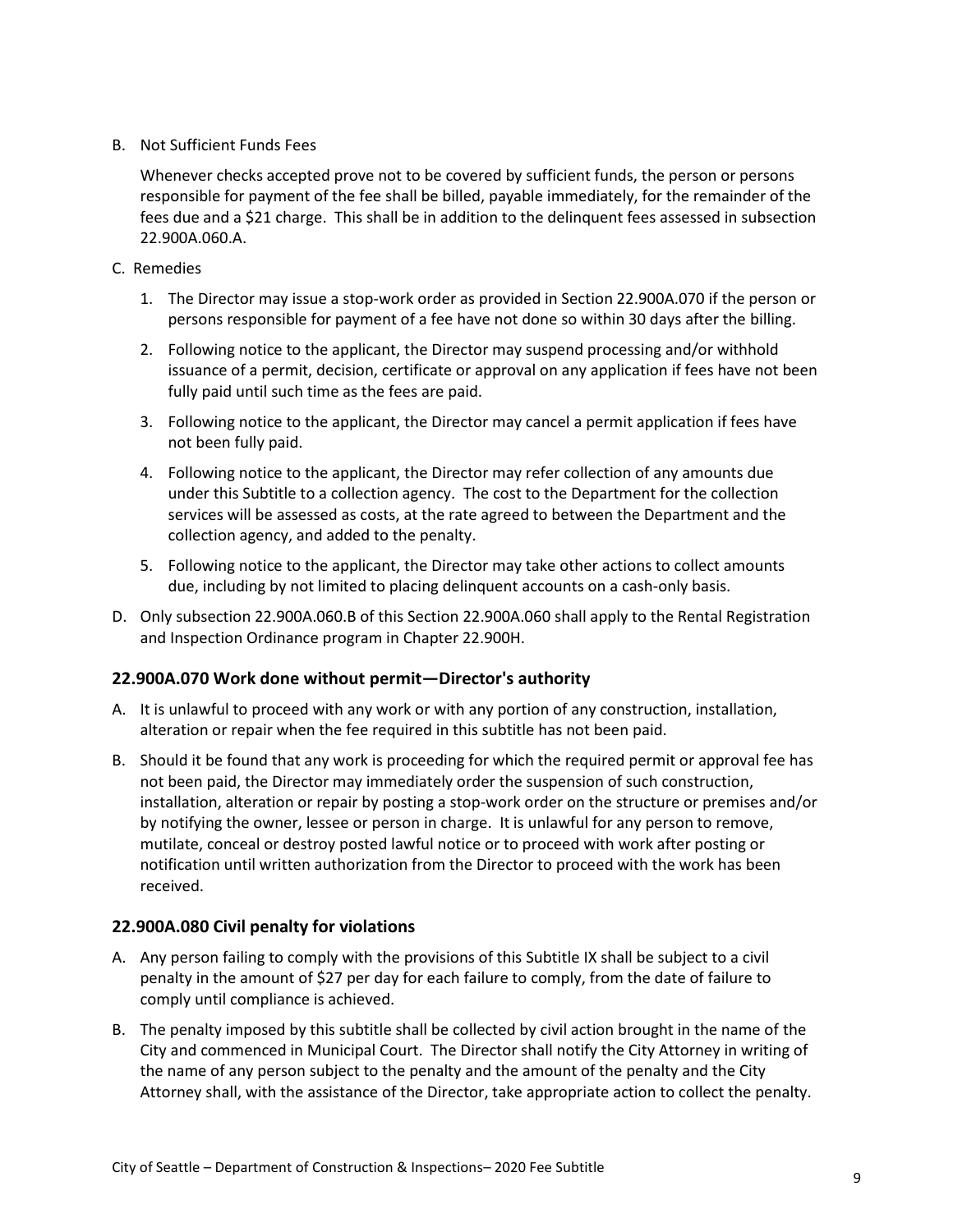B. Not Sufficient Funds Fees

   Whenever checks accepted prove not to be covered by sufficient funds, the person or persons responsible for payment of the fee shall be billed, payable immediately, for the remainder of the fees due and a $21 charge. This shall be in addition to the delinquent fees assessed in subsection 22.900A.060.A.

C. Remedies

   1. The Director may issue a stop-work order as provided in Section 22.900A.070 if the person or persons responsible for payment of a fee have not done so within 30 days after the billing.
   2. Following notice to the applicant, the Director may suspend processing and/or withhold issuance of a permit, decision, certificate or approval on any application if fees have not been fully paid until such time as the fees are paid.
   3. Following notice to the applicant, the Director may cancel a permit application if fees have not been fully paid.
   4. Following notice to the applicant, the Director may refer collection of any amounts due under this Subtitle to a collection agency. The cost to the Department for the collection services will be assessed as costs, at the rate agreed to between the Department and the collection agency, and added to the penalty.
   5. Following notice to the applicant, the Director may take other actions to collect amounts due, including by not limited to placing delinquent accounts on a cash-only basis.

D. Only subsection 22.900A.060.B of this Section 22.900A.060 shall apply to the Rental Registration and Inspection Ordinance program in Chapter 22.900H.

### 22.900A.070 Work done without permit—Director's authority

A. It is unlawful to proceed with any work or with any portion of any construction, installation, alteration or repair when the fee required in this subtitle has not been paid.

B. Should it be found that any work is proceeding for which the required permit or approval fee has not been paid, the Director may immediately order the suspension of such construction, installation, alteration or repair by posting a stop-work order on the structure or premises and/or by notifying the owner, lessee or person in charge. It is unlawful for any person to remove, mutilate, conceal or destroy posted lawful notice or to proceed with work after posting or notification until written authorization from the Director to proceed with the work has been received.

### 22.900A.080 Civil penalty for violations

A. Any person failing to comply with the provisions of this Subtitle IX shall be subject to a civil penalty in the amount of $27 per day for each failure to comply, from the date of failure to comply until compliance is achieved.

B. The penalty imposed by this subtitle shall be collected by civil action brought in the name of the City and commenced in Municipal Court. The Director shall notify the City Attorney in writing of the name of any person subject to the penalty and the amount of the penalty and the City Attorney shall, with the assistance of the Director, take appropriate action to collect the penalty.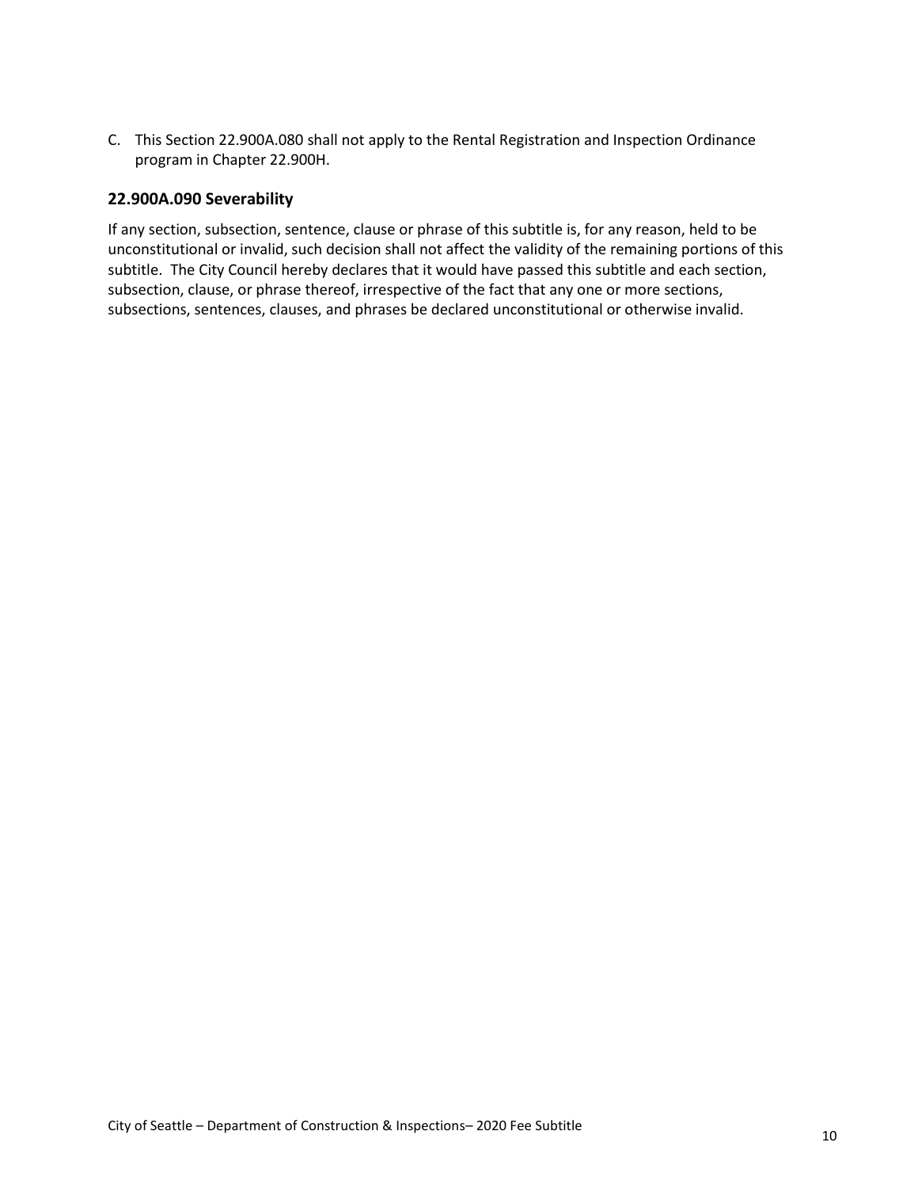C. This Section 22.900A.080 shall not apply to the Rental Registration and Inspection Ordinance program in Chapter 22.900H.

### 22.900A.090 Severability

If any section, subsection, sentence, clause or phrase of this subtitle is, for any reason, held to be unconstitutional or invalid, such decision shall not affect the validity of the remaining portions of this subtitle. The City Council hereby declares that it would have passed this subtitle and each section, subsection, clause, or phrase thereof, irrespective of the fact that any one or more sections, subsections, sentences, clauses, and phrases be declared unconstitutional or otherwise invalid.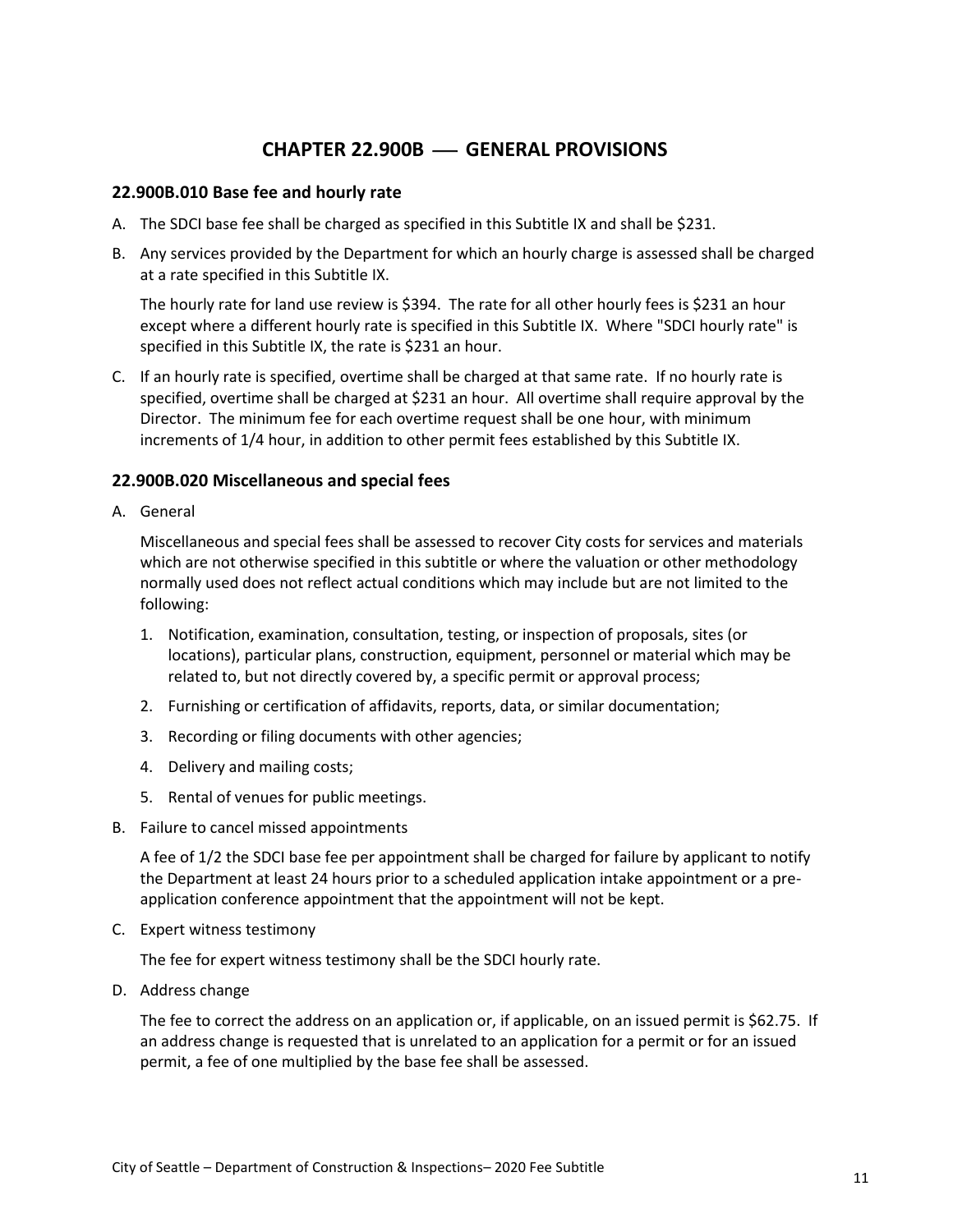# CHAPTER 22.900B — GENERAL PROVISIONS

### 22.900B.010 Base fee and hourly rate

A. The SDCI base fee shall be charged as specified in this Subtitle IX and shall be $231.

B. Any services provided by the Department for which an hourly charge is assessed shall be charged at a rate specified in this Subtitle IX.

   The hourly rate for land use review is $394. The rate for all other hourly fees is $231 an hour except where a different hourly rate is specified in this Subtitle IX. Where "SDCI hourly rate" is specified in this Subtitle IX, the rate is $231 an hour.

C. If an hourly rate is specified, overtime shall be charged at that same rate. If no hourly rate is specified, overtime shall be charged at $231 an hour. All overtime shall require approval by the Director. The minimum fee for each overtime request shall be one hour, with minimum increments of 1/4 hour, in addition to other permit fees established by this Subtitle IX.

### 22.900B.020 Miscellaneous and special fees

A. General

   Miscellaneous and special fees shall be assessed to recover City costs for services and materials which are not otherwise specified in this subtitle or where the valuation or other methodology normally used does not reflect actual conditions which may include but are not limited to the following:

   1. Notification, examination, consultation, testing, or inspection of proposals, sites (or locations), particular plans, construction, equipment, personnel or material which may be related to, but not directly covered by, a specific permit or approval process;
   2. Furnishing or certification of affidavits, reports, data, or similar documentation;
   3. Recording or filing documents with other agencies;
   4. Delivery and mailing costs;
   5. Rental of venues for public meetings.

B. Failure to cancel missed appointments

   A fee of 1/2 the SDCI base fee per appointment shall be charged for failure by applicant to notify the Department at least 24 hours prior to a scheduled application intake appointment or a pre-application conference appointment that the appointment will not be kept.

C. Expert witness testimony

   The fee for expert witness testimony shall be the SDCI hourly rate.

D. Address change

   The fee to correct the address on an application or, if applicable, on an issued permit is $62.75. If an address change is requested that is unrelated to an application for a permit or for an issued permit, a fee of one multiplied by the base fee shall be assessed.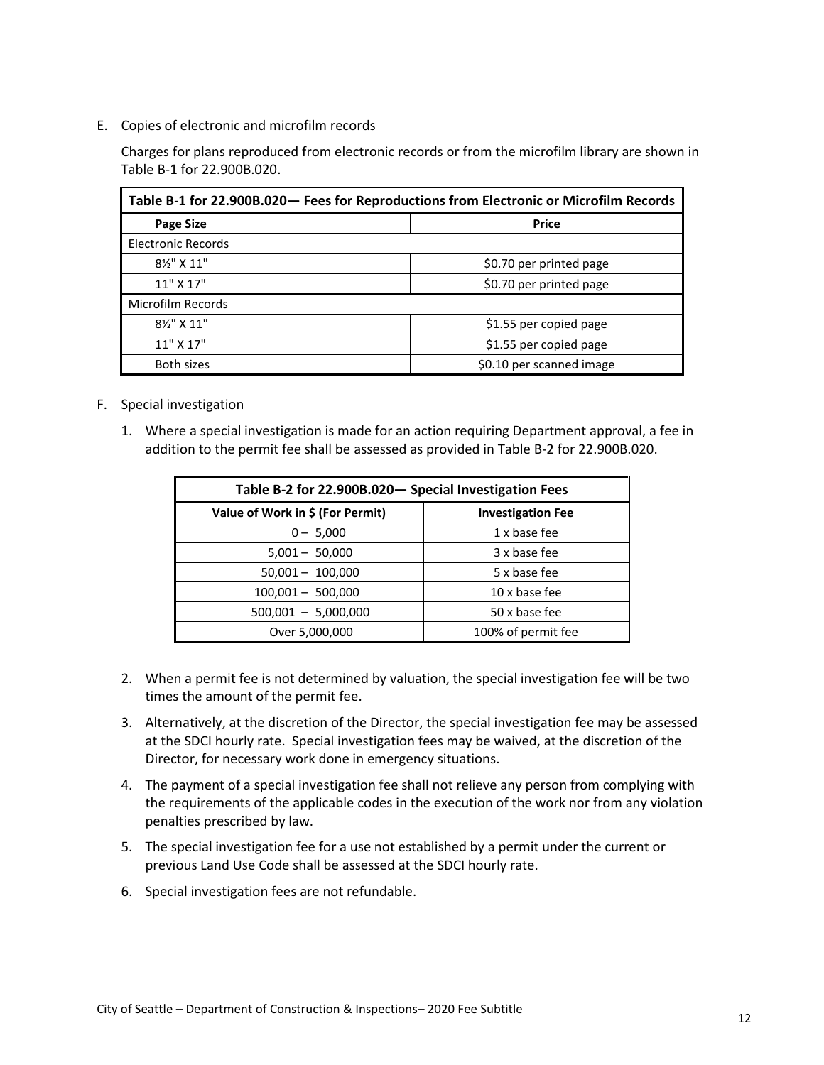E. Copies of electronic and microfilm records

Charges for plans reproduced from electronic records or from the microfilm library are shown in Table B-1 for 22.900B.020.

| Table B-1 for 22.900B.020— Fees for Reproductions from Electronic or Microfilm Records | |
|---|---|
| **Page Size** | **Price** |
| Electronic Records | |
| 8½" X 11" | $0.70 per printed page |
| 11" X 17" | $0.70 per printed page |
| Microfilm Records | |
| 8½" X 11" | $1.55 per copied page |
| 11" X 17" | $1.55 per copied page |
| Both sizes | $0.10 per scanned image |

F. Special investigation

1. Where a special investigation is made for an action requiring Department approval, a fee in addition to the permit fee shall be assessed as provided in Table B-2 for 22.900B.020.

| Table B-2 for 22.900B.020— Special Investigation Fees | |
|---|---|
| **Value of Work in $ (For Permit)** | **Investigation Fee** |
| 0 – 5,000 | 1 x base fee |
| 5,001 – 50,000 | 3 x base fee |
| 50,001 – 100,000 | 5 x base fee |
| 100,001 – 500,000 | 10 x base fee |
| 500,001 – 5,000,000 | 50 x base fee |
| Over 5,000,000 | 100% of permit fee |

2. When a permit fee is not determined by valuation, the special investigation fee will be two times the amount of the permit fee.
3. Alternatively, at the discretion of the Director, the special investigation fee may be assessed at the SDCI hourly rate. Special investigation fees may be waived, at the discretion of the Director, for necessary work done in emergency situations.
4. The payment of a special investigation fee shall not relieve any person from complying with the requirements of the applicable codes in the execution of the work nor from any violation penalties prescribed by law.
5. The special investigation fee for a use not established by a permit under the current or previous Land Use Code shall be assessed at the SDCI hourly rate.
6. Special investigation fees are not refundable.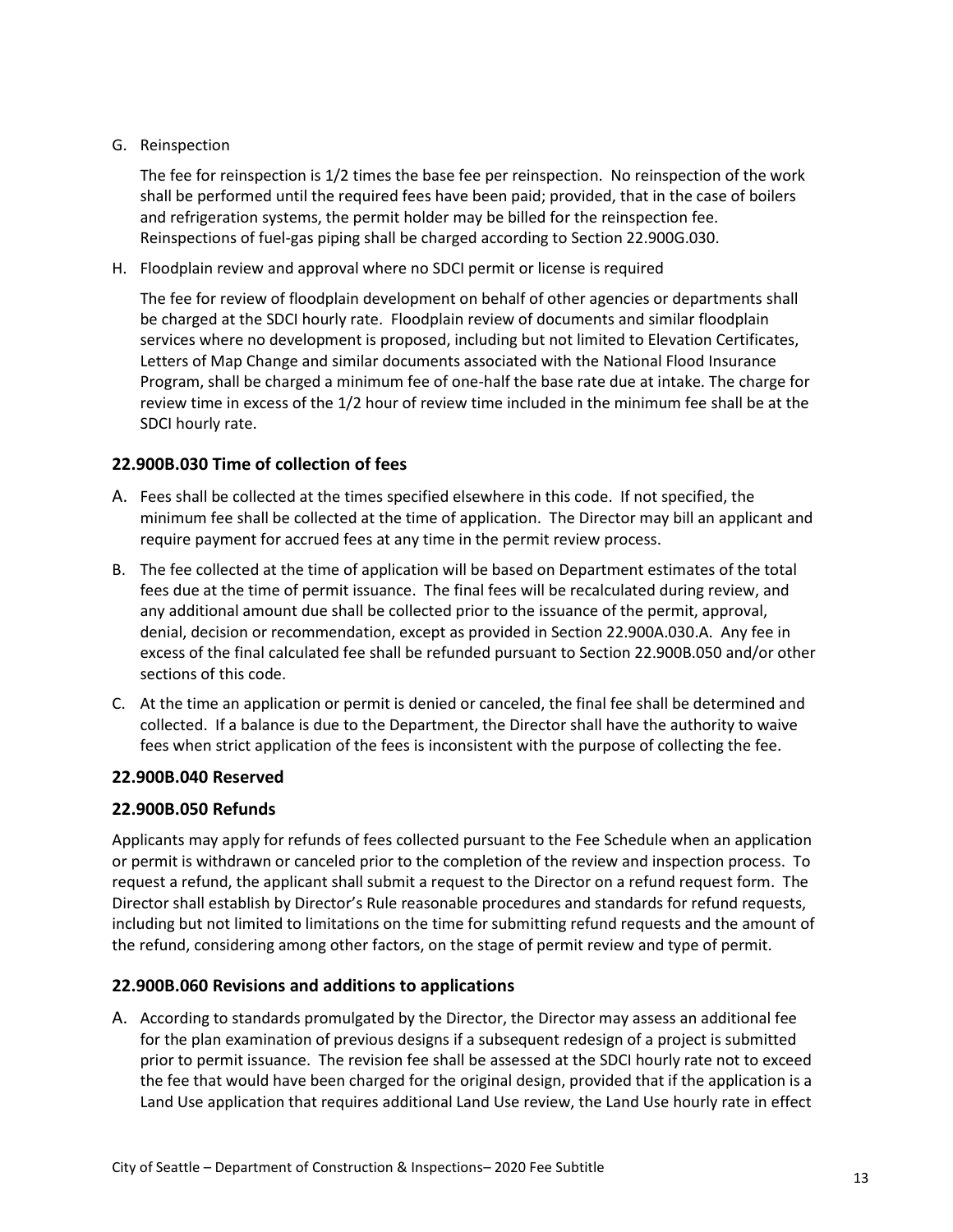G. Reinspection

The fee for reinspection is 1/2 times the base fee per reinspection. No reinspection of the work shall be performed until the required fees have been paid; provided, that in the case of boilers and refrigeration systems, the permit holder may be billed for the reinspection fee. Reinspections of fuel-gas piping shall be charged according to Section 22.900G.030.

H. Floodplain review and approval where no SDCI permit or license is required

The fee for review of floodplain development on behalf of other agencies or departments shall be charged at the SDCI hourly rate. Floodplain review of documents and similar floodplain services where no development is proposed, including but not limited to Elevation Certificates, Letters of Map Change and similar documents associated with the National Flood Insurance Program, shall be charged a minimum fee of one-half the base rate due at intake. The charge for review time in excess of the 1/2 hour of review time included in the minimum fee shall be at the SDCI hourly rate.

### 22.900B.030 Time of collection of fees

A. Fees shall be collected at the times specified elsewhere in this code. If not specified, the minimum fee shall be collected at the time of application. The Director may bill an applicant and require payment for accrued fees at any time in the permit review process.

B. The fee collected at the time of application will be based on Department estimates of the total fees due at the time of permit issuance. The final fees will be recalculated during review, and any additional amount due shall be collected prior to the issuance of the permit, approval, denial, decision or recommendation, except as provided in Section 22.900A.030.A. Any fee in excess of the final calculated fee shall be refunded pursuant to Section 22.900B.050 and/or other sections of this code.

C. At the time an application or permit is denied or canceled, the final fee shall be determined and collected. If a balance is due to the Department, the Director shall have the authority to waive fees when strict application of the fees is inconsistent with the purpose of collecting the fee.

### 22.900B.040 Reserved

### 22.900B.050 Refunds

Applicants may apply for refunds of fees collected pursuant to the Fee Schedule when an application or permit is withdrawn or canceled prior to the completion of the review and inspection process. To request a refund, the applicant shall submit a request to the Director on a refund request form. The Director shall establish by Director's Rule reasonable procedures and standards for refund requests, including but not limited to limitations on the time for submitting refund requests and the amount of the refund, considering among other factors, on the stage of permit review and type of permit.

### 22.900B.060 Revisions and additions to applications

A. According to standards promulgated by the Director, the Director may assess an additional fee for the plan examination of previous designs if a subsequent redesign of a project is submitted prior to permit issuance. The revision fee shall be assessed at the SDCI hourly rate not to exceed the fee that would have been charged for the original design, provided that if the application is a Land Use application that requires additional Land Use review, the Land Use hourly rate in effect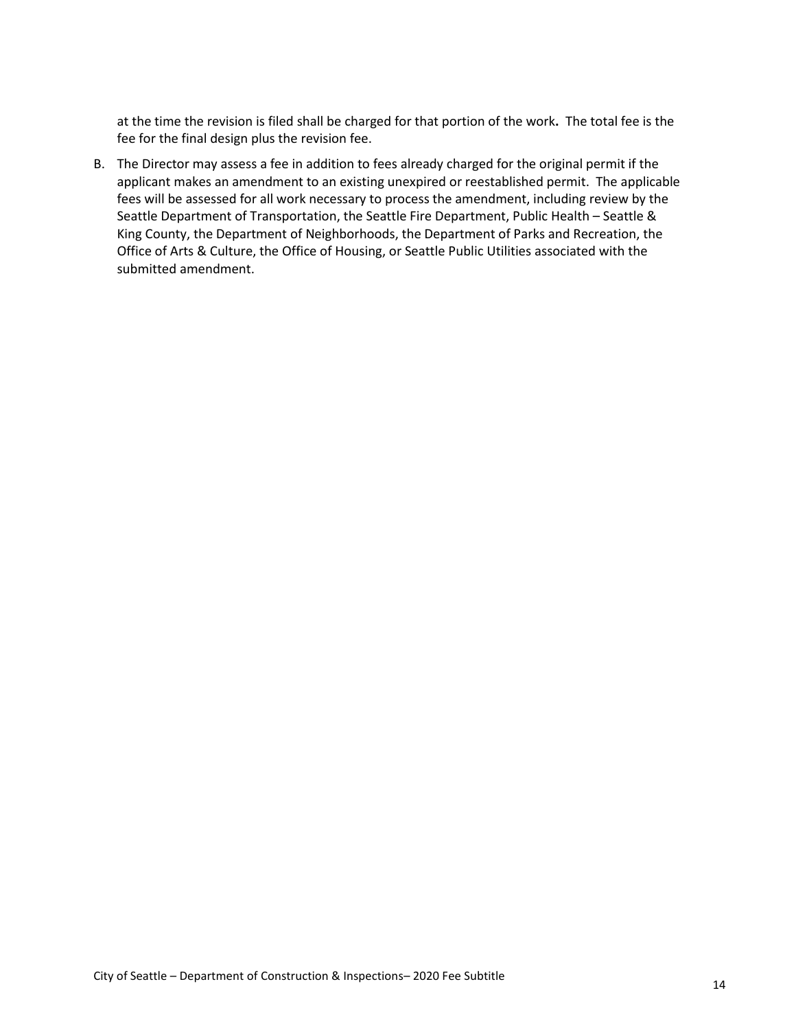at the time the revision is filed shall be charged for that portion of the work**.** The total fee is the fee for the final design plus the revision fee.

B. The Director may assess a fee in addition to fees already charged for the original permit if the applicant makes an amendment to an existing unexpired or reestablished permit. The applicable fees will be assessed for all work necessary to process the amendment, including review by the Seattle Department of Transportation, the Seattle Fire Department, Public Health – Seattle & King County, the Department of Neighborhoods, the Department of Parks and Recreation, the Office of Arts & Culture, the Office of Housing, or Seattle Public Utilities associated with the submitted amendment.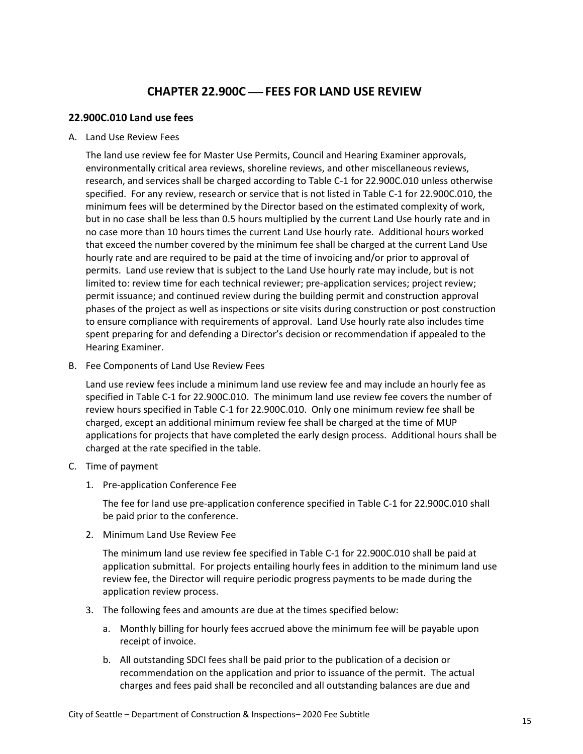# CHAPTER 22.900C — FEES FOR LAND USE REVIEW

## 22.900C.010 Land use fees

A. Land Use Review Fees

The land use review fee for Master Use Permits, Council and Hearing Examiner approvals, environmentally critical area reviews, shoreline reviews, and other miscellaneous reviews, research, and services shall be charged according to Table C-1 for 22.900C.010 unless otherwise specified. For any review, research or service that is not listed in Table C-1 for 22.900C.010, the minimum fees will be determined by the Director based on the estimated complexity of work, but in no case shall be less than 0.5 hours multiplied by the current Land Use hourly rate and in no case more than 10 hours times the current Land Use hourly rate. Additional hours worked that exceed the number covered by the minimum fee shall be charged at the current Land Use hourly rate and are required to be paid at the time of invoicing and/or prior to approval of permits. Land use review that is subject to the Land Use hourly rate may include, but is not limited to: review time for each technical reviewer; pre-application services; project review; permit issuance; and continued review during the building permit and construction approval phases of the project as well as inspections or site visits during construction or post construction to ensure compliance with requirements of approval. Land Use hourly rate also includes time spent preparing for and defending a Director's decision or recommendation if appealed to the Hearing Examiner.

B. Fee Components of Land Use Review Fees

Land use review fees include a minimum land use review fee and may include an hourly fee as specified in Table C-1 for 22.900C.010. The minimum land use review fee covers the number of review hours specified in Table C-1 for 22.900C.010. Only one minimum review fee shall be charged, except an additional minimum review fee shall be charged at the time of MUP applications for projects that have completed the early design process. Additional hours shall be charged at the rate specified in the table.

C. Time of payment

1. Pre-application Conference Fee

   The fee for land use pre-application conference specified in Table C-1 for 22.900C.010 shall be paid prior to the conference.

2. Minimum Land Use Review Fee

   The minimum land use review fee specified in Table C-1 for 22.900C.010 shall be paid at application submittal. For projects entailing hourly fees in addition to the minimum land use review fee, the Director will require periodic progress payments to be made during the application review process.

3. The following fees and amounts are due at the times specified below:

   a. Monthly billing for hourly fees accrued above the minimum fee will be payable upon receipt of invoice.

   b. All outstanding SDCI fees shall be paid prior to the publication of a decision or recommendation on the application and prior to issuance of the permit. The actual charges and fees paid shall be reconciled and all outstanding balances are due and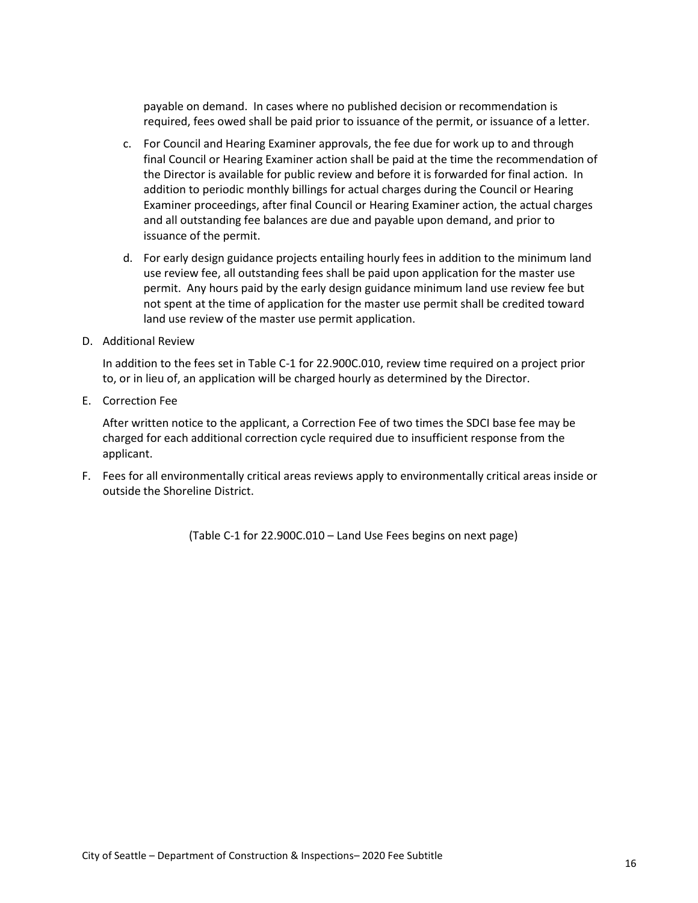payable on demand. In cases where no published decision or recommendation is required, fees owed shall be paid prior to issuance of the permit, or issuance of a letter.

c. For Council and Hearing Examiner approvals, the fee due for work up to and through final Council or Hearing Examiner action shall be paid at the time the recommendation of the Director is available for public review and before it is forwarded for final action. In addition to periodic monthly billings for actual charges during the Council or Hearing Examiner proceedings, after final Council or Hearing Examiner action, the actual charges and all outstanding fee balances are due and payable upon demand, and prior to issuance of the permit.

d. For early design guidance projects entailing hourly fees in addition to the minimum land use review fee, all outstanding fees shall be paid upon application for the master use permit. Any hours paid by the early design guidance minimum land use review fee but not spent at the time of application for the master use permit shall be credited toward land use review of the master use permit application.

D. Additional Review

In addition to the fees set in Table C-1 for 22.900C.010, review time required on a project prior to, or in lieu of, an application will be charged hourly as determined by the Director.

E. Correction Fee

After written notice to the applicant, a Correction Fee of two times the SDCI base fee may be charged for each additional correction cycle required due to insufficient response from the applicant.

F. Fees for all environmentally critical areas reviews apply to environmentally critical areas inside or outside the Shoreline District.

(Table C-1 for 22.900C.010 – Land Use Fees begins on next page)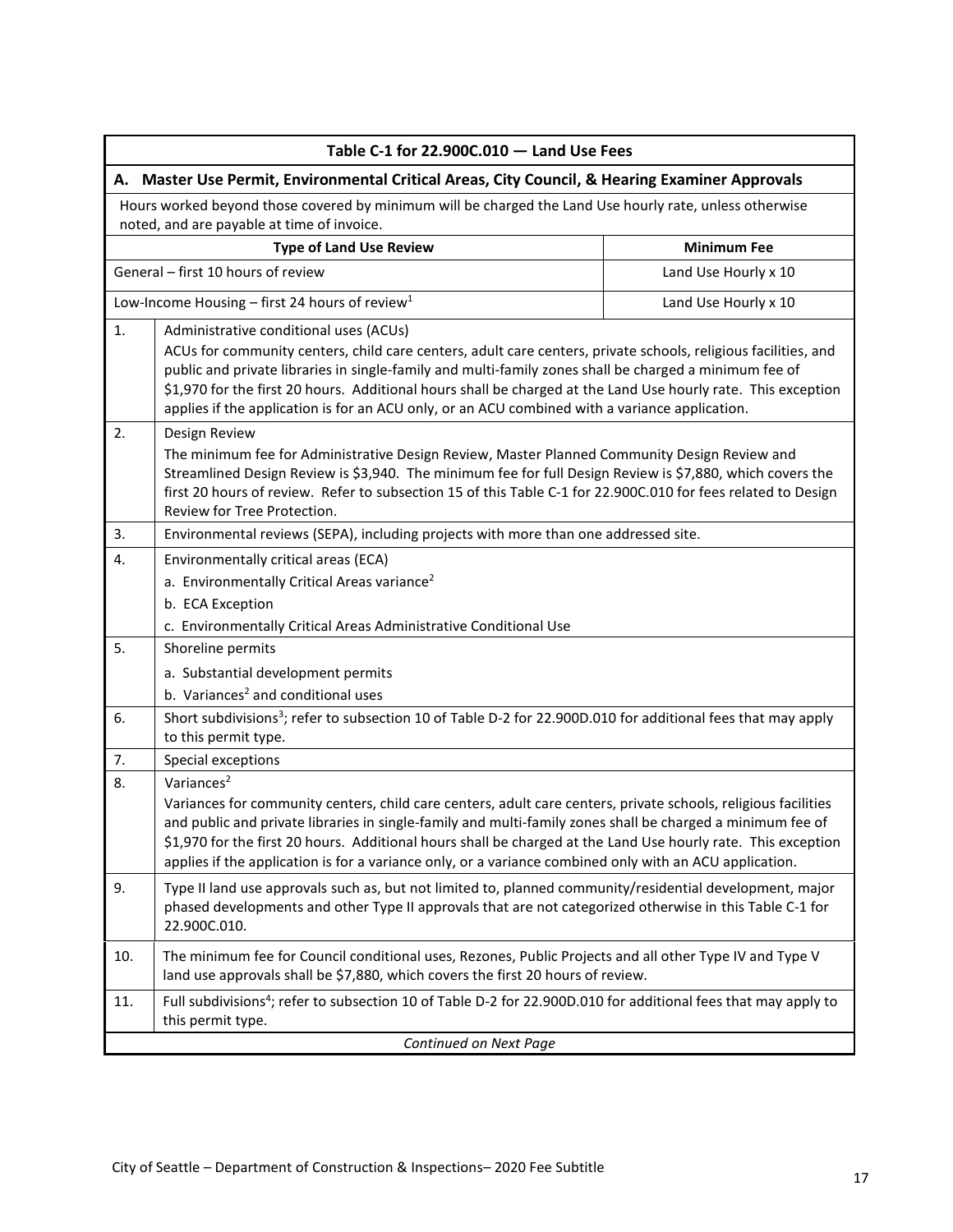| Table C-1 for 22.900C.010 — Land Use Fees | |
|---|---|
| **A. Master Use Permit, Environmental Critical Areas, City Council, & Hearing Examiner Approvals** | |
| Hours worked beyond those covered by minimum will be charged the Land Use hourly rate, unless otherwise noted, and are payable at time of invoice. | |
| **Type of Land Use Review** | **Minimum Fee** |
| General – first 10 hours of review | Land Use Hourly x 10 |
| Low-Income Housing – first 24 hours of review[1] | Land Use Hourly x 10 |
| 1. Administrative conditional uses (ACUs)<br>ACUs for community centers, child care centers, adult care centers, private schools, religious facilities, and public and private libraries in single-family and multi-family zones shall be charged a minimum fee of $1,970 for the first 20 hours. Additional hours shall be charged at the Land Use hourly rate. This exception applies if the application is for an ACU only, or an ACU combined with a variance application. | |
| 2. Design Review<br>The minimum fee for Administrative Design Review, Master Planned Community Design Review and Streamlined Design Review is $3,940. The minimum fee for full Design Review is $7,880, which covers the first 20 hours of review. Refer to subsection 15 of this Table C-1 for 22.900C.010 for fees related to Design Review for Tree Protection. | |
| 3. Environmental reviews (SEPA), including projects with more than one addressed site. | |
| 4. Environmentally critical areas (ECA)<br>a. Environmentally Critical Areas variance[2]<br>b. ECA Exception<br>c. Environmentally Critical Areas Administrative Conditional Use | |
| 5. Shoreline permits<br>a. Substantial development permits<br>b. Variances[2] and conditional uses | |
| 6. Short subdivisions[3]; refer to subsection 10 of Table D-2 for 22.900D.010 for additional fees that may apply to this permit type. | |
| 7. Special exceptions | |
| 8. Variances[2]<br>Variances for community centers, child care centers, adult care centers, private schools, religious facilities and public and private libraries in single-family and multi-family zones shall be charged a minimum fee of $1,970 for the first 20 hours. Additional hours shall be charged at the Land Use hourly rate. This exception applies if the application is for a variance only, or a variance combined only with an ACU application. | |
| 9. Type II land use approvals such as, but not limited to, planned community/residential development, major phased developments and other Type II approvals that are not categorized otherwise in this Table C-1 for 22.900C.010. | |
| 10. The minimum fee for Council conditional uses, Rezones, Public Projects and all other Type IV and Type V land use approvals shall be $7,880, which covers the first 20 hours of review. | |
| 11. Full subdivisions[4]; refer to subsection 10 of Table D-2 for 22.900D.010 for additional fees that may apply to this permit type. | |
| *Continued on Next Page* | |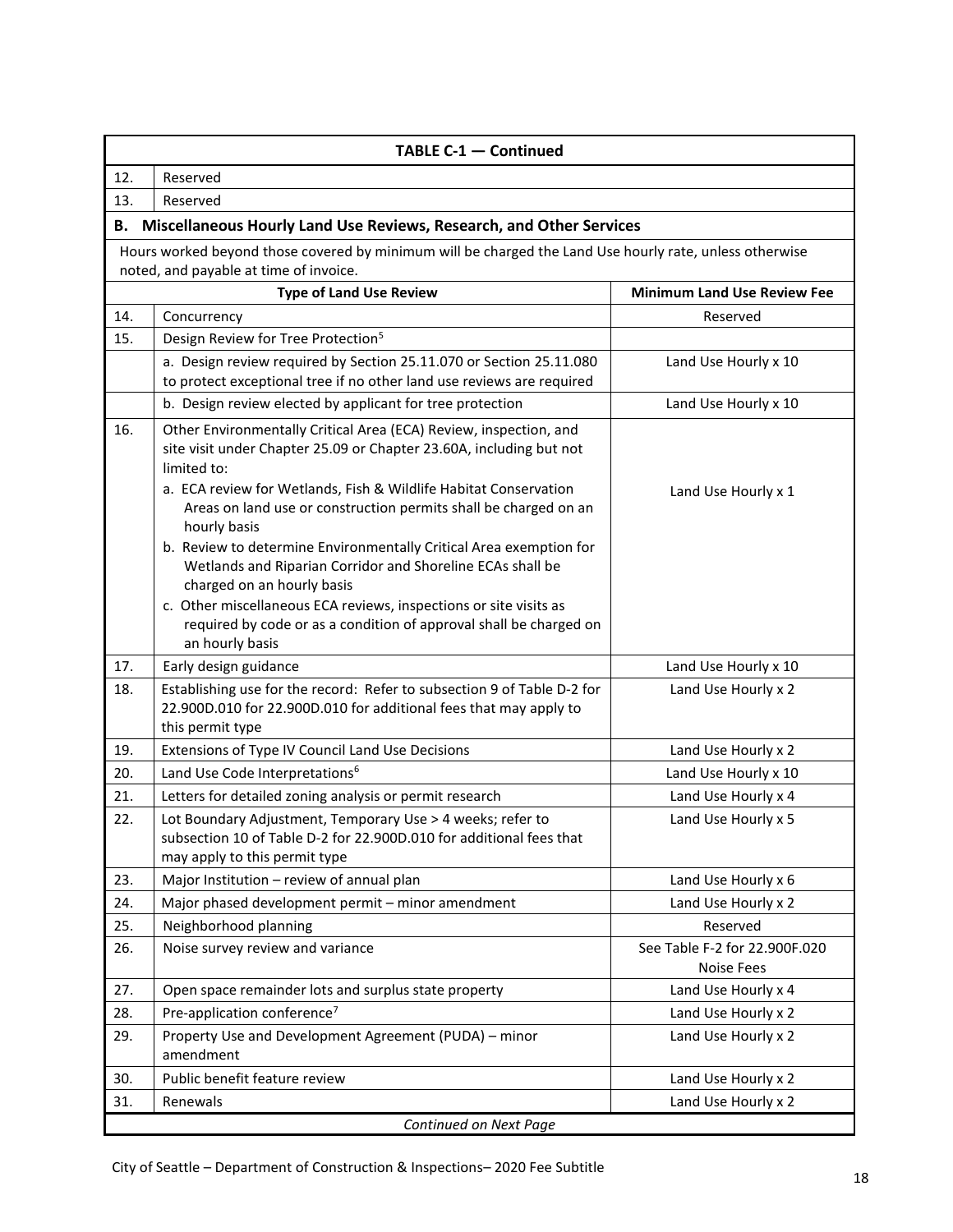| TABLE C-1 — Continued | | |
|---|---|---|
| 12. | Reserved | |
| 13. | Reserved | |
| **B.** | **Miscellaneous Hourly Land Use Reviews, Research, and Other Services** | |
| | Hours worked beyond those covered by minimum will be charged the Land Use hourly rate, unless otherwise noted, and payable at time of invoice. | |
| | **Type of Land Use Review** | **Minimum Land Use Review Fee** |
| 14. | Concurrency | Reserved |
| 15. | Design Review for Tree Protection[5] | |
| | a. Design review required by Section 25.11.070 or Section 25.11.080 to protect exceptional tree if no other land use reviews are required | Land Use Hourly x 10 |
| | b. Design review elected by applicant for tree protection | Land Use Hourly x 10 |
| 16. | Other Environmentally Critical Area (ECA) Review, inspection, and site visit under Chapter 25.09 or Chapter 23.60A, including but not limited to: a. ECA review for Wetlands, Fish & Wildlife Habitat Conservation Areas on land use or construction permits shall be charged on an hourly basis b. Review to determine Environmentally Critical Area exemption for Wetlands and Riparian Corridor and Shoreline ECAs shall be charged on an hourly basis c. Other miscellaneous ECA reviews, inspections or site visits as required by code or as a condition of approval shall be charged on an hourly basis | Land Use Hourly x 1 |
| 17. | Early design guidance | Land Use Hourly x 10 |
| 18. | Establishing use for the record: Refer to subsection 9 of Table D-2 for 22.900D.010 for 22.900D.010 for additional fees that may apply to this permit type | Land Use Hourly x 2 |
| 19. | Extensions of Type IV Council Land Use Decisions | Land Use Hourly x 2 |
| 20. | Land Use Code Interpretations[6] | Land Use Hourly x 10 |
| 21. | Letters for detailed zoning analysis or permit research | Land Use Hourly x 4 |
| 22. | Lot Boundary Adjustment, Temporary Use > 4 weeks; refer to subsection 10 of Table D-2 for 22.900D.010 for additional fees that may apply to this permit type | Land Use Hourly x 5 |
| 23. | Major Institution – review of annual plan | Land Use Hourly x 6 |
| 24. | Major phased development permit – minor amendment | Land Use Hourly x 2 |
| 25. | Neighborhood planning | Reserved |
| 26. | Noise survey review and variance | See Table F-2 for 22.900F.020 Noise Fees |
| 27. | Open space remainder lots and surplus state property | Land Use Hourly x 4 |
| 28. | Pre-application conference[7] | Land Use Hourly x 2 |
| 29. | Property Use and Development Agreement (PUDA) – minor amendment | Land Use Hourly x 2 |
| 30. | Public benefit feature review | Land Use Hourly x 2 |
| 31. | Renewals | Land Use Hourly x 2 |
| | *Continued on Next Page* | |

City of Seattle – Department of Construction & Inspections– 2020 Fee Subtitle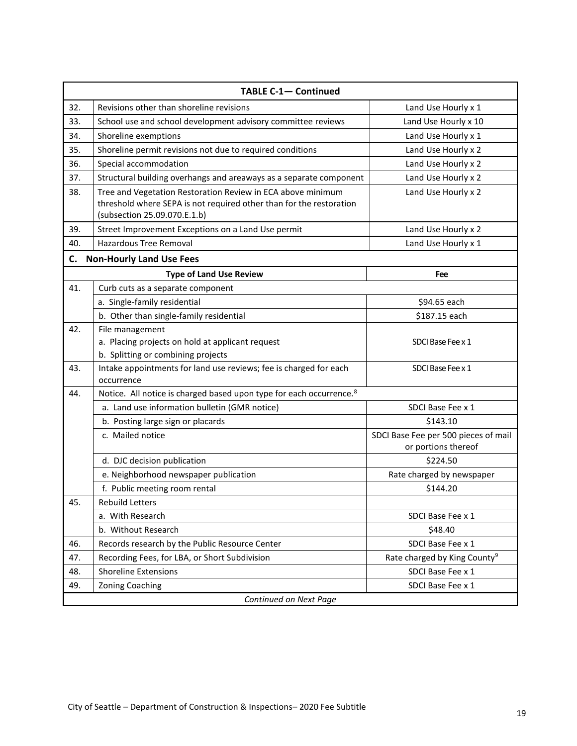| TABLE C-1— Continued | | |
|---|---|---|
| 32. | Revisions other than shoreline revisions | Land Use Hourly x 1 |
| 33. | School use and school development advisory committee reviews | Land Use Hourly x 10 |
| 34. | Shoreline exemptions | Land Use Hourly x 1 |
| 35. | Shoreline permit revisions not due to required conditions | Land Use Hourly x 2 |
| 36. | Special accommodation | Land Use Hourly x 2 |
| 37. | Structural building overhangs and areaways as a separate component | Land Use Hourly x 2 |
| 38. | Tree and Vegetation Restoration Review in ECA above minimum threshold where SEPA is not required other than for the restoration (subsection 25.09.070.E.1.b) | Land Use Hourly x 2 |
| 39. | Street Improvement Exceptions on a Land Use permit | Land Use Hourly x 2 |
| 40. | Hazardous Tree Removal | Land Use Hourly x 1 |
| **C.** | **Non-Hourly Land Use Fees** | |
| | **Type of Land Use Review** | **Fee** |
| 41. | Curb cuts as a separate component | |
| | a. Single-family residential | $94.65 each |
| | b. Other than single-family residential | $187.15 each |
| 42. | File management<br>a. Placing projects on hold at applicant request<br>b. Splitting or combining projects | SDCI Base Fee x 1 |
| 43. | Intake appointments for land use reviews; fee is charged for each occurrence | SDCI Base Fee x 1 |
| 44. | Notice. All notice is charged based upon type for each occurrence.[8] | |
| | a. Land use information bulletin (GMR notice) | SDCI Base Fee x 1 |
| | b. Posting large sign or placards | $143.10 |
| | c. Mailed notice | SDCI Base Fee per 500 pieces of mail or portions thereof |
| | d. DJC decision publication | $224.50 |
| | e. Neighborhood newspaper publication | Rate charged by newspaper |
| | f. Public meeting room rental | $144.20 |
| 45. | Rebuild Letters | |
| | a. With Research | SDCI Base Fee x 1 |
| | b. Without Research | $48.40 |
| 46. | Records research by the Public Resource Center | SDCI Base Fee x 1 |
| 47. | Recording Fees, for LBA, or Short Subdivision | Rate charged by King County[9] |
| 48. | Shoreline Extensions | SDCI Base Fee x 1 |
| 49. | Zoning Coaching | SDCI Base Fee x 1 |

*Continued on Next Page*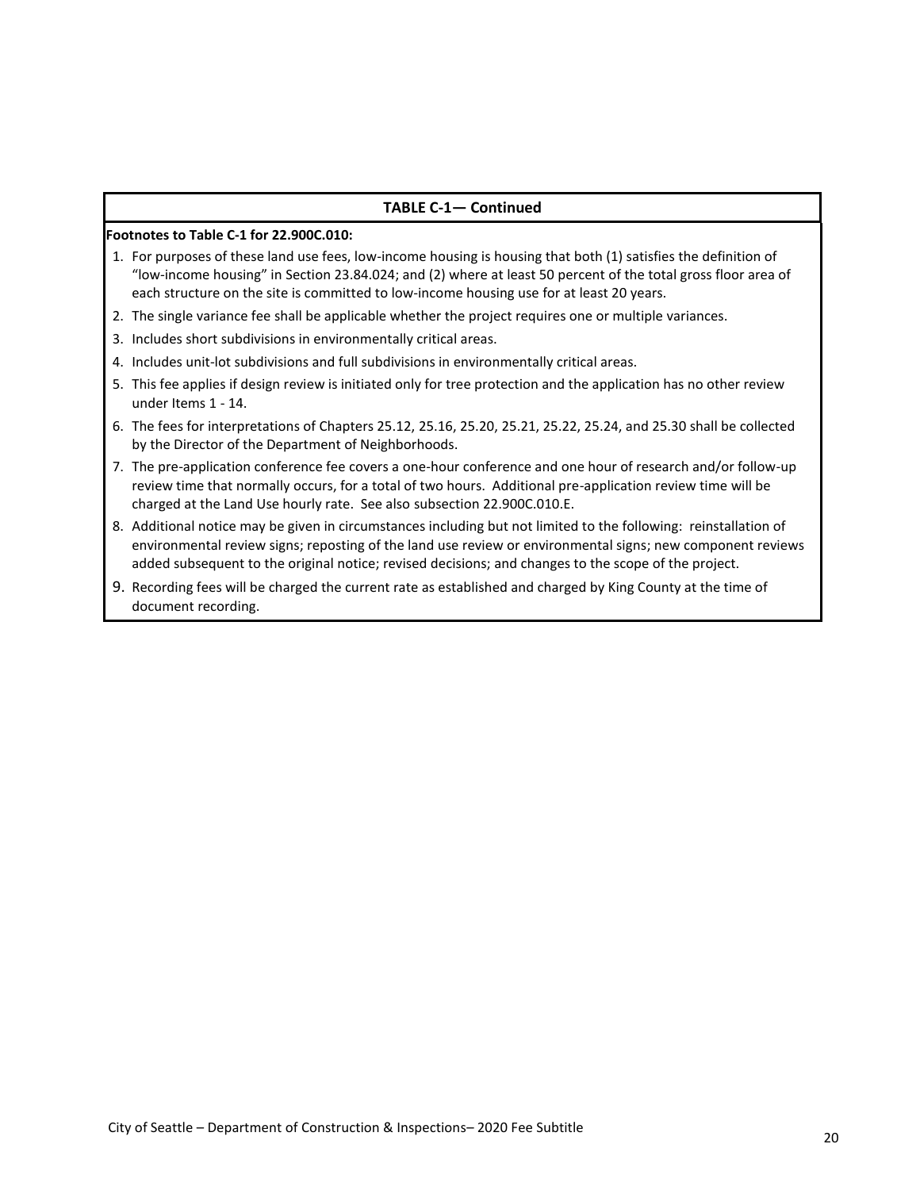**TABLE C-1— Continued**

**Footnotes to Table C-1 for 22.900C.010:**

1. For purposes of these land use fees, low-income housing is housing that both (1) satisfies the definition of "low-income housing" in Section 23.84.024; and (2) where at least 50 percent of the total gross floor area of each structure on the site is committed to low-income housing use for at least 20 years.
2. The single variance fee shall be applicable whether the project requires one or multiple variances.
3. Includes short subdivisions in environmentally critical areas.
4. Includes unit-lot subdivisions and full subdivisions in environmentally critical areas.
5. This fee applies if design review is initiated only for tree protection and the application has no other review under Items 1 - 14.
6. The fees for interpretations of Chapters 25.12, 25.16, 25.20, 25.21, 25.22, 25.24, and 25.30 shall be collected by the Director of the Department of Neighborhoods.
7. The pre-application conference fee covers a one-hour conference and one hour of research and/or follow-up review time that normally occurs, for a total of two hours. Additional pre-application review time will be charged at the Land Use hourly rate. See also subsection 22.900C.010.E.
8. Additional notice may be given in circumstances including but not limited to the following: reinstallation of environmental review signs; reposting of the land use review or environmental signs; new component reviews added subsequent to the original notice; revised decisions; and changes to the scope of the project.
9. Recording fees will be charged the current rate as established and charged by King County at the time of document recording.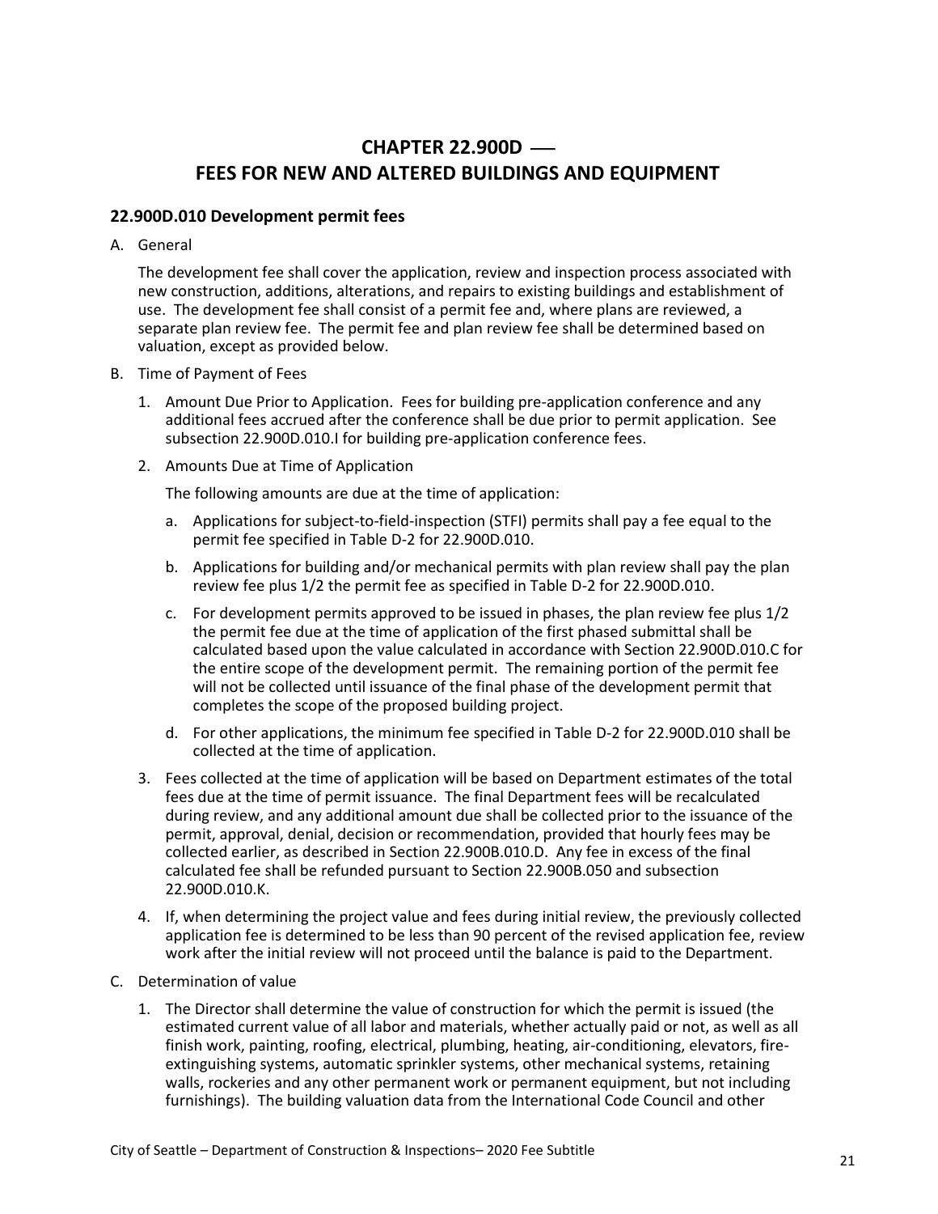# CHAPTER 22.900D — FEES FOR NEW AND ALTERED BUILDINGS AND EQUIPMENT

## 22.900D.010 Development permit fees

A. General

The development fee shall cover the application, review and inspection process associated with new construction, additions, alterations, and repairs to existing buildings and establishment of use. The development fee shall consist of a permit fee and, where plans are reviewed, a separate plan review fee. The permit fee and plan review fee shall be determined based on valuation, except as provided below.

B. Time of Payment of Fees

1. Amount Due Prior to Application. Fees for building pre-application conference and any additional fees accrued after the conference shall be due prior to permit application. See subsection 22.900D.010.I for building pre-application conference fees.

2. Amounts Due at Time of Application

   The following amounts are due at the time of application:

   a. Applications for subject-to-field-inspection (STFI) permits shall pay a fee equal to the permit fee specified in Table D-2 for 22.900D.010.

   b. Applications for building and/or mechanical permits with plan review shall pay the plan review fee plus 1/2 the permit fee as specified in Table D-2 for 22.900D.010.

   c. For development permits approved to be issued in phases, the plan review fee plus 1/2 the permit fee due at the time of application of the first phased submittal shall be calculated based upon the value calculated in accordance with Section 22.900D.010.C for the entire scope of the development permit. The remaining portion of the permit fee will not be collected until issuance of the final phase of the development permit that completes the scope of the proposed building project.

   d. For other applications, the minimum fee specified in Table D-2 for 22.900D.010 shall be collected at the time of application.

3. Fees collected at the time of application will be based on Department estimates of the total fees due at the time of permit issuance. The final Department fees will be recalculated during review, and any additional amount due shall be collected prior to the issuance of the permit, approval, denial, decision or recommendation, provided that hourly fees may be collected earlier, as described in Section 22.900B.010.D. Any fee in excess of the final calculated fee shall be refunded pursuant to Section 22.900B.050 and subsection 22.900D.010.K.

4. If, when determining the project value and fees during initial review, the previously collected application fee is determined to be less than 90 percent of the revised application fee, review work after the initial review will not proceed until the balance is paid to the Department.

C. Determination of value

1. The Director shall determine the value of construction for which the permit is issued (the estimated current value of all labor and materials, whether actually paid or not, as well as all finish work, painting, roofing, electrical, plumbing, heating, air-conditioning, elevators, fire-extinguishing systems, automatic sprinkler systems, other mechanical systems, retaining walls, rockeries and any other permanent work or permanent equipment, but not including furnishings). The building valuation data from the International Code Council and other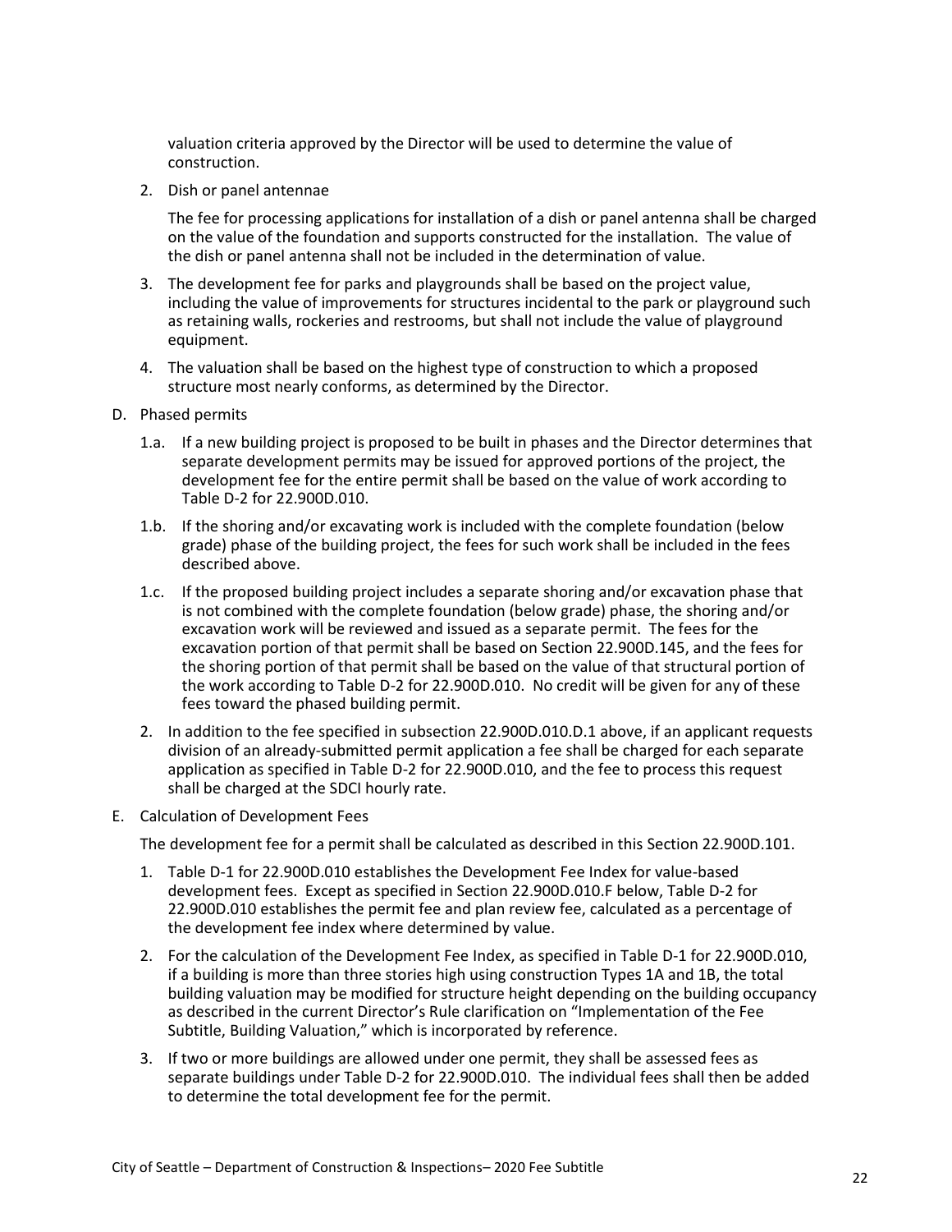valuation criteria approved by the Director will be used to determine the value of construction.

2. Dish or panel antennae

   The fee for processing applications for installation of a dish or panel antenna shall be charged on the value of the foundation and supports constructed for the installation. The value of the dish or panel antenna shall not be included in the determination of value.

3. The development fee for parks and playgrounds shall be based on the project value, including the value of improvements for structures incidental to the park or playground such as retaining walls, rockeries and restrooms, but shall not include the value of playground equipment.

4. The valuation shall be based on the highest type of construction to which a proposed structure most nearly conforms, as determined by the Director.

D. Phased permits

   1.a. If a new building project is proposed to be built in phases and the Director determines that separate development permits may be issued for approved portions of the project, the development fee for the entire permit shall be based on the value of work according to Table D-2 for 22.900D.010.

   1.b. If the shoring and/or excavating work is included with the complete foundation (below grade) phase of the building project, the fees for such work shall be included in the fees described above.

   1.c. If the proposed building project includes a separate shoring and/or excavation phase that is not combined with the complete foundation (below grade) phase, the shoring and/or excavation work will be reviewed and issued as a separate permit. The fees for the excavation portion of that permit shall be based on Section 22.900D.145, and the fees for the shoring portion of that permit shall be based on the value of that structural portion of the work according to Table D-2 for 22.900D.010. No credit will be given for any of these fees toward the phased building permit.

   2. In addition to the fee specified in subsection 22.900D.010.D.1 above, if an applicant requests division of an already-submitted permit application a fee shall be charged for each separate application as specified in Table D-2 for 22.900D.010, and the fee to process this request shall be charged at the SDCI hourly rate.

E. Calculation of Development Fees

   The development fee for a permit shall be calculated as described in this Section 22.900D.101.

   1. Table D-1 for 22.900D.010 establishes the Development Fee Index for value-based development fees. Except as specified in Section 22.900D.010.F below, Table D-2 for 22.900D.010 establishes the permit fee and plan review fee, calculated as a percentage of the development fee index where determined by value.

   2. For the calculation of the Development Fee Index, as specified in Table D-1 for 22.900D.010, if a building is more than three stories high using construction Types 1A and 1B, the total building valuation may be modified for structure height depending on the building occupancy as described in the current Director's Rule clarification on "Implementation of the Fee Subtitle, Building Valuation," which is incorporated by reference.

   3. If two or more buildings are allowed under one permit, they shall be assessed fees as separate buildings under Table D-2 for 22.900D.010. The individual fees shall then be added to determine the total development fee for the permit.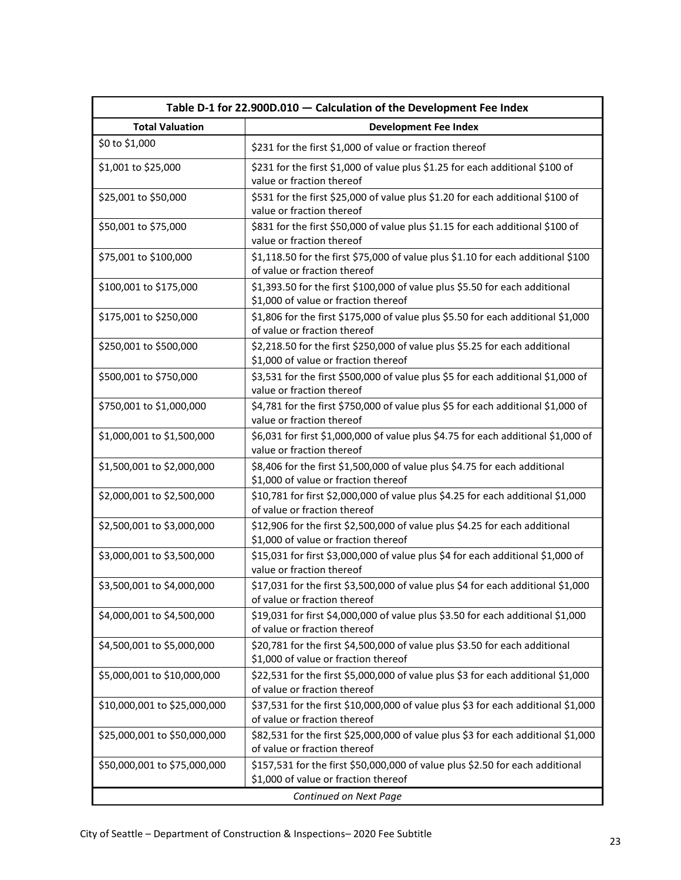| Table D-1 for 22.900D.010 — Calculation of the Development Fee Index | |
|---|---|
| **Total Valuation** | **Development Fee Index** |
| $0 to $1,000 | $231 for the first $1,000 of value or fraction thereof |
| $1,001 to $25,000 | $231 for the first $1,000 of value plus $1.25 for each additional $100 of value or fraction thereof |
| $25,001 to $50,000 | $531 for the first $25,000 of value plus $1.20 for each additional $100 of value or fraction thereof |
| $50,001 to $75,000 | $831 for the first $50,000 of value plus $1.15 for each additional $100 of value or fraction thereof |
| $75,001 to $100,000 | $1,118.50 for the first $75,000 of value plus $1.10 for each additional $100 of value or fraction thereof |
| $100,001 to $175,000 | $1,393.50 for the first $100,000 of value plus $5.50 for each additional $1,000 of value or fraction thereof |
| $175,001 to $250,000 | $1,806 for the first $175,000 of value plus $5.50 for each additional $1,000 of value or fraction thereof |
| $250,001 to $500,000 | $2,218.50 for the first $250,000 of value plus $5.25 for each additional $1,000 of value or fraction thereof |
| $500,001 to $750,000 | $3,531 for the first $500,000 of value plus $5 for each additional $1,000 of value or fraction thereof |
| $750,001 to $1,000,000 | $4,781 for the first $750,000 of value plus $5 for each additional $1,000 of value or fraction thereof |
| $1,000,001 to $1,500,000 | $6,031 for first $1,000,000 of value plus $4.75 for each additional $1,000 of value or fraction thereof |
| $1,500,001 to $2,000,000 | $8,406 for the first $1,500,000 of value plus $4.75 for each additional $1,000 of value or fraction thereof |
| $2,000,001 to $2,500,000 | $10,781 for first $2,000,000 of value plus $4.25 for each additional $1,000 of value or fraction thereof |
| $2,500,001 to $3,000,000 | $12,906 for the first $2,500,000 of value plus $4.25 for each additional $1,000 of value or fraction thereof |
| $3,000,001 to $3,500,000 | $15,031 for first $3,000,000 of value plus $4 for each additional $1,000 of value or fraction thereof |
| $3,500,001 to $4,000,000 | $17,031 for the first $3,500,000 of value plus $4 for each additional $1,000 of value or fraction thereof |
| $4,000,001 to $4,500,000 | $19,031 for first $4,000,000 of value plus $3.50 for each additional $1,000 of value or fraction thereof |
| $4,500,001 to $5,000,000 | $20,781 for the first $4,500,000 of value plus $3.50 for each additional $1,000 of value or fraction thereof |
| $5,000,001 to $10,000,000 | $22,531 for the first $5,000,000 of value plus $3 for each additional $1,000 of value or fraction thereof |
| $10,000,001 to $25,000,000 | $37,531 for the first $10,000,000 of value plus $3 for each additional $1,000 of value or fraction thereof |
| $25,000,001 to $50,000,000 | $82,531 for the first $25,000,000 of value plus $3 for each additional $1,000 of value or fraction thereof |
| $50,000,001 to $75,000,000 | $157,531 for the first $50,000,000 of value plus $2.50 for each additional $1,000 of value or fraction thereof |
| *Continued on Next Page* | |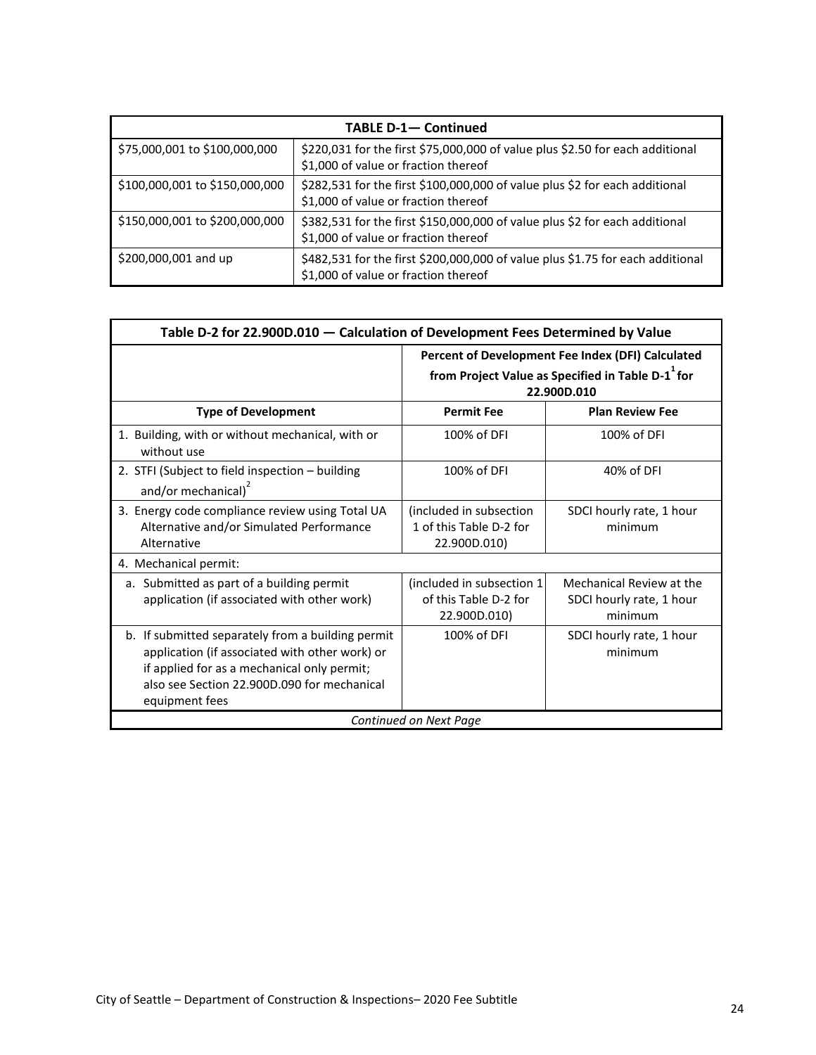| TABLE D-1— Continued | |
|---|---|
| $75,000,001 to $100,000,000 | $220,031 for the first $75,000,000 of value plus $2.50 for each additional $1,000 of value or fraction thereof |
| $100,000,001 to $150,000,000 | $282,531 for the first $100,000,000 of value plus $2 for each additional $1,000 of value or fraction thereof |
| $150,000,001 to $200,000,000 | $382,531 for the first $150,000,000 of value plus $2 for each additional $1,000 of value or fraction thereof |
| $200,000,001 and up | $482,531 for the first $200,000,000 of value plus $1.75 for each additional $1,000 of value or fraction thereof |

| Table D-2 for 22.900D.010 — Calculation of Development Fees Determined by Value | | |
|---|---|---|
| | **Percent of Development Fee Index (DFI) Calculated from Project Value as Specified in Table D-1[1] for 22.900D.010** | |
| **Type of Development** | **Permit Fee** | **Plan Review Fee** |
| 1. Building, with or without mechanical, with or without use | 100% of DFI | 100% of DFI |
| 2. STFI (Subject to field inspection – building and/or mechanical)[2] | 100% of DFI | 40% of DFI |
| 3. Energy code compliance review using Total UA Alternative and/or Simulated Performance Alternative | (included in subsection 1 of this Table D-2 for 22.900D.010) | SDCI hourly rate, 1 hour minimum |
| 4. Mechanical permit: | | |
| a. Submitted as part of a building permit application (if associated with other work) | (included in subsection 1 of this Table D-2 for 22.900D.010) | Mechanical Review at the SDCI hourly rate, 1 hour minimum |
| b. If submitted separately from a building permit application (if associated with other work) or if applied for as a mechanical only permit; also see Section 22.900D.090 for mechanical equipment fees | 100% of DFI | SDCI hourly rate, 1 hour minimum |

*Continued on Next Page*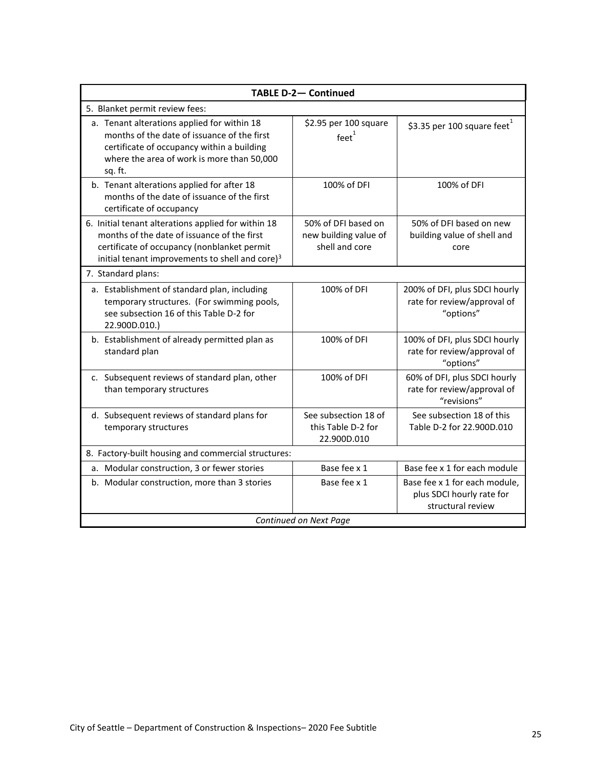| TABLE D-2— Continued | | |
|---|---|---|
| 5. Blanket permit review fees: | | |
| a. Tenant alterations applied for within 18 months of the date of issuance of the first certificate of occupancy within a building where the area of work is more than 50,000 sq. ft. | $2.95 per 100 square feet[1] | $3.35 per 100 square feet[1] |
| b. Tenant alterations applied for after 18 months of the date of issuance of the first certificate of occupancy | 100% of DFI | 100% of DFI |
| 6. Initial tenant alterations applied for within 18 months of the date of issuance of the first certificate of occupancy (nonblanket permit initial tenant improvements to shell and core)[3] | 50% of DFI based on new building value of shell and core | 50% of DFI based on new building value of shell and core |
| 7. Standard plans: | | |
| a. Establishment of standard plan, including temporary structures. (For swimming pools, see subsection 16 of this Table D-2 for 22.900D.010.) | 100% of DFI | 200% of DFI, plus SDCI hourly rate for review/approval of "options" |
| b. Establishment of already permitted plan as standard plan | 100% of DFI | 100% of DFI, plus SDCI hourly rate for review/approval of "options" |
| c. Subsequent reviews of standard plan, other than temporary structures | 100% of DFI | 60% of DFI, plus SDCI hourly rate for review/approval of "revisions" |
| d. Subsequent reviews of standard plans for temporary structures | See subsection 18 of this Table D-2 for 22.900D.010 | See subsection 18 of this Table D-2 for 22.900D.010 |
| 8. Factory-built housing and commercial structures: | | |
| a. Modular construction, 3 or fewer stories | Base fee x 1 | Base fee x 1 for each module |
| b. Modular construction, more than 3 stories | Base fee x 1 | Base fee x 1 for each module, plus SDCI hourly rate for structural review |
| *Continued on Next Page* | | |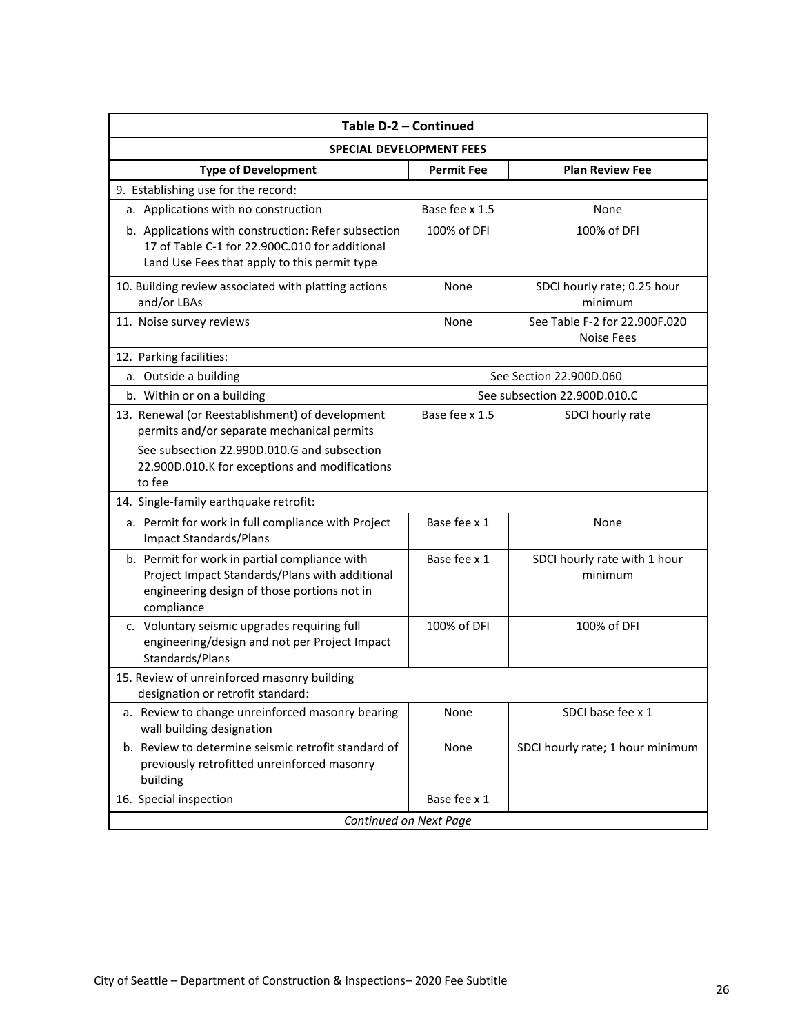| Table D-2 – Continued | | |
|---|---|---|
| **SPECIAL DEVELOPMENT FEES** | | |
| **Type of Development** | **Permit Fee** | **Plan Review Fee** |
| 9. Establishing use for the record: | | |
| a. Applications with no construction | Base fee x 1.5 | None |
| b. Applications with construction: Refer subsection 17 of Table C-1 for 22.900C.010 for additional Land Use Fees that apply to this permit type | 100% of DFI | 100% of DFI |
| 10. Building review associated with platting actions and/or LBAs | None | SDCI hourly rate; 0.25 hour minimum |
| 11. Noise survey reviews | None | See Table F-2 for 22.900F.020 Noise Fees |
| 12. Parking facilities: | | |
| a. Outside a building | See Section 22.900D.060 | |
| b. Within or on a building | See subsection 22.900D.010.C | |
| 13. Renewal (or Reestablishment) of development permits and/or separate mechanical permits<br>See subsection 22.990D.010.G and subsection 22.900D.010.K for exceptions and modifications to fee | Base fee x 1.5 | SDCI hourly rate |
| 14. Single-family earthquake retrofit: | | |
| a. Permit for work in full compliance with Project Impact Standards/Plans | Base fee x 1 | None |
| b. Permit for work in partial compliance with Project Impact Standards/Plans with additional engineering design of those portions not in compliance | Base fee x 1 | SDCI hourly rate with 1 hour minimum |
| c. Voluntary seismic upgrades requiring full engineering/design and not per Project Impact Standards/Plans | 100% of DFI | 100% of DFI |
| 15. Review of unreinforced masonry building designation or retrofit standard: | | |
| a. Review to change unreinforced masonry bearing wall building designation | None | SDCI base fee x 1 |
| b. Review to determine seismic retrofit standard of previously retrofitted unreinforced masonry building | None | SDCI hourly rate; 1 hour minimum |
| 16. Special inspection | Base fee x 1 | |
| *Continued on Next Page* | | |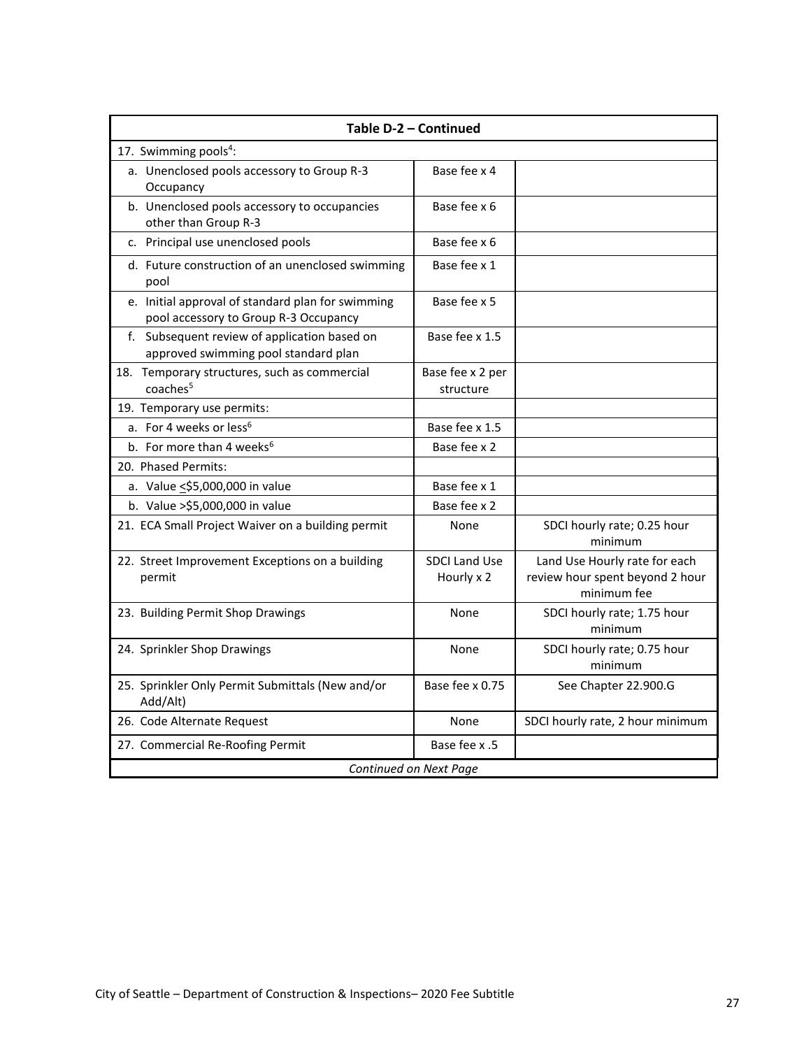| Table D-2 – Continued | | |
|---|---|---|
| 17. Swimming pools[4]: | | |
| a. Unenclosed pools accessory to Group R-3 Occupancy | Base fee x 4 | |
| b. Unenclosed pools accessory to occupancies other than Group R-3 | Base fee x 6 | |
| c. Principal use unenclosed pools | Base fee x 6 | |
| d. Future construction of an unenclosed swimming pool | Base fee x 1 | |
| e. Initial approval of standard plan for swimming pool accessory to Group R-3 Occupancy | Base fee x 5 | |
| f. Subsequent review of application based on approved swimming pool standard plan | Base fee x 1.5 | |
| 18. Temporary structures, such as commercial coaches[5] | Base fee x 2 per structure | |
| 19. Temporary use permits: | | |
| a. For 4 weeks or less[6] | Base fee x 1.5 | |
| b. For more than 4 weeks[6] | Base fee x 2 | |
| 20. Phased Permits: | | |
| a. Value <u><</u>$5,000,000 in value | Base fee x 1 | |
| b. Value >$5,000,000 in value | Base fee x 2 | |
| 21. ECA Small Project Waiver on a building permit | None | SDCI hourly rate; 0.25 hour minimum |
| 22. Street Improvement Exceptions on a building permit | SDCI Land Use Hourly x 2 | Land Use Hourly rate for each review hour spent beyond 2 hour minimum fee |
| 23. Building Permit Shop Drawings | None | SDCI hourly rate; 1.75 hour minimum |
| 24. Sprinkler Shop Drawings | None | SDCI hourly rate; 0.75 hour minimum |
| 25. Sprinkler Only Permit Submittals (New and/or Add/Alt) | Base fee x 0.75 | See Chapter 22.900.G |
| 26. Code Alternate Request | None | SDCI hourly rate, 2 hour minimum |
| 27. Commercial Re-Roofing Permit | Base fee x .5 | |
| *Continued on Next Page* | | |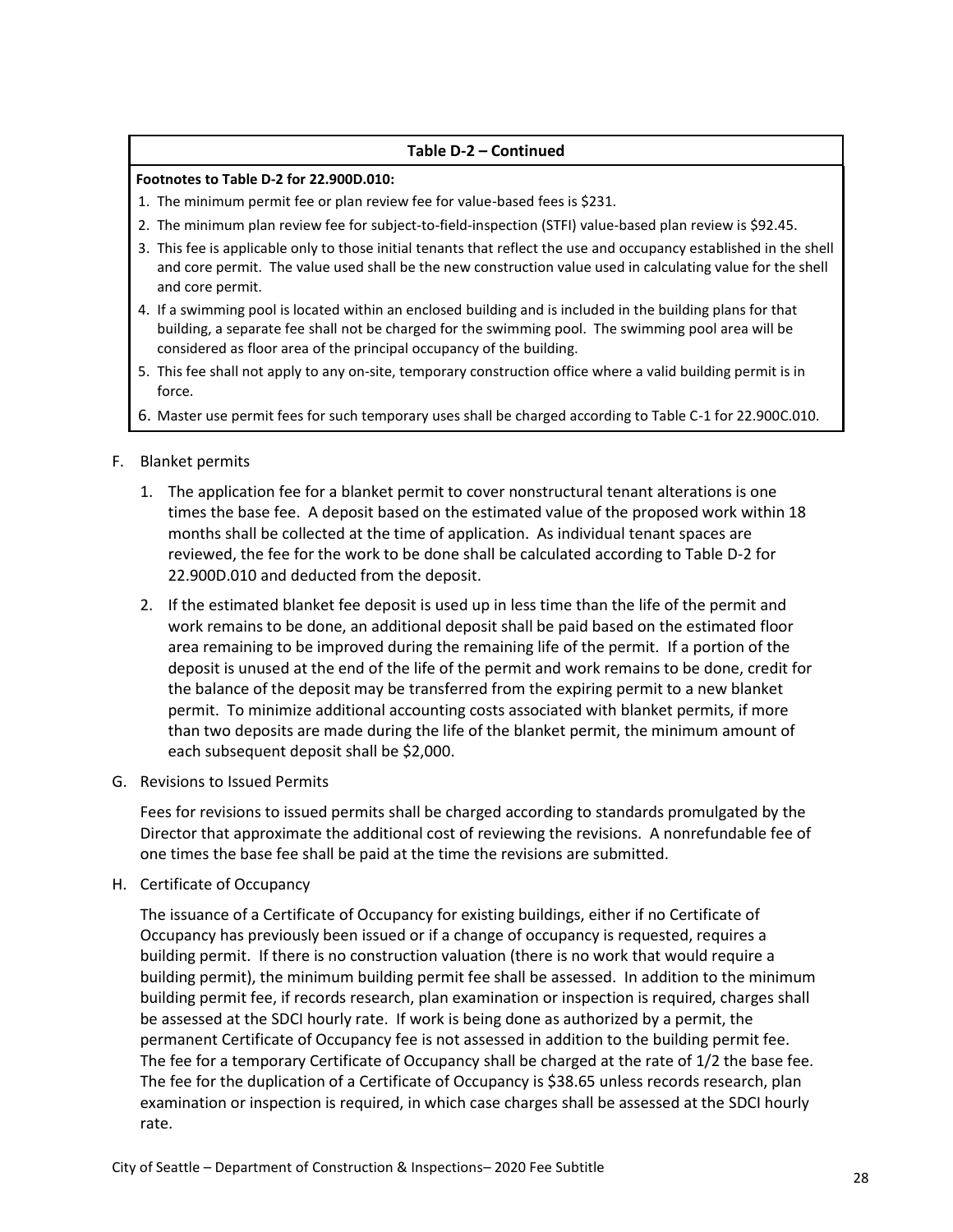**Table D-2 – Continued**

**Footnotes to Table D-2 for 22.900D.010:**

1. The minimum permit fee or plan review fee for value-based fees is $231.
2. The minimum plan review fee for subject-to-field-inspection (STFI) value-based plan review is $92.45.
3. This fee is applicable only to those initial tenants that reflect the use and occupancy established in the shell and core permit. The value used shall be the new construction value used in calculating value for the shell and core permit.
4. If a swimming pool is located within an enclosed building and is included in the building plans for that building, a separate fee shall not be charged for the swimming pool. The swimming pool area will be considered as floor area of the principal occupancy of the building.
5. This fee shall not apply to any on-site, temporary construction office where a valid building permit is in force.
6. Master use permit fees for such temporary uses shall be charged according to Table C-1 for 22.900C.010.

F. Blanket permits

1. The application fee for a blanket permit to cover nonstructural tenant alterations is one times the base fee. A deposit based on the estimated value of the proposed work within 18 months shall be collected at the time of application. As individual tenant spaces are reviewed, the fee for the work to be done shall be calculated according to Table D-2 for 22.900D.010 and deducted from the deposit.
2. If the estimated blanket fee deposit is used up in less time than the life of the permit and work remains to be done, an additional deposit shall be paid based on the estimated floor area remaining to be improved during the remaining life of the permit. If a portion of the deposit is unused at the end of the life of the permit and work remains to be done, credit for the balance of the deposit may be transferred from the expiring permit to a new blanket permit. To minimize additional accounting costs associated with blanket permits, if more than two deposits are made during the life of the blanket permit, the minimum amount of each subsequent deposit shall be $2,000.

G. Revisions to Issued Permits

Fees for revisions to issued permits shall be charged according to standards promulgated by the Director that approximate the additional cost of reviewing the revisions. A nonrefundable fee of one times the base fee shall be paid at the time the revisions are submitted.

H. Certificate of Occupancy

The issuance of a Certificate of Occupancy for existing buildings, either if no Certificate of Occupancy has previously been issued or if a change of occupancy is requested, requires a building permit. If there is no construction valuation (there is no work that would require a building permit), the minimum building permit fee shall be assessed. In addition to the minimum building permit fee, if records research, plan examination or inspection is required, charges shall be assessed at the SDCI hourly rate. If work is being done as authorized by a permit, the permanent Certificate of Occupancy fee is not assessed in addition to the building permit fee. The fee for a temporary Certificate of Occupancy shall be charged at the rate of 1/2 the base fee. The fee for the duplication of a Certificate of Occupancy is $38.65 unless records research, plan examination or inspection is required, in which case charges shall be assessed at the SDCI hourly rate.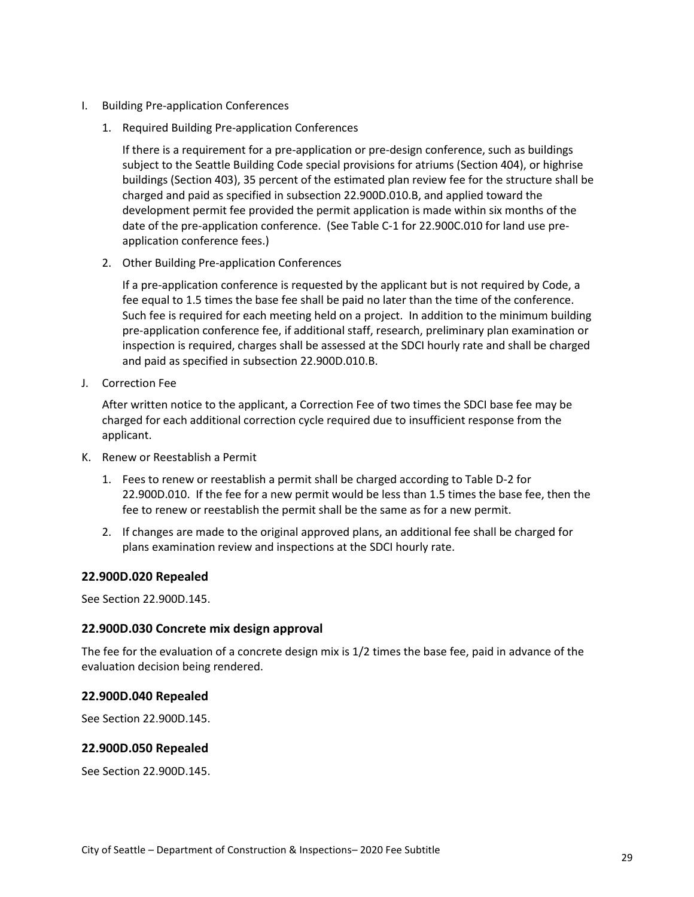I. Building Pre-application Conferences

   1. Required Building Pre-application Conferences

      If there is a requirement for a pre-application or pre-design conference, such as buildings subject to the Seattle Building Code special provisions for atriums (Section 404), or highrise buildings (Section 403), 35 percent of the estimated plan review fee for the structure shall be charged and paid as specified in subsection 22.900D.010.B, and applied toward the development permit fee provided the permit application is made within six months of the date of the pre-application conference. (See Table C-1 for 22.900C.010 for land use pre-application conference fees.)

   2. Other Building Pre-application Conferences

      If a pre-application conference is requested by the applicant but is not required by Code, a fee equal to 1.5 times the base fee shall be paid no later than the time of the conference. Such fee is required for each meeting held on a project. In addition to the minimum building pre-application conference fee, if additional staff, research, preliminary plan examination or inspection is required, charges shall be assessed at the SDCI hourly rate and shall be charged and paid as specified in subsection 22.900D.010.B.

J. Correction Fee

   After written notice to the applicant, a Correction Fee of two times the SDCI base fee may be charged for each additional correction cycle required due to insufficient response from the applicant.

K. Renew or Reestablish a Permit

   1. Fees to renew or reestablish a permit shall be charged according to Table D-2 for 22.900D.010. If the fee for a new permit would be less than 1.5 times the base fee, then the fee to renew or reestablish the permit shall be the same as for a new permit.

   2. If changes are made to the original approved plans, an additional fee shall be charged for plans examination review and inspections at the SDCI hourly rate.

### 22.900D.020 Repealed

See Section 22.900D.145.

### 22.900D.030 Concrete mix design approval

The fee for the evaluation of a concrete design mix is 1/2 times the base fee, paid in advance of the evaluation decision being rendered.

### 22.900D.040 Repealed

See Section 22.900D.145.

### 22.900D.050 Repealed

See Section 22.900D.145.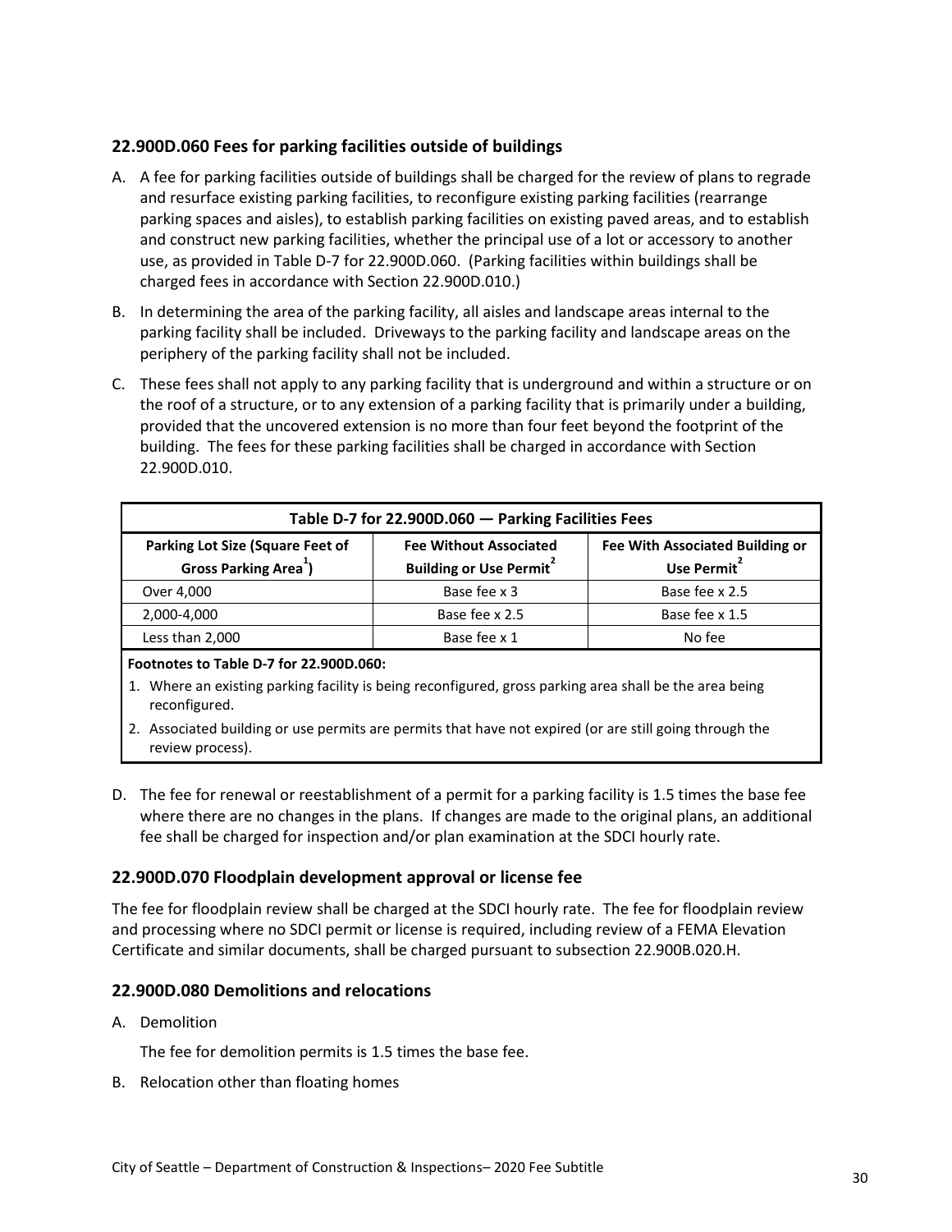## 22.900D.060 Fees for parking facilities outside of buildings

A. A fee for parking facilities outside of buildings shall be charged for the review of plans to regrade and resurface existing parking facilities, to reconfigure existing parking facilities (rearrange parking spaces and aisles), to establish parking facilities on existing paved areas, and to establish and construct new parking facilities, whether the principal use of a lot or accessory to another use, as provided in Table D-7 for 22.900D.060. (Parking facilities within buildings shall be charged fees in accordance with Section 22.900D.010.)

B. In determining the area of the parking facility, all aisles and landscape areas internal to the parking facility shall be included. Driveways to the parking facility and landscape areas on the periphery of the parking facility shall not be included.

C. These fees shall not apply to any parking facility that is underground and within a structure or on the roof of a structure, or to any extension of a parking facility that is primarily under a building, provided that the uncovered extension is no more than four feet beyond the footprint of the building. The fees for these parking facilities shall be charged in accordance with Section 22.900D.010.

**Table D-7 for 22.900D.060 — Parking Facilities Fees**

| Parking Lot Size (Square Feet of Gross Parking Area[1]) | Fee Without Associated Building or Use Permit[2] | Fee With Associated Building or Use Permit[2] |
|---|---|---|
| Over 4,000 | Base fee x 3 | Base fee x 2.5 |
| 2,000-4,000 | Base fee x 2.5 | Base fee x 1.5 |
| Less than 2,000 | Base fee x 1 | No fee |

**Footnotes to Table D-7 for 22.900D.060:**

1. Where an existing parking facility is being reconfigured, gross parking area shall be the area being reconfigured.
2. Associated building or use permits are permits that have not expired (or are still going through the review process).

D. The fee for renewal or reestablishment of a permit for a parking facility is 1.5 times the base fee where there are no changes in the plans. If changes are made to the original plans, an additional fee shall be charged for inspection and/or plan examination at the SDCI hourly rate.

## 22.900D.070 Floodplain development approval or license fee

The fee for floodplain review shall be charged at the SDCI hourly rate. The fee for floodplain review and processing where no SDCI permit or license is required, including review of a FEMA Elevation Certificate and similar documents, shall be charged pursuant to subsection 22.900B.020.H.

## 22.900D.080 Demolitions and relocations

A. Demolition

The fee for demolition permits is 1.5 times the base fee.

B. Relocation other than floating homes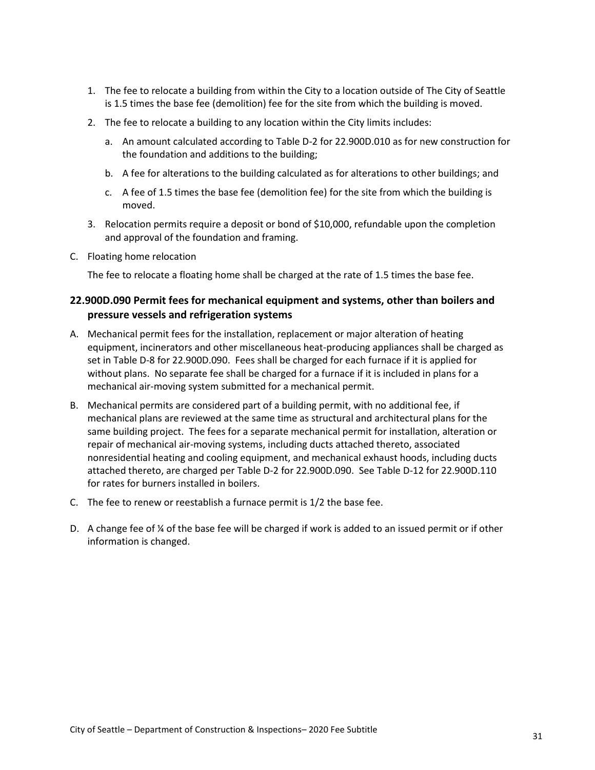1. The fee to relocate a building from within the City to a location outside of The City of Seattle is 1.5 times the base fee (demolition) fee for the site from which the building is moved.
2. The fee to relocate a building to any location within the City limits includes:
   a. An amount calculated according to Table D-2 for 22.900D.010 as for new construction for the foundation and additions to the building;
   b. A fee for alterations to the building calculated as for alterations to other buildings; and
   c. A fee of 1.5 times the base fee (demolition fee) for the site from which the building is moved.
3. Relocation permits require a deposit or bond of $10,000, refundable upon the completion and approval of the foundation and framing.

C. Floating home relocation

The fee to relocate a floating home shall be charged at the rate of 1.5 times the base fee.

### 22.900D.090 Permit fees for mechanical equipment and systems, other than boilers and pressure vessels and refrigeration systems

A. Mechanical permit fees for the installation, replacement or major alteration of heating equipment, incinerators and other miscellaneous heat-producing appliances shall be charged as set in Table D-8 for 22.900D.090. Fees shall be charged for each furnace if it is applied for without plans. No separate fee shall be charged for a furnace if it is included in plans for a mechanical air-moving system submitted for a mechanical permit.

B. Mechanical permits are considered part of a building permit, with no additional fee, if mechanical plans are reviewed at the same time as structural and architectural plans for the same building project. The fees for a separate mechanical permit for installation, alteration or repair of mechanical air-moving systems, including ducts attached thereto, associated nonresidential heating and cooling equipment, and mechanical exhaust hoods, including ducts attached thereto, are charged per Table D-2 for 22.900D.090. See Table D-12 for 22.900D.110 for rates for burners installed in boilers.

C. The fee to renew or reestablish a furnace permit is 1/2 the base fee.

D. A change fee of ¼ of the base fee will be charged if work is added to an issued permit or if other information is changed.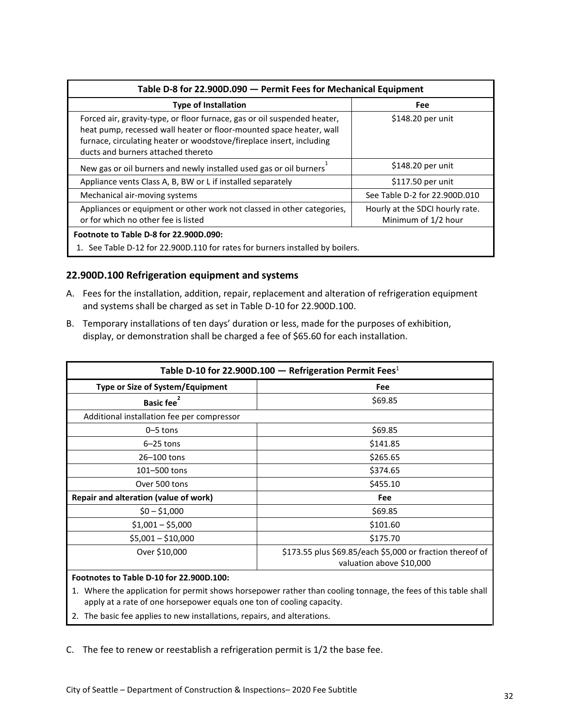| Table D-8 for 22.900D.090 — Permit Fees for Mechanical Equipment | |
|---|---|
| **Type of Installation** | **Fee** |
| Forced air, gravity-type, or floor furnace, gas or oil suspended heater, heat pump, recessed wall heater or floor-mounted space heater, wall furnace, circulating heater or woodstove/fireplace insert, including ducts and burners attached thereto | $148.20 per unit |
| New gas or oil burners and newly installed used gas or oil burners[1] | $148.20 per unit |
| Appliance vents Class A, B, BW or L if installed separately | $117.50 per unit |
| Mechanical air-moving systems | See Table D-2 for 22.900D.010 |
| Appliances or equipment or other work not classed in other categories, or for which no other fee is listed | Hourly at the SDCI hourly rate. Minimum of 1/2 hour |

**Footnote to Table D-8 for 22.900D.090:**

1. See Table D-12 for 22.900D.110 for rates for burners installed by boilers.

### 22.900D.100 Refrigeration equipment and systems

A. Fees for the installation, addition, repair, replacement and alteration of refrigeration equipment and systems shall be charged as set in Table D-10 for 22.900D.100.

B. Temporary installations of ten days' duration or less, made for the purposes of exhibition, display, or demonstration shall be charged a fee of $65.60 for each installation.

| Table D-10 for 22.900D.100 — Refrigeration Permit Fees[1] | |
|---|---|
| **Type or Size of System/Equipment** | **Fee** |
| **Basic fee**[2] | $69.85 |
| Additional installation fee per compressor | |
| 0–5 tons | $69.85 |
| 6–25 tons | $141.85 |
| 26–100 tons | $265.65 |
| 101–500 tons | $374.65 |
| Over 500 tons | $455.10 |
| **Repair and alteration (value of work)** | **Fee** |
| $0 – $1,000 | $69.85 |
| $1,001 – $5,000 | $101.60 |
| $5,001 – $10,000 | $175.70 |
| Over $10,000 | $173.55 plus $69.85/each $5,000 or fraction thereof of valuation above $10,000 |

**Footnotes to Table D-10 for 22.900D.100:**

1. Where the application for permit shows horsepower rather than cooling tonnage, the fees of this table shall apply at a rate of one horsepower equals one ton of cooling capacity.
2. The basic fee applies to new installations, repairs, and alterations.

C. The fee to renew or reestablish a refrigeration permit is 1/2 the base fee.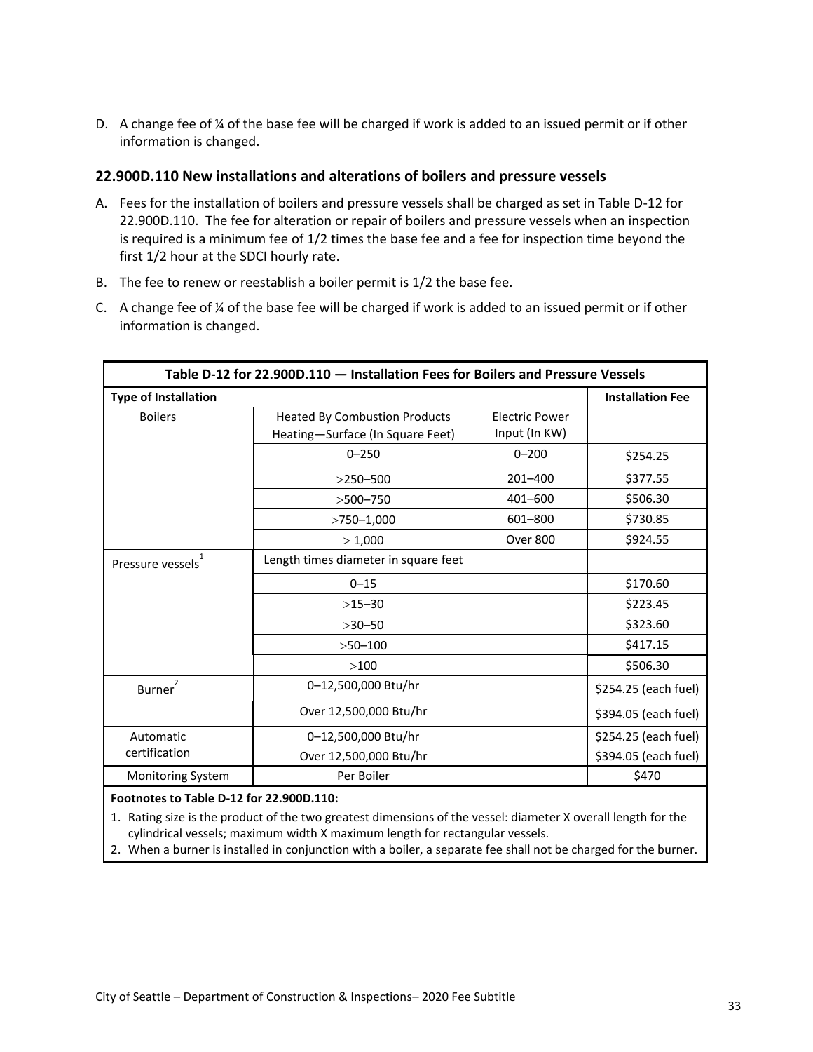D. A change fee of ¼ of the base fee will be charged if work is added to an issued permit or if other information is changed.

### 22.900D.110 New installations and alterations of boilers and pressure vessels

A. Fees for the installation of boilers and pressure vessels shall be charged as set in Table D-12 for 22.900D.110. The fee for alteration or repair of boilers and pressure vessels when an inspection is required is a minimum fee of 1/2 times the base fee and a fee for inspection time beyond the first 1/2 hour at the SDCI hourly rate.

B. The fee to renew or reestablish a boiler permit is 1/2 the base fee.

C. A change fee of ¼ of the base fee will be charged if work is added to an issued permit or if other information is changed.

| Table D-12 for 22.900D.110 — Installation Fees for Boilers and Pressure Vessels | | | |
|---|---|---|---|
| **Type of Installation** | | | **Installation Fee** |
| Boilers | Heated By Combustion Products Heating—Surface (In Square Feet) | Electric Power Input (In KW) | |
| | 0–250 | 0–200 | $254.25 |
| | >250–500 | 201–400 | $377.55 |
| | >500–750 | 401–600 | $506.30 |
| | >750–1,000 | 601–800 | $730.85 |
| | > 1,000 | Over 800 | $924.55 |
| Pressure vessels[1] | Length times diameter in square feet | | |
| | 0–15 | | $170.60 |
| | >15–30 | | $223.45 |
| | >30–50 | | $323.60 |
| | >50–100 | | $417.15 |
| | >100 | | $506.30 |
| Burner[2] | 0–12,500,000 Btu/hr | | $254.25 (each fuel) |
| | Over 12,500,000 Btu/hr | | $394.05 (each fuel) |
| Automatic certification | 0–12,500,000 Btu/hr | | $254.25 (each fuel) |
| | Over 12,500,000 Btu/hr | | $394.05 (each fuel) |
| Monitoring System | Per Boiler | | $470 |

**Footnotes to Table D-12 for 22.900D.110:**

1. Rating size is the product of the two greatest dimensions of the vessel: diameter X overall length for the cylindrical vessels; maximum width X maximum length for rectangular vessels.
2. When a burner is installed in conjunction with a boiler, a separate fee shall not be charged for the burner.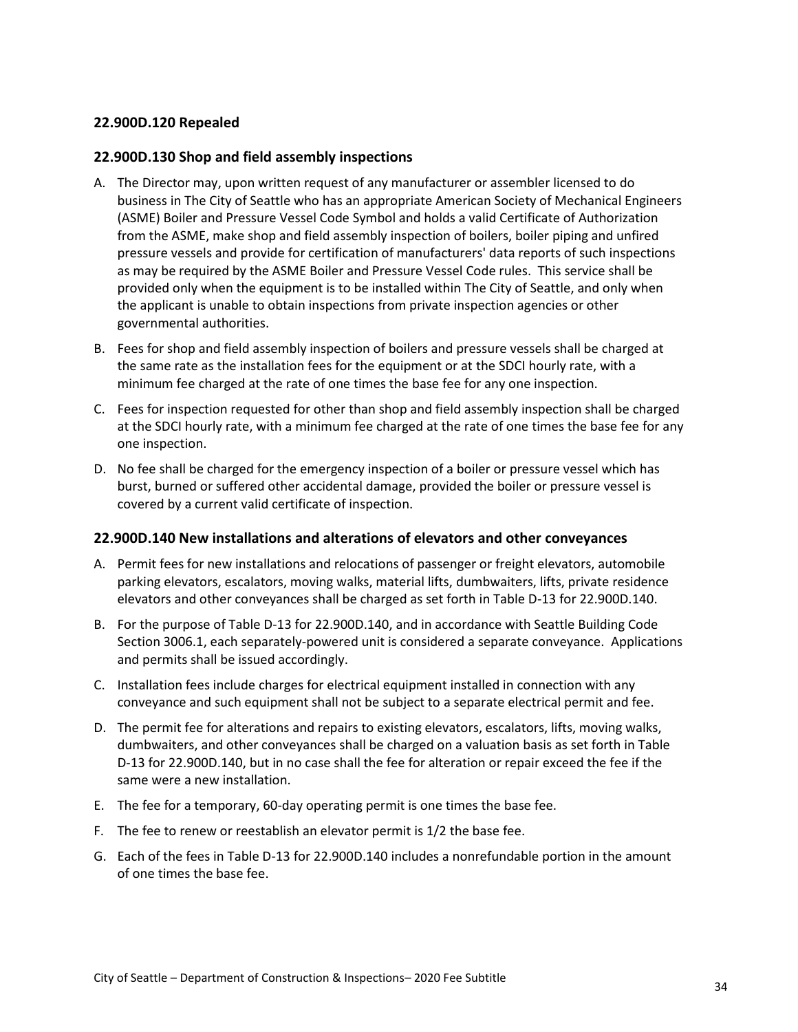### 22.900D.120 Repealed

### 22.900D.130 Shop and field assembly inspections

A. The Director may, upon written request of any manufacturer or assembler licensed to do business in The City of Seattle who has an appropriate American Society of Mechanical Engineers (ASME) Boiler and Pressure Vessel Code Symbol and holds a valid Certificate of Authorization from the ASME, make shop and field assembly inspection of boilers, boiler piping and unfired pressure vessels and provide for certification of manufacturers' data reports of such inspections as may be required by the ASME Boiler and Pressure Vessel Code rules. This service shall be provided only when the equipment is to be installed within The City of Seattle, and only when the applicant is unable to obtain inspections from private inspection agencies or other governmental authorities.

B. Fees for shop and field assembly inspection of boilers and pressure vessels shall be charged at the same rate as the installation fees for the equipment or at the SDCI hourly rate, with a minimum fee charged at the rate of one times the base fee for any one inspection.

C. Fees for inspection requested for other than shop and field assembly inspection shall be charged at the SDCI hourly rate, with a minimum fee charged at the rate of one times the base fee for any one inspection.

D. No fee shall be charged for the emergency inspection of a boiler or pressure vessel which has burst, burned or suffered other accidental damage, provided the boiler or pressure vessel is covered by a current valid certificate of inspection.

### 22.900D.140 New installations and alterations of elevators and other conveyances

A. Permit fees for new installations and relocations of passenger or freight elevators, automobile parking elevators, escalators, moving walks, material lifts, dumbwaiters, lifts, private residence elevators and other conveyances shall be charged as set forth in Table D-13 for 22.900D.140.

B. For the purpose of Table D-13 for 22.900D.140, and in accordance with Seattle Building Code Section 3006.1, each separately-powered unit is considered a separate conveyance. Applications and permits shall be issued accordingly.

C. Installation fees include charges for electrical equipment installed in connection with any conveyance and such equipment shall not be subject to a separate electrical permit and fee.

D. The permit fee for alterations and repairs to existing elevators, escalators, lifts, moving walks, dumbwaiters, and other conveyances shall be charged on a valuation basis as set forth in Table D-13 for 22.900D.140, but in no case shall the fee for alteration or repair exceed the fee if the same were a new installation.

E. The fee for a temporary, 60-day operating permit is one times the base fee.

F. The fee to renew or reestablish an elevator permit is 1/2 the base fee.

G. Each of the fees in Table D-13 for 22.900D.140 includes a nonrefundable portion in the amount of one times the base fee.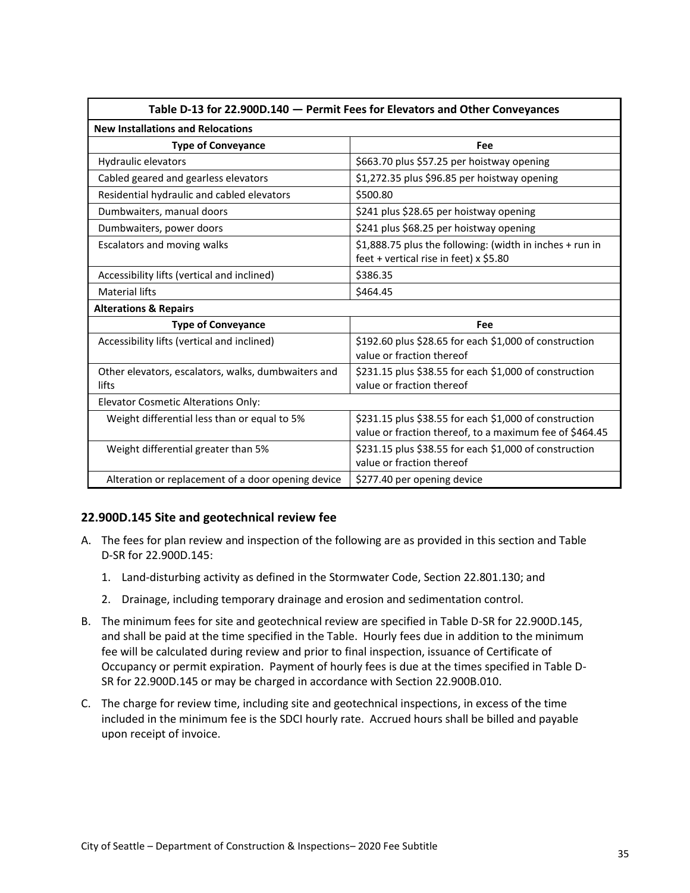| Table D-13 for 22.900D.140 — Permit Fees for Elevators and Other Conveyances | |
|---|---|
| **New Installations and Relocations** | |
| **Type of Conveyance** | **Fee** |
| Hydraulic elevators | $663.70 plus $57.25 per hoistway opening |
| Cabled geared and gearless elevators | $1,272.35 plus $96.85 per hoistway opening |
| Residential hydraulic and cabled elevators | $500.80 |
| Dumbwaiters, manual doors | $241 plus $28.65 per hoistway opening |
| Dumbwaiters, power doors | $241 plus $68.25 per hoistway opening |
| Escalators and moving walks | $1,888.75 plus the following: (width in inches + run in feet + vertical rise in feet) x $5.80 |
| Accessibility lifts (vertical and inclined) | $386.35 |
| Material lifts | $464.45 |
| **Alterations & Repairs** | |
| **Type of Conveyance** | **Fee** |
| Accessibility lifts (vertical and inclined) | $192.60 plus $28.65 for each $1,000 of construction value or fraction thereof |
| Other elevators, escalators, walks, dumbwaiters and lifts | $231.15 plus $38.55 for each $1,000 of construction value or fraction thereof |
| Elevator Cosmetic Alterations Only: | |
| Weight differential less than or equal to 5% | $231.15 plus $38.55 for each $1,000 of construction value or fraction thereof, to a maximum fee of $464.45 |
| Weight differential greater than 5% | $231.15 plus $38.55 for each $1,000 of construction value or fraction thereof |
| Alteration or replacement of a door opening device | $277.40 per opening device |

## 22.900D.145 Site and geotechnical review fee

A. The fees for plan review and inspection of the following are as provided in this section and Table D-SR for 22.900D.145:

   1. Land-disturbing activity as defined in the Stormwater Code, Section 22.801.130; and

   2. Drainage, including temporary drainage and erosion and sedimentation control.

B. The minimum fees for site and geotechnical review are specified in Table D-SR for 22.900D.145, and shall be paid at the time specified in the Table. Hourly fees due in addition to the minimum fee will be calculated during review and prior to final inspection, issuance of Certificate of Occupancy or permit expiration. Payment of hourly fees is due at the times specified in Table D-SR for 22.900D.145 or may be charged in accordance with Section 22.900B.010.

C. The charge for review time, including site and geotechnical inspections, in excess of the time included in the minimum fee is the SDCI hourly rate. Accrued hours shall be billed and payable upon receipt of invoice.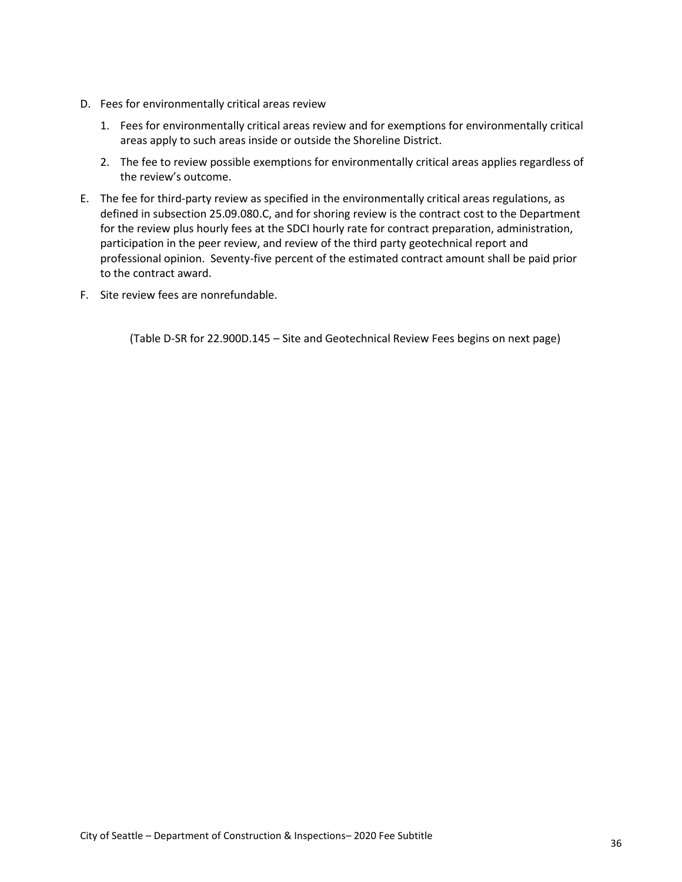D. Fees for environmentally critical areas review

   1. Fees for environmentally critical areas review and for exemptions for environmentally critical areas apply to such areas inside or outside the Shoreline District.

   2. The fee to review possible exemptions for environmentally critical areas applies regardless of the review's outcome.

E. The fee for third-party review as specified in the environmentally critical areas regulations, as defined in subsection 25.09.080.C, and for shoring review is the contract cost to the Department for the review plus hourly fees at the SDCI hourly rate for contract preparation, administration, participation in the peer review, and review of the third party geotechnical report and professional opinion. Seventy-five percent of the estimated contract amount shall be paid prior to the contract award.

F. Site review fees are nonrefundable.

(Table D-SR for 22.900D.145 – Site and Geotechnical Review Fees begins on next page)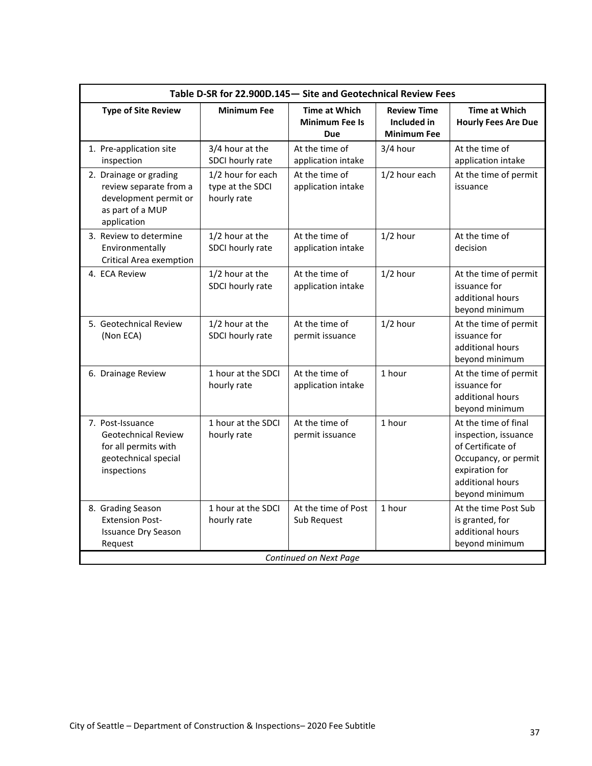| Table D-SR for 22.900D.145— Site and Geotechnical Review Fees | | | | |
|---|---|---|---|---|
| **Type of Site Review** | **Minimum Fee** | **Time at Which Minimum Fee Is Due** | **Review Time Included in Minimum Fee** | **Time at Which Hourly Fees Are Due** |
| 1. Pre-application site inspection | 3/4 hour at the SDCI hourly rate | At the time of application intake | 3/4 hour | At the time of application intake |
| 2. Drainage or grading review separate from a development permit or as part of a MUP application | 1/2 hour for each type at the SDCI hourly rate | At the time of application intake | 1/2 hour each | At the time of permit issuance |
| 3. Review to determine Environmentally Critical Area exemption | 1/2 hour at the SDCI hourly rate | At the time of application intake | 1/2 hour | At the time of decision |
| 4. ECA Review | 1/2 hour at the SDCI hourly rate | At the time of application intake | 1/2 hour | At the time of permit issuance for additional hours beyond minimum |
| 5. Geotechnical Review (Non ECA) | 1/2 hour at the SDCI hourly rate | At the time of permit issuance | 1/2 hour | At the time of permit issuance for additional hours beyond minimum |
| 6. Drainage Review | 1 hour at the SDCI hourly rate | At the time of application intake | 1 hour | At the time of permit issuance for additional hours beyond minimum |
| 7. Post-Issuance Geotechnical Review for all permits with geotechnical special inspections | 1 hour at the SDCI hourly rate | At the time of permit issuance | 1 hour | At the time of final inspection, issuance of Certificate of Occupancy, or permit expiration for additional hours beyond minimum |
| 8. Grading Season Extension Post-Issuance Dry Season Request | 1 hour at the SDCI hourly rate | At the time of Post Sub Request | 1 hour | At the time Post Sub is granted, for additional hours beyond minimum |
| *Continued on Next Page* | | | | |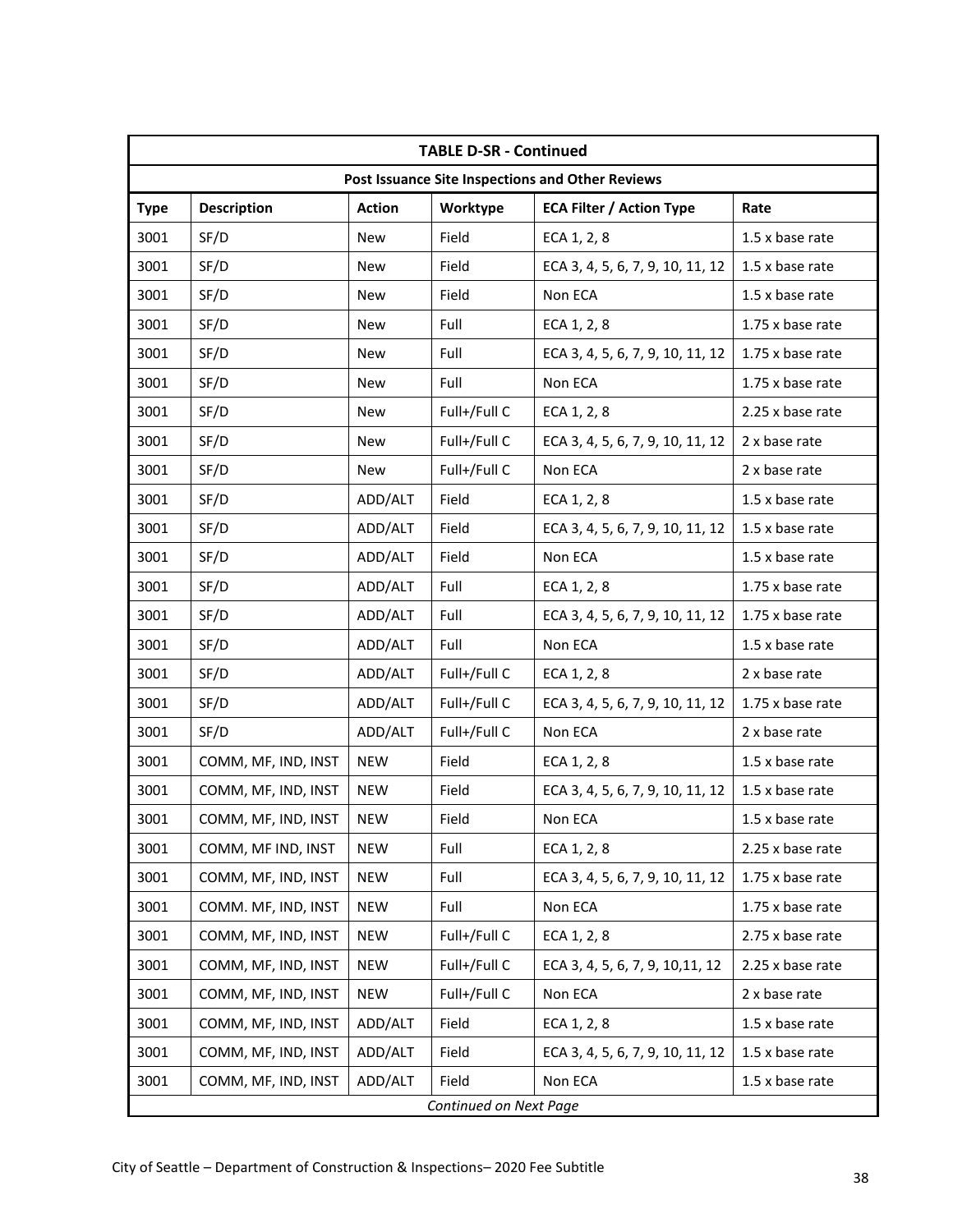| TABLE D-SR - Continued | | | | | |
|---|---|---|---|---|---|
| Post Issuance Site Inspections and Other Reviews | | | | | |
| **Type** | **Description** | **Action** | **Worktype** | **ECA Filter / Action Type** | **Rate** |
| 3001 | SF/D | New | Field | ECA 1, 2, 8 | 1.5 x base rate |
| 3001 | SF/D | New | Field | ECA 3, 4, 5, 6, 7, 9, 10, 11, 12 | 1.5 x base rate |
| 3001 | SF/D | New | Field | Non ECA | 1.5 x base rate |
| 3001 | SF/D | New | Full | ECA 1, 2, 8 | 1.75 x base rate |
| 3001 | SF/D | New | Full | ECA 3, 4, 5, 6, 7, 9, 10, 11, 12 | 1.75 x base rate |
| 3001 | SF/D | New | Full | Non ECA | 1.75 x base rate |
| 3001 | SF/D | New | Full+/Full C | ECA 1, 2, 8 | 2.25 x base rate |
| 3001 | SF/D | New | Full+/Full C | ECA 3, 4, 5, 6, 7, 9, 10, 11, 12 | 2 x base rate |
| 3001 | SF/D | New | Full+/Full C | Non ECA | 2 x base rate |
| 3001 | SF/D | ADD/ALT | Field | ECA 1, 2, 8 | 1.5 x base rate |
| 3001 | SF/D | ADD/ALT | Field | ECA 3, 4, 5, 6, 7, 9, 10, 11, 12 | 1.5 x base rate |
| 3001 | SF/D | ADD/ALT | Field | Non ECA | 1.5 x base rate |
| 3001 | SF/D | ADD/ALT | Full | ECA 1, 2, 8 | 1.75 x base rate |
| 3001 | SF/D | ADD/ALT | Full | ECA 3, 4, 5, 6, 7, 9, 10, 11, 12 | 1.75 x base rate |
| 3001 | SF/D | ADD/ALT | Full | Non ECA | 1.5 x base rate |
| 3001 | SF/D | ADD/ALT | Full+/Full C | ECA 1, 2, 8 | 2 x base rate |
| 3001 | SF/D | ADD/ALT | Full+/Full C | ECA 3, 4, 5, 6, 7, 9, 10, 11, 12 | 1.75 x base rate |
| 3001 | SF/D | ADD/ALT | Full+/Full C | Non ECA | 2 x base rate |
| 3001 | COMM, MF, IND, INST | NEW | Field | ECA 1, 2, 8 | 1.5 x base rate |
| 3001 | COMM, MF, IND, INST | NEW | Field | ECA 3, 4, 5, 6, 7, 9, 10, 11, 12 | 1.5 x base rate |
| 3001 | COMM, MF, IND, INST | NEW | Field | Non ECA | 1.5 x base rate |
| 3001 | COMM, MF IND, INST | NEW | Full | ECA 1, 2, 8 | 2.25 x base rate |
| 3001 | COMM, MF, IND, INST | NEW | Full | ECA 3, 4, 5, 6, 7, 9, 10, 11, 12 | 1.75 x base rate |
| 3001 | COMM. MF, IND, INST | NEW | Full | Non ECA | 1.75 x base rate |
| 3001 | COMM, MF, IND, INST | NEW | Full+/Full C | ECA 1, 2, 8 | 2.75 x base rate |
| 3001 | COMM, MF, IND, INST | NEW | Full+/Full C | ECA 3, 4, 5, 6, 7, 9, 10,11, 12 | 2.25 x base rate |
| 3001 | COMM, MF, IND, INST | NEW | Full+/Full C | Non ECA | 2 x base rate |
| 3001 | COMM, MF, IND, INST | ADD/ALT | Field | ECA 1, 2, 8 | 1.5 x base rate |
| 3001 | COMM, MF, IND, INST | ADD/ALT | Field | ECA 3, 4, 5, 6, 7, 9, 10, 11, 12 | 1.5 x base rate |
| 3001 | COMM, MF, IND, INST | ADD/ALT | Field | Non ECA | 1.5 x base rate |
| *Continued on Next Page* | | | | | |

City of Seattle – Department of Construction & Inspections– 2020 Fee Subtitle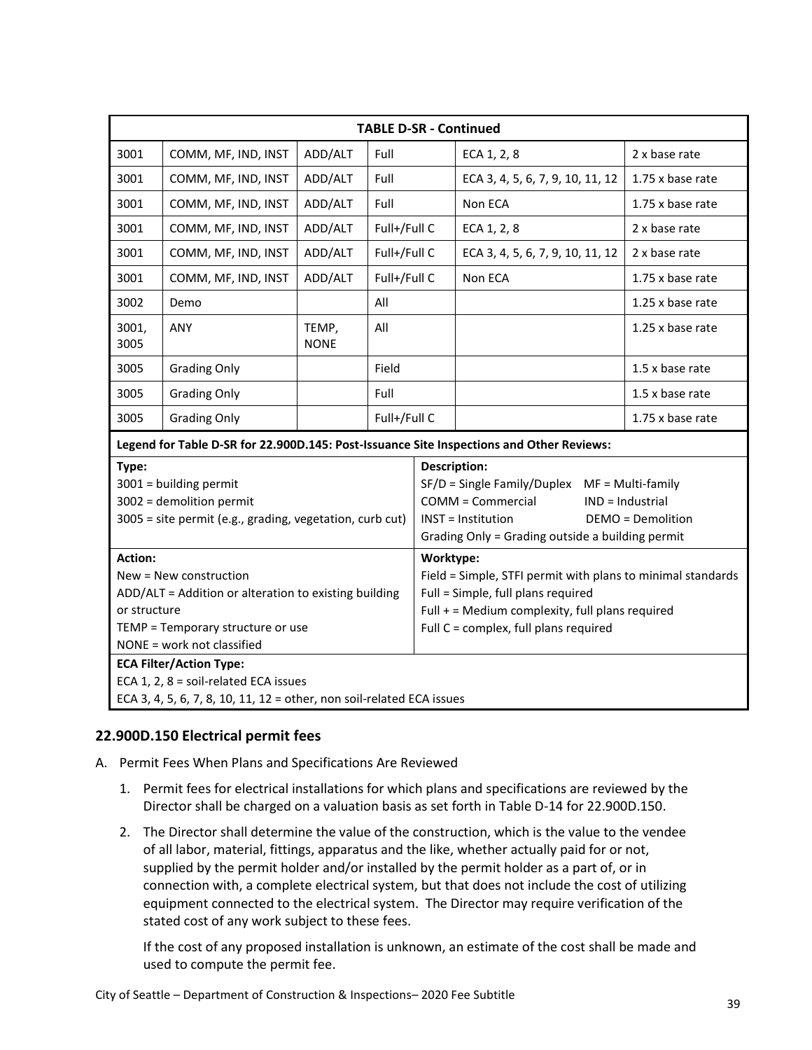| TABLE D-SR - Continued | | | | | |
|---|---|---|---|---|---|
| 3001 | COMM, MF, IND, INST | ADD/ALT | Full | ECA 1, 2, 8 | 2 x base rate |
| 3001 | COMM, MF, IND, INST | ADD/ALT | Full | ECA 3, 4, 5, 6, 7, 9, 10, 11, 12 | 1.75 x base rate |
| 3001 | COMM, MF, IND, INST | ADD/ALT | Full | Non ECA | 1.75 x base rate |
| 3001 | COMM, MF, IND, INST | ADD/ALT | Full+/Full C | ECA 1, 2, 8 | 2 x base rate |
| 3001 | COMM, MF, IND, INST | ADD/ALT | Full+/Full C | ECA 3, 4, 5, 6, 7, 9, 10, 11, 12 | 2 x base rate |
| 3001 | COMM, MF, IND, INST | ADD/ALT | Full+/Full C | Non ECA | 1.75 x base rate |
| 3002 | Demo | | All | | 1.25 x base rate |
| 3001, 3005 | ANY | TEMP, NONE | All | | 1.25 x base rate |
| 3005 | Grading Only | | Field | | 1.5 x base rate |
| 3005 | Grading Only | | Full | | 1.5 x base rate |
| 3005 | Grading Only | | Full+/Full C | | 1.75 x base rate |

**Legend for Table D-SR for 22.900D.145: Post-Issuance Site Inspections and Other Reviews:**

**Type:**
3001 = building permit
3002 = demolition permit
3005 = site permit (e.g., grading, vegetation, curb cut)

**Description:**
SF/D = Single Family/Duplex MF = Multi-family
COMM = Commercial IND = Industrial
INST = Institution DEMO = Demolition
Grading Only = Grading outside a building permit

**Action:**
New = New construction
ADD/ALT = Addition or alteration to existing building or structure
TEMP = Temporary structure or use
NONE = work not classified

**Worktype:**
Field = Simple, STFI permit with plans to minimal standards
Full = Simple, full plans required
Full + = Medium complexity, full plans required
Full C = complex, full plans required

**ECA Filter/Action Type:**
ECA 1, 2, 8 = soil-related ECA issues
ECA 3, 4, 5, 6, 7, 8, 10, 11, 12 = other, non soil-related ECA issues

## 22.900D.150 Electrical permit fees

A. Permit Fees When Plans and Specifications Are Reviewed

1. Permit fees for electrical installations for which plans and specifications are reviewed by the Director shall be charged on a valuation basis as set forth in Table D-14 for 22.900D.150.

2. The Director shall determine the value of the construction, which is the value to the vendee of all labor, material, fittings, apparatus and the like, whether actually paid for or not, supplied by the permit holder and/or installed by the permit holder as a part of, or in connection with, a complete electrical system, but that does not include the cost of utilizing equipment connected to the electrical system. The Director may require verification of the stated cost of any work subject to these fees.

   If the cost of any proposed installation is unknown, an estimate of the cost shall be made and used to compute the permit fee.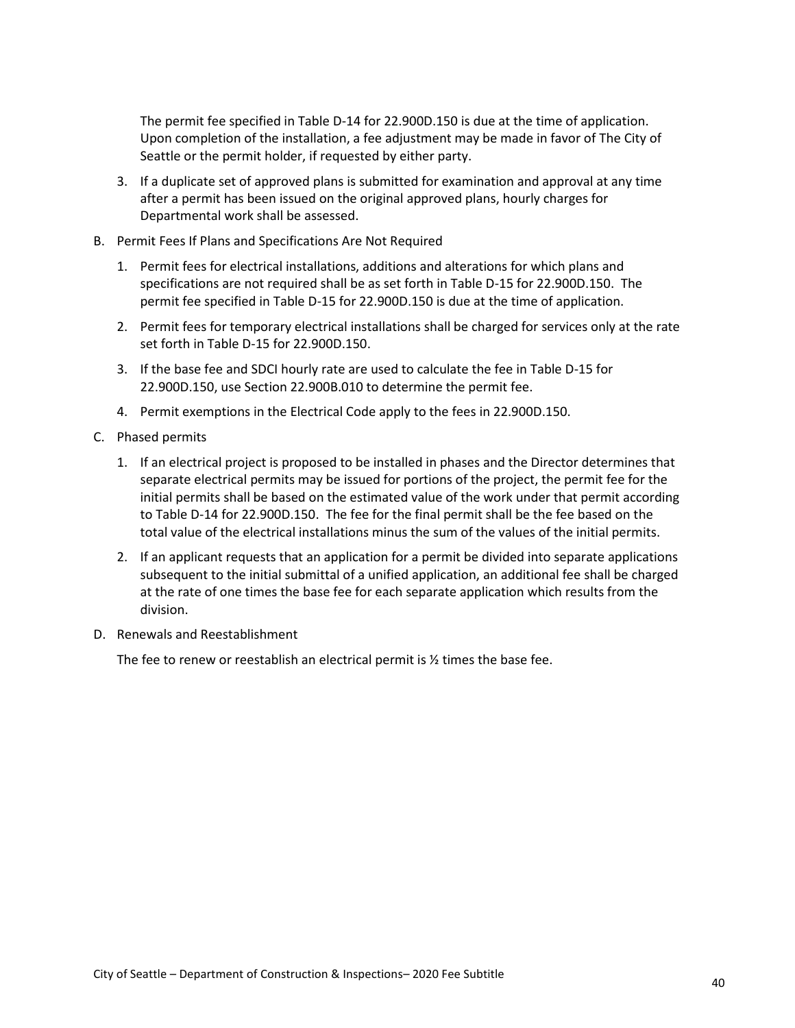The permit fee specified in Table D-14 for 22.900D.150 is due at the time of application. Upon completion of the installation, a fee adjustment may be made in favor of The City of Seattle or the permit holder, if requested by either party.

3. If a duplicate set of approved plans is submitted for examination and approval at any time after a permit has been issued on the original approved plans, hourly charges for Departmental work shall be assessed.

B. Permit Fees If Plans and Specifications Are Not Required

   1. Permit fees for electrical installations, additions and alterations for which plans and specifications are not required shall be as set forth in Table D-15 for 22.900D.150. The permit fee specified in Table D-15 for 22.900D.150 is due at the time of application.
   2. Permit fees for temporary electrical installations shall be charged for services only at the rate set forth in Table D-15 for 22.900D.150.
   3. If the base fee and SDCI hourly rate are used to calculate the fee in Table D-15 for 22.900D.150, use Section 22.900B.010 to determine the permit fee.
   4. Permit exemptions in the Electrical Code apply to the fees in 22.900D.150.

C. Phased permits

   1. If an electrical project is proposed to be installed in phases and the Director determines that separate electrical permits may be issued for portions of the project, the permit fee for the initial permits shall be based on the estimated value of the work under that permit according to Table D-14 for 22.900D.150. The fee for the final permit shall be the fee based on the total value of the electrical installations minus the sum of the values of the initial permits.
   2. If an applicant requests that an application for a permit be divided into separate applications subsequent to the initial submittal of a unified application, an additional fee shall be charged at the rate of one times the base fee for each separate application which results from the division.

D. Renewals and Reestablishment

   The fee to renew or reestablish an electrical permit is ½ times the base fee.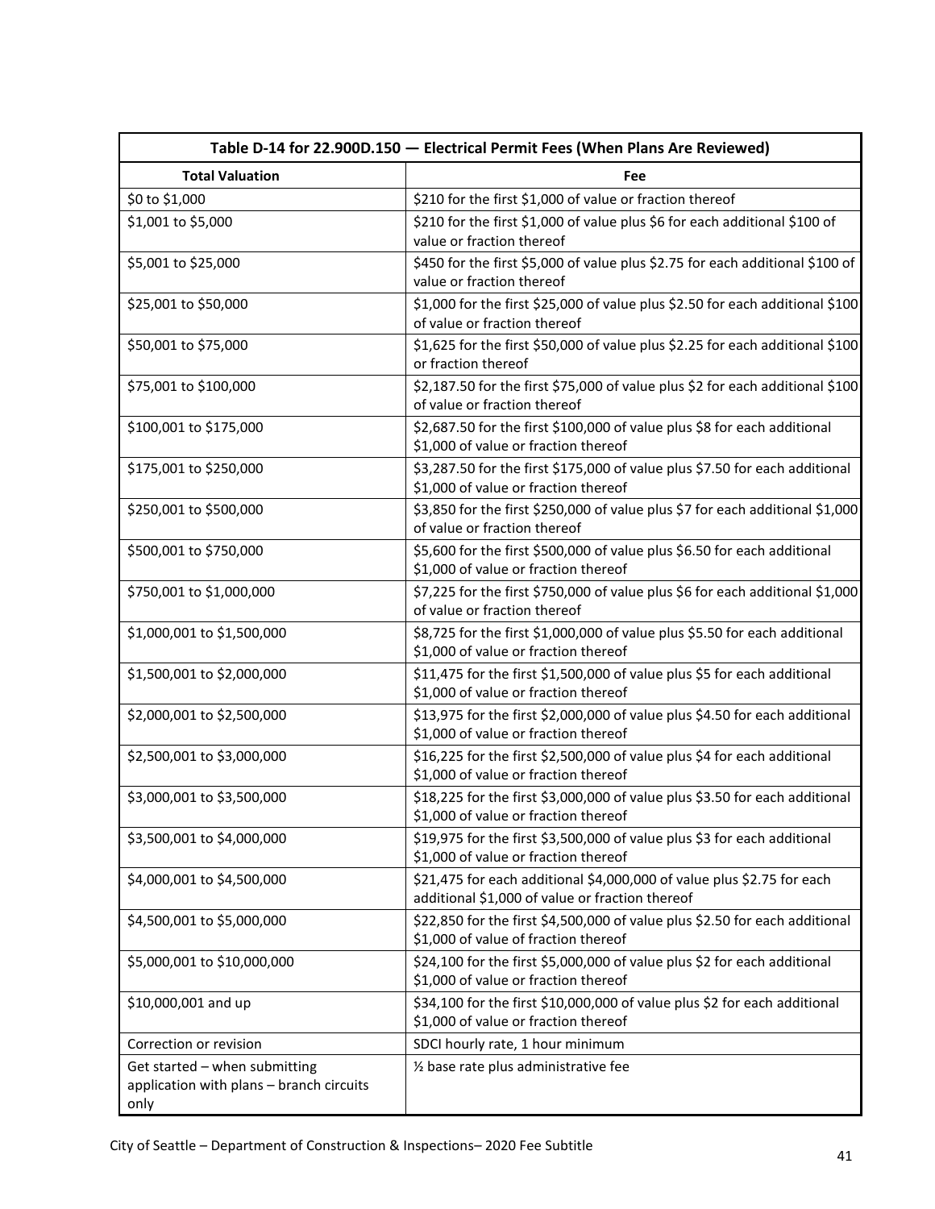| Table D-14 for 22.900D.150 — Electrical Permit Fees (When Plans Are Reviewed) | |
|---|---|
| **Total Valuation** | **Fee** |
| $0 to $1,000 | $210 for the first $1,000 of value or fraction thereof |
| $1,001 to $5,000 | $210 for the first $1,000 of value plus $6 for each additional $100 of value or fraction thereof |
| $5,001 to $25,000 | $450 for the first $5,000 of value plus $2.75 for each additional $100 of value or fraction thereof |
| $25,001 to $50,000 | $1,000 for the first $25,000 of value plus $2.50 for each additional $100 of value or fraction thereof |
| $50,001 to $75,000 | $1,625 for the first $50,000 of value plus $2.25 for each additional $100 or fraction thereof |
| $75,001 to $100,000 | $2,187.50 for the first $75,000 of value plus $2 for each additional $100 of value or fraction thereof |
| $100,001 to $175,000 | $2,687.50 for the first $100,000 of value plus $8 for each additional $1,000 of value or fraction thereof |
| $175,001 to $250,000 | $3,287.50 for the first $175,000 of value plus $7.50 for each additional $1,000 of value or fraction thereof |
| $250,001 to $500,000 | $3,850 for the first $250,000 of value plus $7 for each additional $1,000 of value or fraction thereof |
| $500,001 to $750,000 | $5,600 for the first $500,000 of value plus $6.50 for each additional $1,000 of value or fraction thereof |
| $750,001 to $1,000,000 | $7,225 for the first $750,000 of value plus $6 for each additional $1,000 of value or fraction thereof |
| $1,000,001 to $1,500,000 | $8,725 for the first $1,000,000 of value plus $5.50 for each additional $1,000 of value or fraction thereof |
| $1,500,001 to $2,000,000 | $11,475 for the first $1,500,000 of value plus $5 for each additional $1,000 of value or fraction thereof |
| $2,000,001 to $2,500,000 | $13,975 for the first $2,000,000 of value plus $4.50 for each additional $1,000 of value or fraction thereof |
| $2,500,001 to $3,000,000 | $16,225 for the first $2,500,000 of value plus $4 for each additional $1,000 of value or fraction thereof |
| $3,000,001 to $3,500,000 | $18,225 for the first $3,000,000 of value plus $3.50 for each additional $1,000 of value or fraction thereof |
| $3,500,001 to $4,000,000 | $19,975 for the first $3,500,000 of value plus $3 for each additional $1,000 of value or fraction thereof |
| $4,000,001 to $4,500,000 | $21,475 for each additional $4,000,000 of value plus $2.75 for each additional $1,000 of value or fraction thereof |
| $4,500,001 to $5,000,000 | $22,850 for the first $4,500,000 of value plus $2.50 for each additional $1,000 of value of fraction thereof |
| $5,000,001 to $10,000,000 | $24,100 for the first $5,000,000 of value plus $2 for each additional $1,000 of value or fraction thereof |
| $10,000,001 and up | $34,100 for the first $10,000,000 of value plus $2 for each additional $1,000 of value or fraction thereof |
| Correction or revision | SDCI hourly rate, 1 hour minimum |
| Get started – when submitting application with plans – branch circuits only | ½ base rate plus administrative fee |

City of Seattle – Department of Construction & Inspections– 2020 Fee Subtitle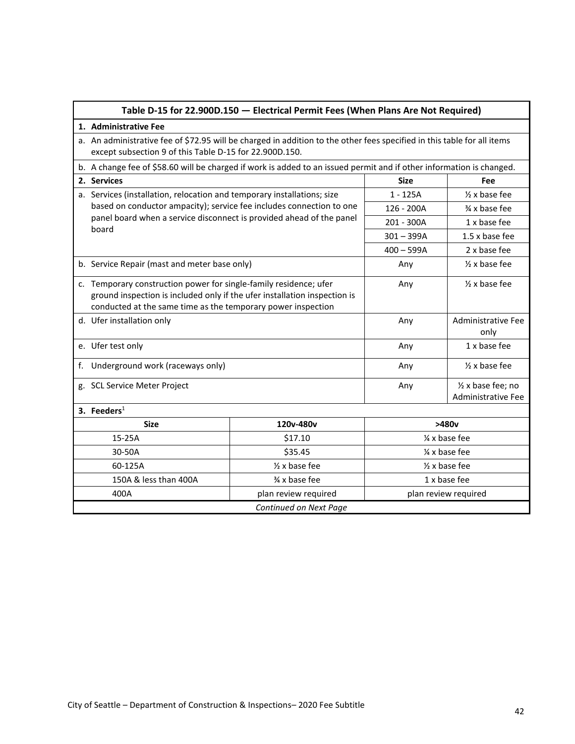| Table D-15 for 22.900D.150 — Electrical Permit Fees (When Plans Are Not Required) | | | |
|---|---|---|---|
| **1. Administrative Fee** | | | |
| a. An administrative fee of $72.95 will be charged in addition to the other fees specified in this table for all items except subsection 9 of this Table D-15 for 22.900D.150. | | | |
| b. A change fee of $58.60 will be charged if work is added to an issued permit and if other information is changed. | | | |
| **2. Services** | | **Size** | **Fee** |
| a. Services (installation, relocation and temporary installations; size based on conductor ampacity); service fee includes connection to one panel board when a service disconnect is provided ahead of the panel board | | 1 - 125A | ½ x base fee |
| | | 126 - 200A | ¾ x base fee |
| | | 201 - 300A | 1 x base fee |
| | | 301 – 399A | 1.5 x base fee |
| | | 400 – 599A | 2 x base fee |
| b. Service Repair (mast and meter base only) | | Any | ½ x base fee |
| c. Temporary construction power for single-family residence; ufer ground inspection is included only if the ufer installation inspection is conducted at the same time as the temporary power inspection | | Any | ½ x base fee |
| d. Ufer installation only | | Any | Administrative Fee only |
| e. Ufer test only | | Any | 1 x base fee |
| f. Underground work (raceways only) | | Any | ½ x base fee |
| g. SCL Service Meter Project | | Any | ½ x base fee; no Administrative Fee |
| **3. Feeders**[1] | | | |
| **Size** | **120v-480v** | **>480v** | |
| 15-25A | $17.10 | ¼ x base fee | |
| 30-50A | $35.45 | ¼ x base fee | |
| 60-125A | ½ x base fee | ½ x base fee | |
| 150A & less than 400A | ¾ x base fee | 1 x base fee | |
| 400A | plan review required | plan review required | |
| *Continued on Next Page* | | | |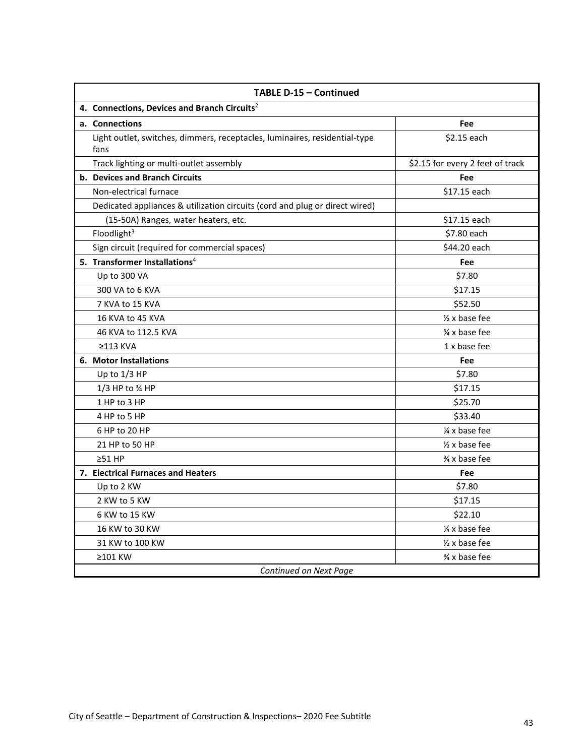| TABLE D-15 – Continued | |
|---|---|
| **4. Connections, Devices and Branch Circuits**[2] | |
| **a. Connections** | **Fee** |
| Light outlet, switches, dimmers, receptacles, luminaires, residential-type fans | $2.15 each |
| Track lighting or multi-outlet assembly | $2.15 for every 2 feet of track |
| **b. Devices and Branch Circuits** | **Fee** |
| Non-electrical furnace | $17.15 each |
| Dedicated appliances & utilization circuits (cord and plug or direct wired) | |
| (15-50A) Ranges, water heaters, etc. | $17.15 each |
| Floodlight[3] | $7.80 each |
| Sign circuit (required for commercial spaces) | $44.20 each |
| **5. Transformer Installations**[4] | **Fee** |
| Up to 300 VA | $7.80 |
| 300 VA to 6 KVA | $17.15 |
| 7 KVA to 15 KVA | $52.50 |
| 16 KVA to 45 KVA | ½ x base fee |
| 46 KVA to 112.5 KVA | ¾ x base fee |
| ≥113 KVA | 1 x base fee |
| **6. Motor Installations** | **Fee** |
| Up to 1/3 HP | $7.80 |
| 1/3 HP to ¾ HP | $17.15 |
| 1 HP to 3 HP | $25.70 |
| 4 HP to 5 HP | $33.40 |
| 6 HP to 20 HP | ¼ x base fee |
| 21 HP to 50 HP | ½ x base fee |
| ≥51 HP | ¾ x base fee |
| **7. Electrical Furnaces and Heaters** | **Fee** |
| Up to 2 KW | $7.80 |
| 2 KW to 5 KW | $17.15 |
| 6 KW to 15 KW | $22.10 |
| 16 KW to 30 KW | ¼ x base fee |
| 31 KW to 100 KW | ½ x base fee |
| ≥101 KW | ¾ x base fee |
| *Continued on Next Page* | |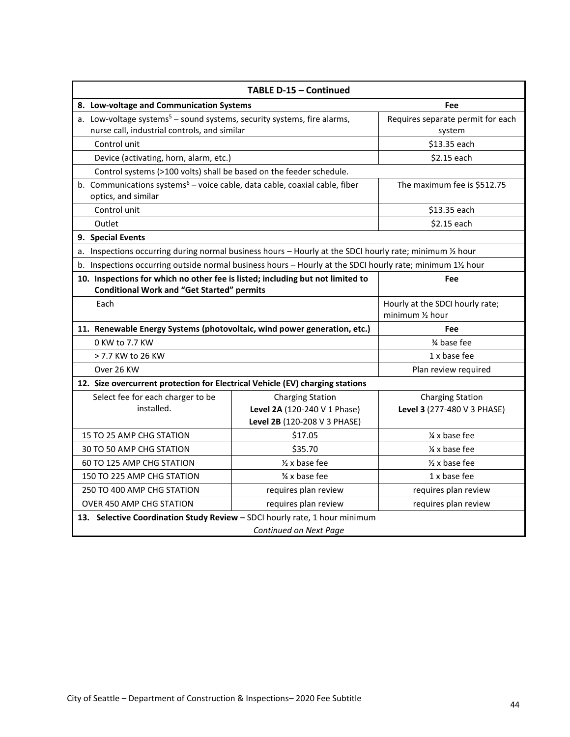| TABLE D-15 – Continued | | |
|---|---|---|
| **8. Low-voltage and Communication Systems** | | **Fee** |
| a. Low-voltage systems[5] – sound systems, security systems, fire alarms, nurse call, industrial controls, and similar | | Requires separate permit for each system |
| Control unit | | $13.35 each |
| Device (activating, horn, alarm, etc.) | | $2.15 each |
| Control systems (>100 volts) shall be based on the feeder schedule. | | |
| b. Communications systems[6] – voice cable, data cable, coaxial cable, fiber optics, and similar | | The maximum fee is $512.75 |
| Control unit | | $13.35 each |
| Outlet | | $2.15 each |
| **9. Special Events** | | |
| a. Inspections occurring during normal business hours – Hourly at the SDCI hourly rate; minimum ½ hour | | |
| b. Inspections occurring outside normal business hours – Hourly at the SDCI hourly rate; minimum 1½ hour | | |
| **10. Inspections for which no other fee is listed; including but not limited to Conditional Work and "Get Started" permits** | | **Fee** |
| Each | | Hourly at the SDCI hourly rate; minimum ½ hour |
| **11. Renewable Energy Systems (photovoltaic, wind power generation, etc.)** | | **Fee** |
| 0 KW to 7.7 KW | | ¾ base fee |
| > 7.7 KW to 26 KW | | 1 x base fee |
| Over 26 KW | | Plan review required |
| **12. Size overcurrent protection for Electrical Vehicle (EV) charging stations** | | |
| Select fee for each charger to be installed. | Charging Station **Level 2A** (120-240 V 1 Phase) **Level 2B** (120-208 V 3 PHASE) | Charging Station **Level 3** (277-480 V 3 PHASE) |
| 15 TO 25 AMP CHG STATION | $17.05 | ¼ x base fee |
| 30 TO 50 AMP CHG STATION | $35.70 | ¼ x base fee |
| 60 TO 125 AMP CHG STATION | ½ x base fee | ½ x base fee |
| 150 TO 225 AMP CHG STATION | ¾ x base fee | 1 x base fee |
| 250 TO 400 AMP CHG STATION | requires plan review | requires plan review |
| OVER 450 AMP CHG STATION | requires plan review | requires plan review |
| **13. Selective Coordination Study Review** – SDCI hourly rate, 1 hour minimum | | |
| *Continued on Next Page* | | |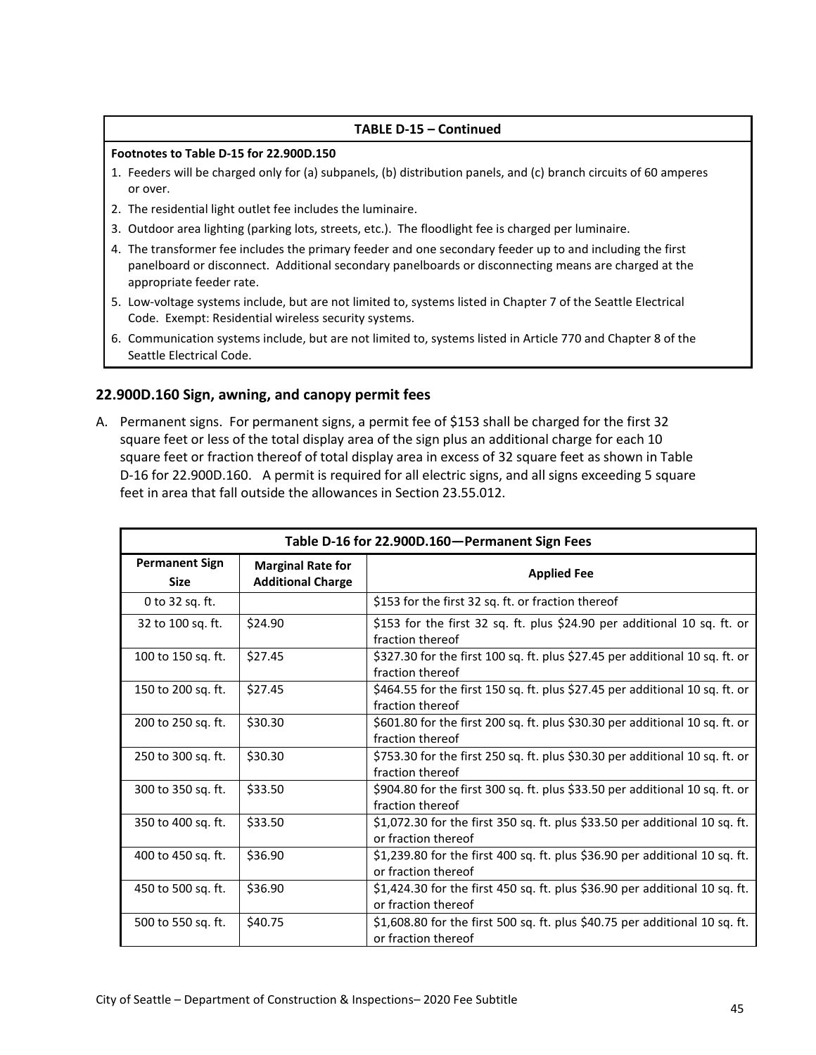| TABLE D-15 – Continued |
|---|
| **Footnotes to Table D-15 for 22.900D.150** |
| 1. Feeders will be charged only for (a) subpanels, (b) distribution panels, and (c) branch circuits of 60 amperes or over. |
| 2. The residential light outlet fee includes the luminaire. |
| 3. Outdoor area lighting (parking lots, streets, etc.). The floodlight fee is charged per luminaire. |
| 4. The transformer fee includes the primary feeder and one secondary feeder up to and including the first panelboard or disconnect. Additional secondary panelboards or disconnecting means are charged at the appropriate feeder rate. |
| 5. Low-voltage systems include, but are not limited to, systems listed in Chapter 7 of the Seattle Electrical Code. Exempt: Residential wireless security systems. |
| 6. Communication systems include, but are not limited to, systems listed in Article 770 and Chapter 8 of the Seattle Electrical Code. |

### 22.900D.160 Sign, awning, and canopy permit fees

A. Permanent signs. For permanent signs, a permit fee of $153 shall be charged for the first 32 square feet or less of the total display area of the sign plus an additional charge for each 10 square feet or fraction thereof of total display area in excess of 32 square feet as shown in Table D-16 for 22.900D.160. A permit is required for all electric signs, and all signs exceeding 5 square feet in area that fall outside the allowances in Section 23.55.012.

| Table D-16 for 22.900D.160—Permanent Sign Fees | | |
|---|---|---|
| **Permanent Sign Size** | **Marginal Rate for Additional Charge** | **Applied Fee** |
| 0 to 32 sq. ft. | | $153 for the first 32 sq. ft. or fraction thereof |
| 32 to 100 sq. ft. | $24.90 | $153 for the first 32 sq. ft. plus $24.90 per additional 10 sq. ft. or fraction thereof |
| 100 to 150 sq. ft. | $27.45 | $327.30 for the first 100 sq. ft. plus $27.45 per additional 10 sq. ft. or fraction thereof |
| 150 to 200 sq. ft. | $27.45 | $464.55 for the first 150 sq. ft. plus $27.45 per additional 10 sq. ft. or fraction thereof |
| 200 to 250 sq. ft. | $30.30 | $601.80 for the first 200 sq. ft. plus $30.30 per additional 10 sq. ft. or fraction thereof |
| 250 to 300 sq. ft. | $30.30 | $753.30 for the first 250 sq. ft. plus $30.30 per additional 10 sq. ft. or fraction thereof |
| 300 to 350 sq. ft. | $33.50 | $904.80 for the first 300 sq. ft. plus $33.50 per additional 10 sq. ft. or fraction thereof |
| 350 to 400 sq. ft. | $33.50 | $1,072.30 for the first 350 sq. ft. plus $33.50 per additional 10 sq. ft. or fraction thereof |
| 400 to 450 sq. ft. | $36.90 | $1,239.80 for the first 400 sq. ft. plus $36.90 per additional 10 sq. ft. or fraction thereof |
| 450 to 500 sq. ft. | $36.90 | $1,424.30 for the first 450 sq. ft. plus $36.90 per additional 10 sq. ft. or fraction thereof |
| 500 to 550 sq. ft. | $40.75 | $1,608.80 for the first 500 sq. ft. plus $40.75 per additional 10 sq. ft. or fraction thereof |

City of Seattle – Department of Construction & Inspections– 2020 Fee Subtitle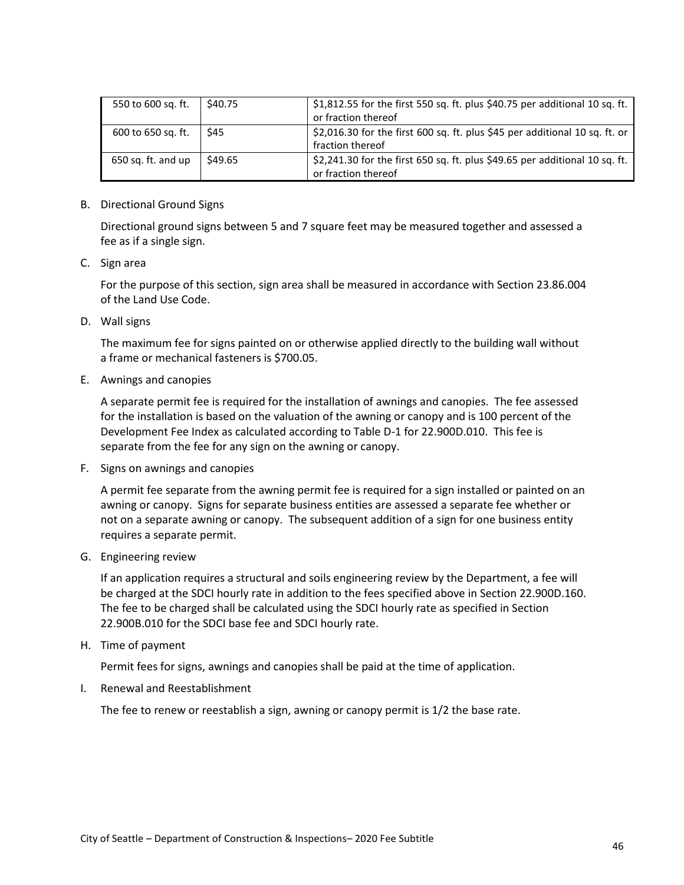| | | |
|---|---|---|
| 550 to 600 sq. ft. | $40.75 | $1,812.55 for the first 550 sq. ft. plus $40.75 per additional 10 sq. ft. or fraction thereof |
| 600 to 650 sq. ft. | $45 | $2,016.30 for the first 600 sq. ft. plus $45 per additional 10 sq. ft. or fraction thereof |
| 650 sq. ft. and up | $49.65 | $2,241.30 for the first 650 sq. ft. plus $49.65 per additional 10 sq. ft. or fraction thereof |

B. Directional Ground Signs

Directional ground signs between 5 and 7 square feet may be measured together and assessed a fee as if a single sign.

C. Sign area

For the purpose of this section, sign area shall be measured in accordance with Section 23.86.004 of the Land Use Code.

D. Wall signs

The maximum fee for signs painted on or otherwise applied directly to the building wall without a frame or mechanical fasteners is $700.05.

E. Awnings and canopies

A separate permit fee is required for the installation of awnings and canopies. The fee assessed for the installation is based on the valuation of the awning or canopy and is 100 percent of the Development Fee Index as calculated according to Table D-1 for 22.900D.010. This fee is separate from the fee for any sign on the awning or canopy.

F. Signs on awnings and canopies

A permit fee separate from the awning permit fee is required for a sign installed or painted on an awning or canopy. Signs for separate business entities are assessed a separate fee whether or not on a separate awning or canopy. The subsequent addition of a sign for one business entity requires a separate permit.

G. Engineering review

If an application requires a structural and soils engineering review by the Department, a fee will be charged at the SDCI hourly rate in addition to the fees specified above in Section 22.900D.160. The fee to be charged shall be calculated using the SDCI hourly rate as specified in Section 22.900B.010 for the SDCI base fee and SDCI hourly rate.

H. Time of payment

Permit fees for signs, awnings and canopies shall be paid at the time of application.

I. Renewal and Reestablishment

The fee to renew or reestablish a sign, awning or canopy permit is 1/2 the base rate.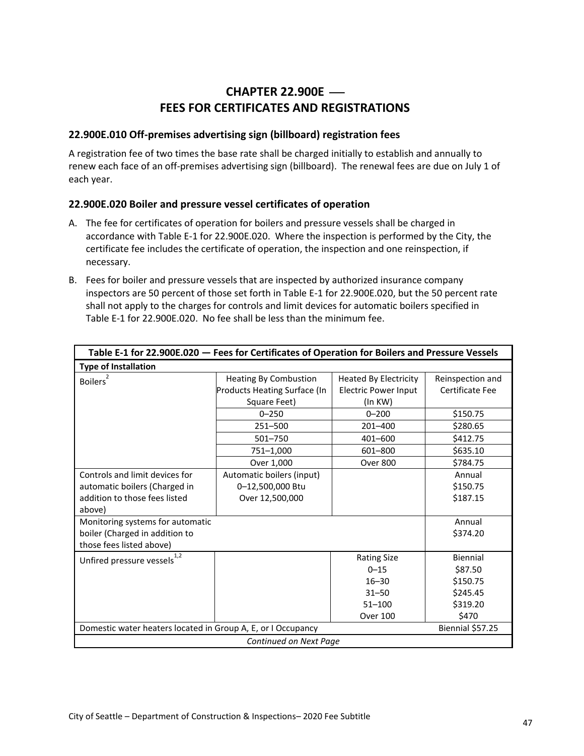// CHAPTER 22.900E — FEES FOR CERTIFICATES AND REGISTRATIONS

# CHAPTER 22.900E — FEES FOR CERTIFICATES AND REGISTRATIONS

## 22.900E.010 Off-premises advertising sign (billboard) registration fees

A registration fee of two times the base rate shall be charged initially to establish and annually to renew each face of an off-premises advertising sign (billboard). The renewal fees are due on July 1 of each year.

## 22.900E.020 Boiler and pressure vessel certificates of operation

A. The fee for certificates of operation for boilers and pressure vessels shall be charged in accordance with Table E-1 for 22.900E.020. Where the inspection is performed by the City, the certificate fee includes the certificate of operation, the inspection and one reinspection, if necessary.

B. Fees for boiler and pressure vessels that are inspected by authorized insurance company inspectors are 50 percent of those set forth in Table E-1 for 22.900E.020, but the 50 percent rate shall not apply to the charges for controls and limit devices for automatic boilers specified in Table E-1 for 22.900E.020. No fee shall be less than the minimum fee.

| Table E-1 for 22.900E.020 — Fees for Certificates of Operation for Boilers and Pressure Vessels | | | |
|---|---|---|---|
| **Type of Installation** | | | |
| Boilers[2] | Heating By Combustion Products Heating Surface (In Square Feet) | Heated By Electricity Electric Power Input (In KW) | Reinspection and Certificate Fee |
| | 0–250 | 0–200 | $150.75 |
| | 251–500 | 201–400 | $280.65 |
| | 501–750 | 401–600 | $412.75 |
| | 751–1,000 | 601–800 | $635.10 |
| | Over 1,000 | Over 800 | $784.75 |
| Controls and limit devices for automatic boilers (Charged in addition to those fees listed above) | Automatic boilers (input) | | Annual |
| | 0–12,500,000 Btu | | $150.75 |
| | Over 12,500,000 | | $187.15 |
| Monitoring systems for automatic boiler (Charged in addition to those fees listed above) | | | Annual $374.20 |
| Unfired pressure vessels[1,2] | | Rating Size | Biennial |
| | | 0–15 | $87.50 |
| | | 16–30 | $150.75 |
| | | 31–50 | $245.45 |
| | | 51–100 | $319.20 |
| | | Over 100 | $470 |
| Domestic water heaters located in Group A, E, or I Occupancy | | | Biennial $57.25 |
| *Continued on Next Page* | | | |

# CHAPTER 22.900E — FEES FOR CERTIFICATES AND REGISTRATIONS

## 22.900E.010 Off-premises advertising sign (billboard) registration fees

A registration fee of two times the base rate shall be charged initially to establish and annually to renew each face of an off-premises advertising sign (billboard). The renewal fees are due on July 1 of each year.

## 22.900E.020 Boiler and pressure vessel certificates of operation

A. The fee for certificates of operation for boilers and pressure vessels shall be charged in accordance with Table E-1 for 22.900E.020. Where the inspection is performed by the City, the certificate fee includes the certificate of operation, the inspection and one reinspection, if necessary.

B. Fees for boiler and pressure vessels that are inspected by authorized insurance company inspectors are 50 percent of those set forth in Table E-1 for 22.900E.020, but the 50 percent rate shall not apply to the charges for controls and limit devices for automatic boilers specified in Table E-1 for 22.900E.020. No fee shall be less than the minimum fee.

| Table E-1 for 22.900E.020 — Fees for Certificates of Operation for Boilers and Pressure Vessels | | | |
|---|---|---|---|
| **Type of Installation** | | | |
| Boilers[2] | Heating By Combustion Products Heating Surface (In Square Feet) | Heated By Electricity Electric Power Input (In KW) | Reinspection and Certificate Fee |
| | 0–250 | 0–200 | $150.75 |
| | 251–500 | 201–400 | $280.65 |
| | 501–750 | 401–600 | $412.75 |
| | 751–1,000 | 601–800 | $635.10 |
| | Over 1,000 | Over 800 | $784.75 |
| Controls and limit devices for automatic boilers (Charged in addition to those fees listed above) | Automatic boilers (input) | | Annual |
| | 0–12,500,000 Btu | | $150.75 |
| | Over 12,500,000 | | $187.15 |
| Monitoring systems for automatic boiler (Charged in addition to those fees listed above) | | | Annual $374.20 |
| Unfired pressure vessels[1,2] | | Rating Size | Biennial |
| | | 0–15 | $87.50 |
| | | 16–30 | $150.75 |
| | | 31–50 | $245.45 |
| | | 51–100 | $319.20 |
| | | Over 100 | $470 |
| Domestic water heaters located in Group A, E, or I Occupancy | | | Biennial $57.25 |
| *Continued on Next Page* | | | |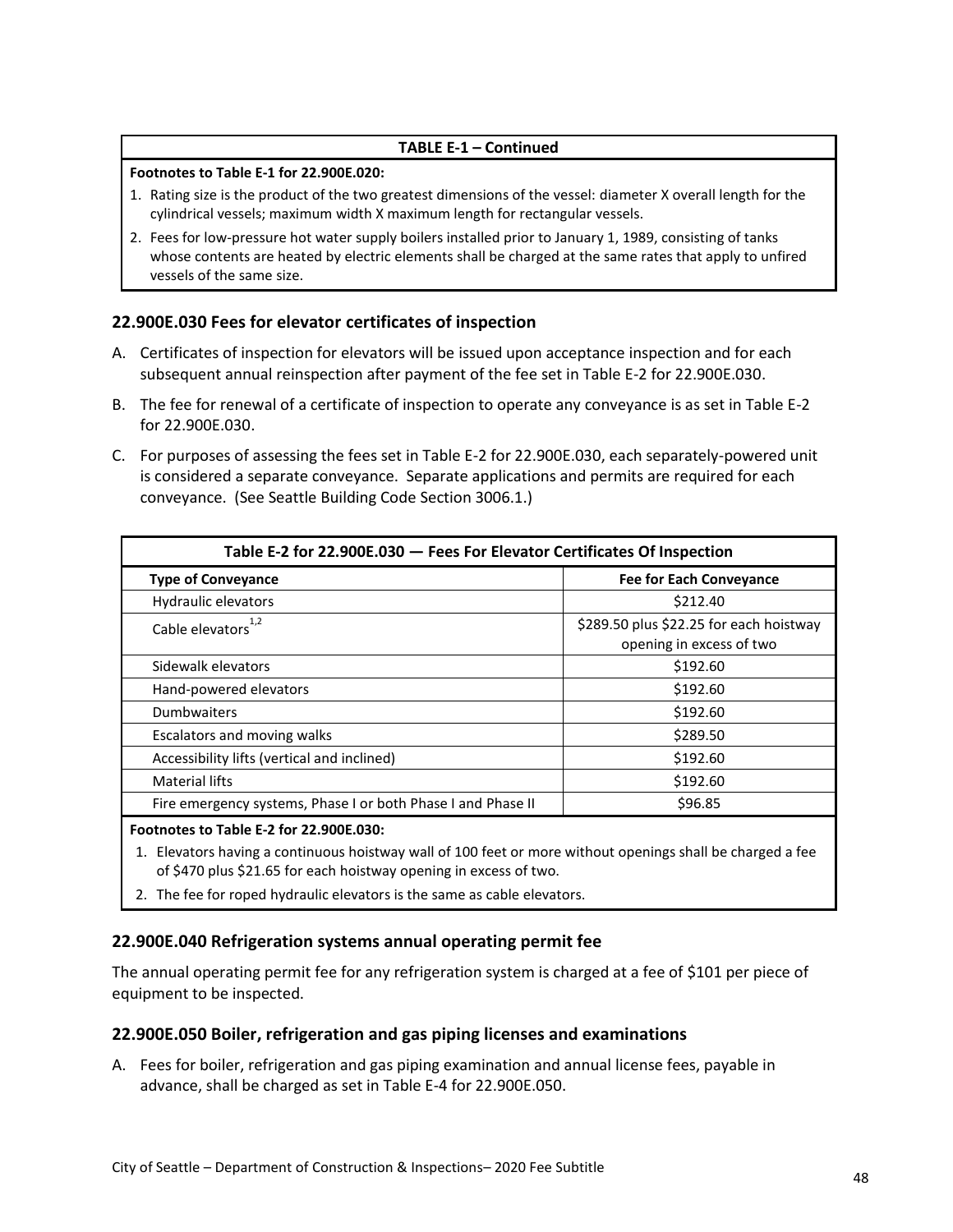| TABLE E-1 – Continued |
|---|
| **Footnotes to Table E-1 for 22.900E.020:** |
| 1. Rating size is the product of the two greatest dimensions of the vessel: diameter X overall length for the cylindrical vessels; maximum width X maximum length for rectangular vessels. |
| 2. Fees for low-pressure hot water supply boilers installed prior to January 1, 1989, consisting of tanks whose contents are heated by electric elements shall be charged at the same rates that apply to unfired vessels of the same size. |

### 22.900E.030 Fees for elevator certificates of inspection

A. Certificates of inspection for elevators will be issued upon acceptance inspection and for each subsequent annual reinspection after payment of the fee set in Table E-2 for 22.900E.030.

B. The fee for renewal of a certificate of inspection to operate any conveyance is as set in Table E-2 for 22.900E.030.

C. For purposes of assessing the fees set in Table E-2 for 22.900E.030, each separately-powered unit is considered a separate conveyance. Separate applications and permits are required for each conveyance. (See Seattle Building Code Section 3006.1.)

**Table E-2 for 22.900E.030 — Fees For Elevator Certificates Of Inspection**

| Type of Conveyance | Fee for Each Conveyance |
|---|---|
| Hydraulic elevators | \$212.40 |
| Cable elevators[1,2] | \$289.50 plus \$22.25 for each hoistway opening in excess of two |
| Sidewalk elevators | \$192.60 |
| Hand-powered elevators | \$192.60 |
| Dumbwaiters | \$192.60 |
| Escalators and moving walks | \$289.50 |
| Accessibility lifts (vertical and inclined) | \$192.60 |
| Material lifts | \$192.60 |
| Fire emergency systems, Phase I or both Phase I and Phase II | \$96.85 |

**Footnotes to Table E-2 for 22.900E.030:**

1. Elevators having a continuous hoistway wall of 100 feet or more without openings shall be charged a fee of \$470 plus \$21.65 for each hoistway opening in excess of two.
2. The fee for roped hydraulic elevators is the same as cable elevators.

### 22.900E.040 Refrigeration systems annual operating permit fee

The annual operating permit fee for any refrigeration system is charged at a fee of \$101 per piece of equipment to be inspected.

### 22.900E.050 Boiler, refrigeration and gas piping licenses and examinations

A. Fees for boiler, refrigeration and gas piping examination and annual license fees, payable in advance, shall be charged as set in Table E-4 for 22.900E.050.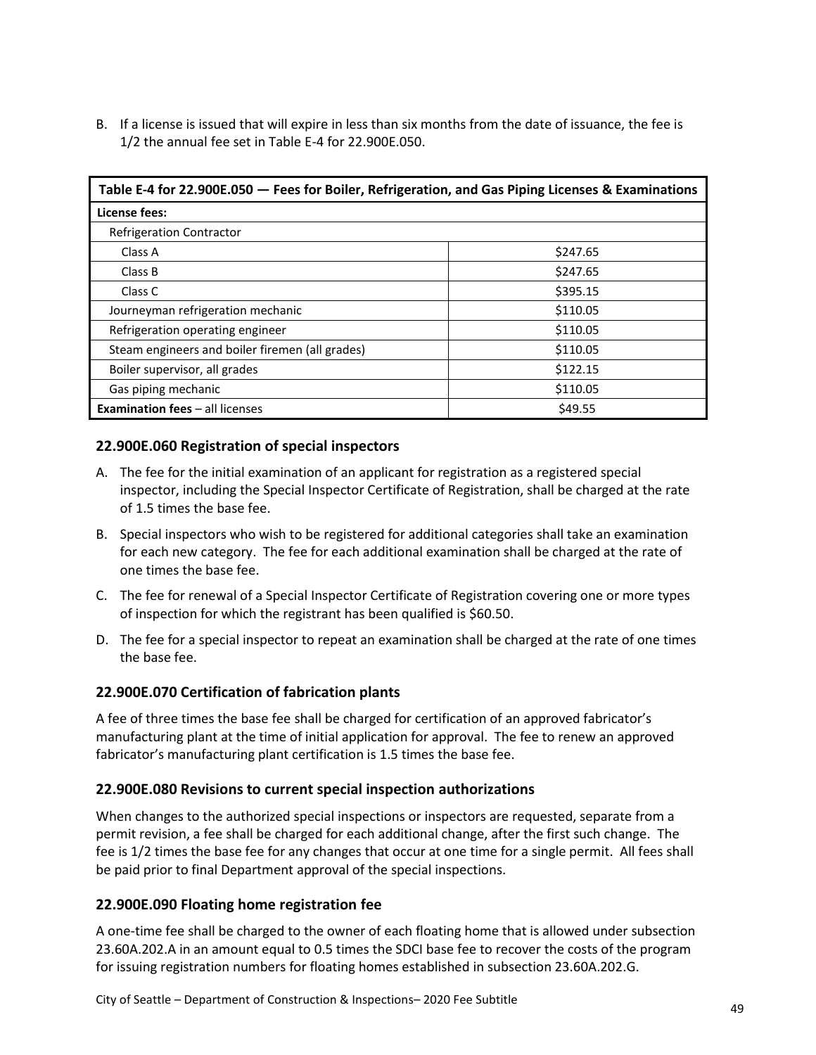B. If a license is issued that will expire in less than six months from the date of issuance, the fee is 1/2 the annual fee set in Table E-4 for 22.900E.050.

| Table E-4 for 22.900E.050 — Fees for Boiler, Refrigeration, and Gas Piping Licenses & Examinations | |
|---|---|
| **License fees:** | |
| Refrigeration Contractor | |
| Class A | $247.65 |
| Class B | $247.65 |
| Class C | $395.15 |
| Journeyman refrigeration mechanic | $110.05 |
| Refrigeration operating engineer | $110.05 |
| Steam engineers and boiler firemen (all grades) | $110.05 |
| Boiler supervisor, all grades | $122.15 |
| Gas piping mechanic | $110.05 |
| **Examination fees** – all licenses | $49.55 |

### 22.900E.060 Registration of special inspectors

A. The fee for the initial examination of an applicant for registration as a registered special inspector, including the Special Inspector Certificate of Registration, shall be charged at the rate of 1.5 times the base fee.

B. Special inspectors who wish to be registered for additional categories shall take an examination for each new category. The fee for each additional examination shall be charged at the rate of one times the base fee.

C. The fee for renewal of a Special Inspector Certificate of Registration covering one or more types of inspection for which the registrant has been qualified is $60.50.

D. The fee for a special inspector to repeat an examination shall be charged at the rate of one times the base fee.

### 22.900E.070 Certification of fabrication plants

A fee of three times the base fee shall be charged for certification of an approved fabricator's manufacturing plant at the time of initial application for approval. The fee to renew an approved fabricator's manufacturing plant certification is 1.5 times the base fee.

### 22.900E.080 Revisions to current special inspection authorizations

When changes to the authorized special inspections or inspectors are requested, separate from a permit revision, a fee shall be charged for each additional change, after the first such change. The fee is 1/2 times the base fee for any changes that occur at one time for a single permit. All fees shall be paid prior to final Department approval of the special inspections.

### 22.900E.090 Floating home registration fee

A one-time fee shall be charged to the owner of each floating home that is allowed under subsection 23.60A.202.A in an amount equal to 0.5 times the SDCI base fee to recover the costs of the program for issuing registration numbers for floating homes established in subsection 23.60A.202.G.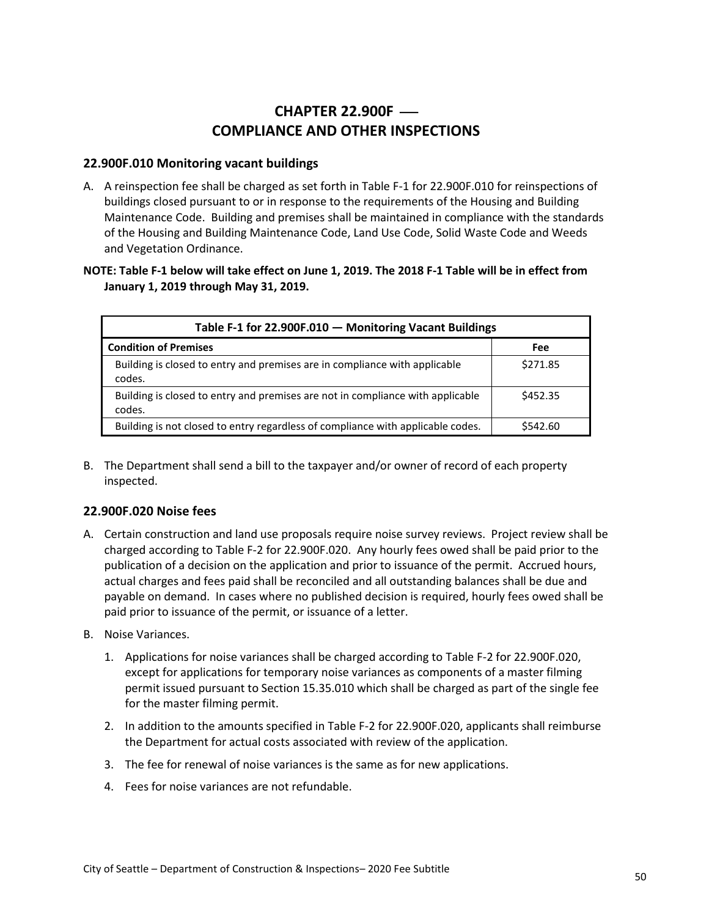# CHAPTER 22.900F — COMPLIANCE AND OTHER INSPECTIONS

## 22.900F.010 Monitoring vacant buildings

A. A reinspection fee shall be charged as set forth in Table F-1 for 22.900F.010 for reinspections of buildings closed pursuant to or in response to the requirements of the Housing and Building Maintenance Code. Building and premises shall be maintained in compliance with the standards of the Housing and Building Maintenance Code, Land Use Code, Solid Waste Code and Weeds and Vegetation Ordinance.

**NOTE: Table F-1 below will take effect on June 1, 2019. The 2018 F-1 Table will be in effect from January 1, 2019 through May 31, 2019.**

| Table F-1 for 22.900F.010 — Monitoring Vacant Buildings | |
|---|---|
| **Condition of Premises** | **Fee** |
| Building is closed to entry and premises are in compliance with applicable codes. | $271.85 |
| Building is closed to entry and premises are not in compliance with applicable codes. | $452.35 |
| Building is not closed to entry regardless of compliance with applicable codes. | $542.60 |

B. The Department shall send a bill to the taxpayer and/or owner of record of each property inspected.

## 22.900F.020 Noise fees

A. Certain construction and land use proposals require noise survey reviews. Project review shall be charged according to Table F-2 for 22.900F.020. Any hourly fees owed shall be paid prior to the publication of a decision on the application and prior to issuance of the permit. Accrued hours, actual charges and fees paid shall be reconciled and all outstanding balances shall be due and payable on demand. In cases where no published decision is required, hourly fees owed shall be paid prior to issuance of the permit, or issuance of a letter.

B. Noise Variances.

1. Applications for noise variances shall be charged according to Table F-2 for 22.900F.020, except for applications for temporary noise variances as components of a master filming permit issued pursuant to Section 15.35.010 which shall be charged as part of the single fee for the master filming permit.

2. In addition to the amounts specified in Table F-2 for 22.900F.020, applicants shall reimburse the Department for actual costs associated with review of the application.

3. The fee for renewal of noise variances is the same as for new applications.

4. Fees for noise variances are not refundable.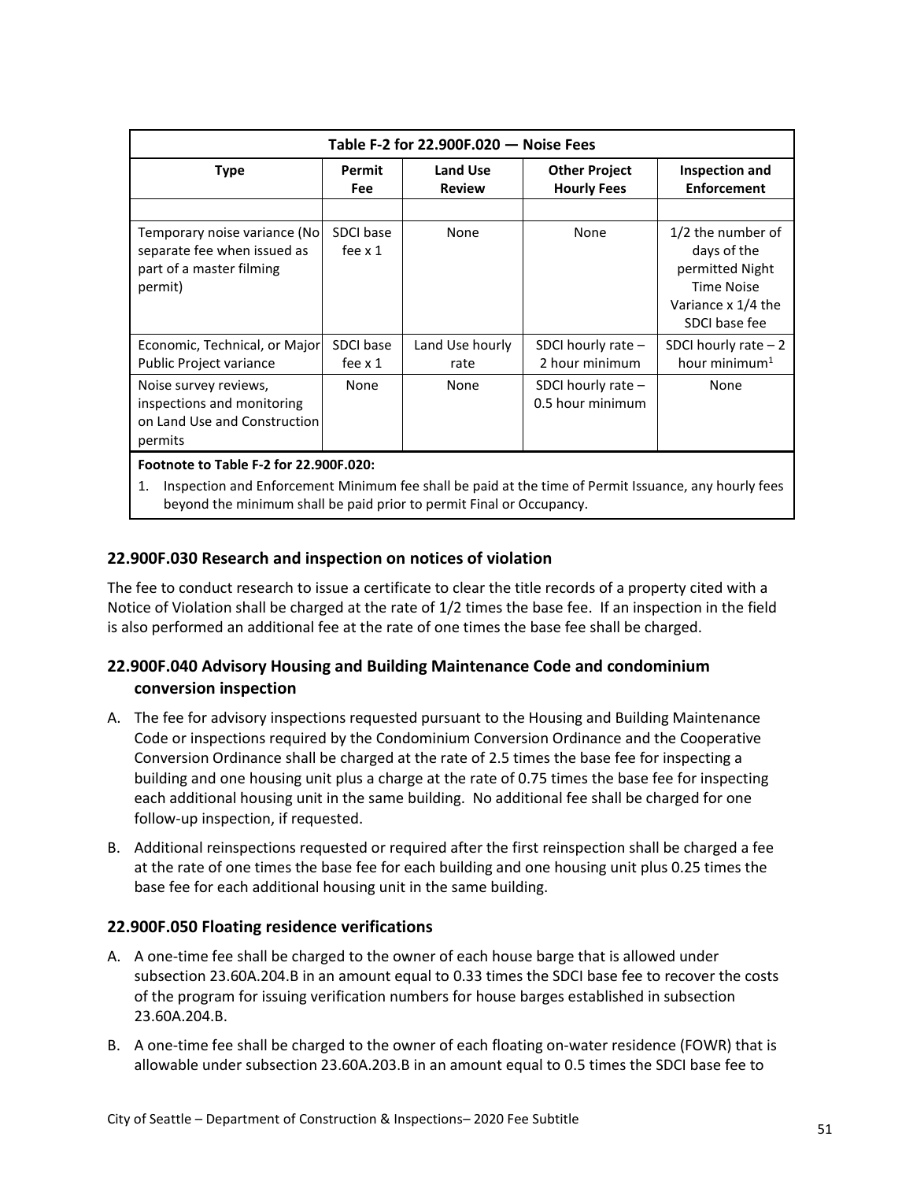| Table F-2 for 22.900F.020 — Noise Fees | | | | |
|---|---|---|---|---|
| **Type** | **Permit Fee** | **Land Use Review** | **Other Project Hourly Fees** | **Inspection and Enforcement** |
| | | | | |
| Temporary noise variance (No separate fee when issued as part of a master filming permit) | SDCI base fee x 1 | None | None | 1/2 the number of days of the permitted Night Time Noise Variance x 1/4 the SDCI base fee |
| Economic, Technical, or Major Public Project variance | SDCI base fee x 1 | Land Use hourly rate | SDCI hourly rate – 2 hour minimum | SDCI hourly rate – 2 hour minimum[1] |
| Noise survey reviews, inspections and monitoring on Land Use and Construction permits | None | None | SDCI hourly rate – 0.5 hour minimum | None |

**Footnote to Table F-2 for 22.900F.020:**

1. Inspection and Enforcement Minimum fee shall be paid at the time of Permit Issuance, any hourly fees beyond the minimum shall be paid prior to permit Final or Occupancy.

### 22.900F.030 Research and inspection on notices of violation

The fee to conduct research to issue a certificate to clear the title records of a property cited with a Notice of Violation shall be charged at the rate of 1/2 times the base fee. If an inspection in the field is also performed an additional fee at the rate of one times the base fee shall be charged.

### 22.900F.040 Advisory Housing and Building Maintenance Code and condominium conversion inspection

A. The fee for advisory inspections requested pursuant to the Housing and Building Maintenance Code or inspections required by the Condominium Conversion Ordinance and the Cooperative Conversion Ordinance shall be charged at the rate of 2.5 times the base fee for inspecting a building and one housing unit plus a charge at the rate of 0.75 times the base fee for inspecting each additional housing unit in the same building. No additional fee shall be charged for one follow-up inspection, if requested.

B. Additional reinspections requested or required after the first reinspection shall be charged a fee at the rate of one times the base fee for each building and one housing unit plus 0.25 times the base fee for each additional housing unit in the same building.

### 22.900F.050 Floating residence verifications

A. A one-time fee shall be charged to the owner of each house barge that is allowed under subsection 23.60A.204.B in an amount equal to 0.33 times the SDCI base fee to recover the costs of the program for issuing verification numbers for house barges established in subsection 23.60A.204.B.

B. A one-time fee shall be charged to the owner of each floating on-water residence (FOWR) that is allowable under subsection 23.60A.203.B in an amount equal to 0.5 times the SDCI base fee to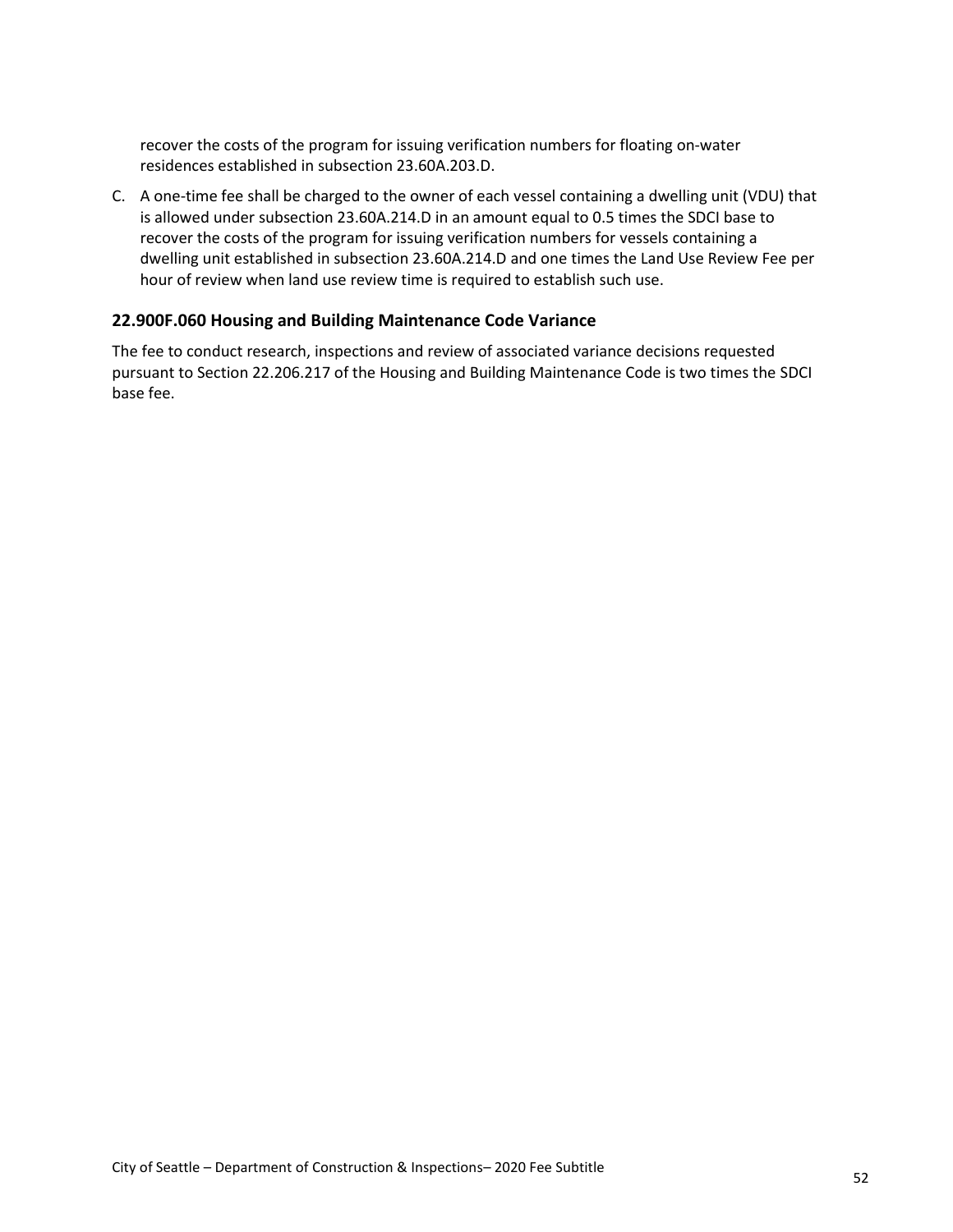recover the costs of the program for issuing verification numbers for floating on-water residences established in subsection 23.60A.203.D.

C. A one-time fee shall be charged to the owner of each vessel containing a dwelling unit (VDU) that is allowed under subsection 23.60A.214.D in an amount equal to 0.5 times the SDCI base to recover the costs of the program for issuing verification numbers for vessels containing a dwelling unit established in subsection 23.60A.214.D and one times the Land Use Review Fee per hour of review when land use review time is required to establish such use.

### 22.900F.060 Housing and Building Maintenance Code Variance

The fee to conduct research, inspections and review of associated variance decisions requested pursuant to Section 22.206.217 of the Housing and Building Maintenance Code is two times the SDCI base fee.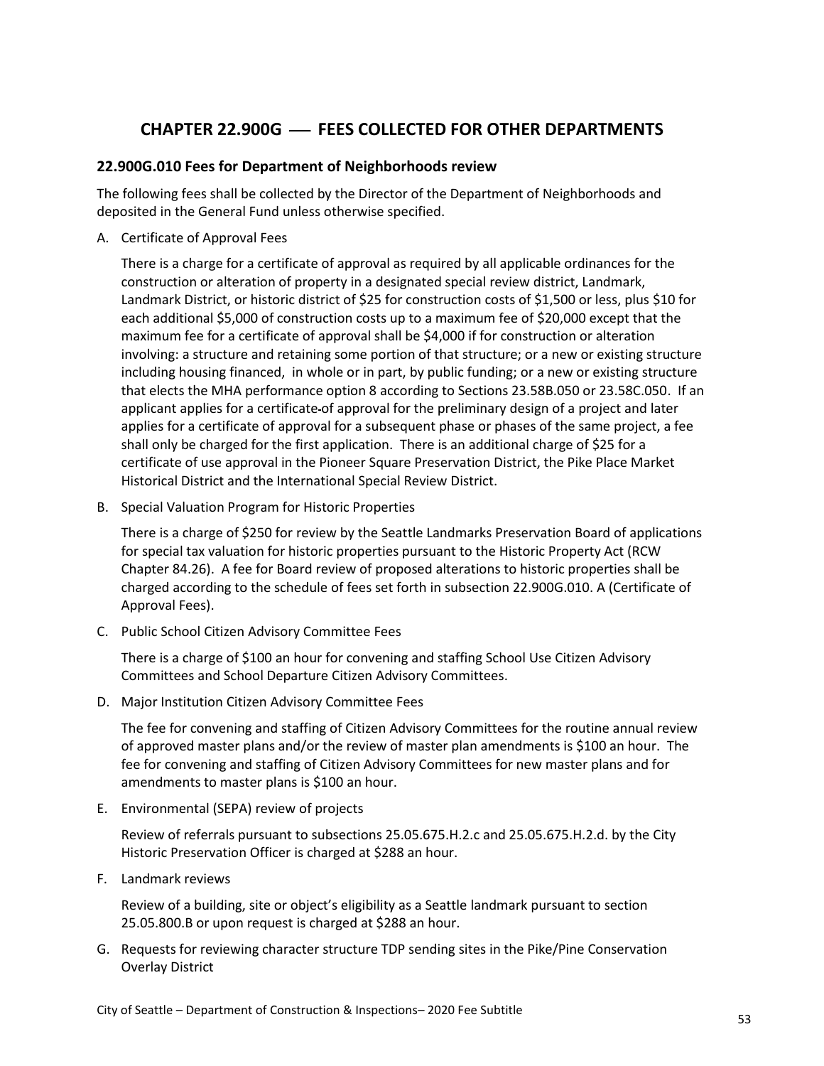# CHAPTER 22.900G — FEES COLLECTED FOR OTHER DEPARTMENTS

## 22.900G.010 Fees for Department of Neighborhoods review

The following fees shall be collected by the Director of the Department of Neighborhoods and deposited in the General Fund unless otherwise specified.

A. Certificate of Approval Fees

There is a charge for a certificate of approval as required by all applicable ordinances for the construction or alteration of property in a designated special review district, Landmark, Landmark District, or historic district of $25 for construction costs of $1,500 or less, plus $10 for each additional $5,000 of construction costs up to a maximum fee of $20,000 except that the maximum fee for a certificate of approval shall be $4,000 if for construction or alteration involving: a structure and retaining some portion of that structure; or a new or existing structure including housing financed, in whole or in part, by public funding; or a new or existing structure that elects the MHA performance option 8 according to Sections 23.58B.050 or 23.58C.050. If an applicant applies for a certificate-of approval for the preliminary design of a project and later applies for a certificate of approval for a subsequent phase or phases of the same project, a fee shall only be charged for the first application. There is an additional charge of $25 for a certificate of use approval in the Pioneer Square Preservation District, the Pike Place Market Historical District and the International Special Review District.

B. Special Valuation Program for Historic Properties

There is a charge of $250 for review by the Seattle Landmarks Preservation Board of applications for special tax valuation for historic properties pursuant to the Historic Property Act (RCW Chapter 84.26). A fee for Board review of proposed alterations to historic properties shall be charged according to the schedule of fees set forth in subsection 22.900G.010. A (Certificate of Approval Fees).

C. Public School Citizen Advisory Committee Fees

There is a charge of $100 an hour for convening and staffing School Use Citizen Advisory Committees and School Departure Citizen Advisory Committees.

D. Major Institution Citizen Advisory Committee Fees

The fee for convening and staffing of Citizen Advisory Committees for the routine annual review of approved master plans and/or the review of master plan amendments is $100 an hour. The fee for convening and staffing of Citizen Advisory Committees for new master plans and for amendments to master plans is $100 an hour.

E. Environmental (SEPA) review of projects

Review of referrals pursuant to subsections 25.05.675.H.2.c and 25.05.675.H.2.d. by the City Historic Preservation Officer is charged at $288 an hour.

F. Landmark reviews

Review of a building, site or object's eligibility as a Seattle landmark pursuant to section 25.05.800.B or upon request is charged at $288 an hour.

G. Requests for reviewing character structure TDP sending sites in the Pike/Pine Conservation Overlay District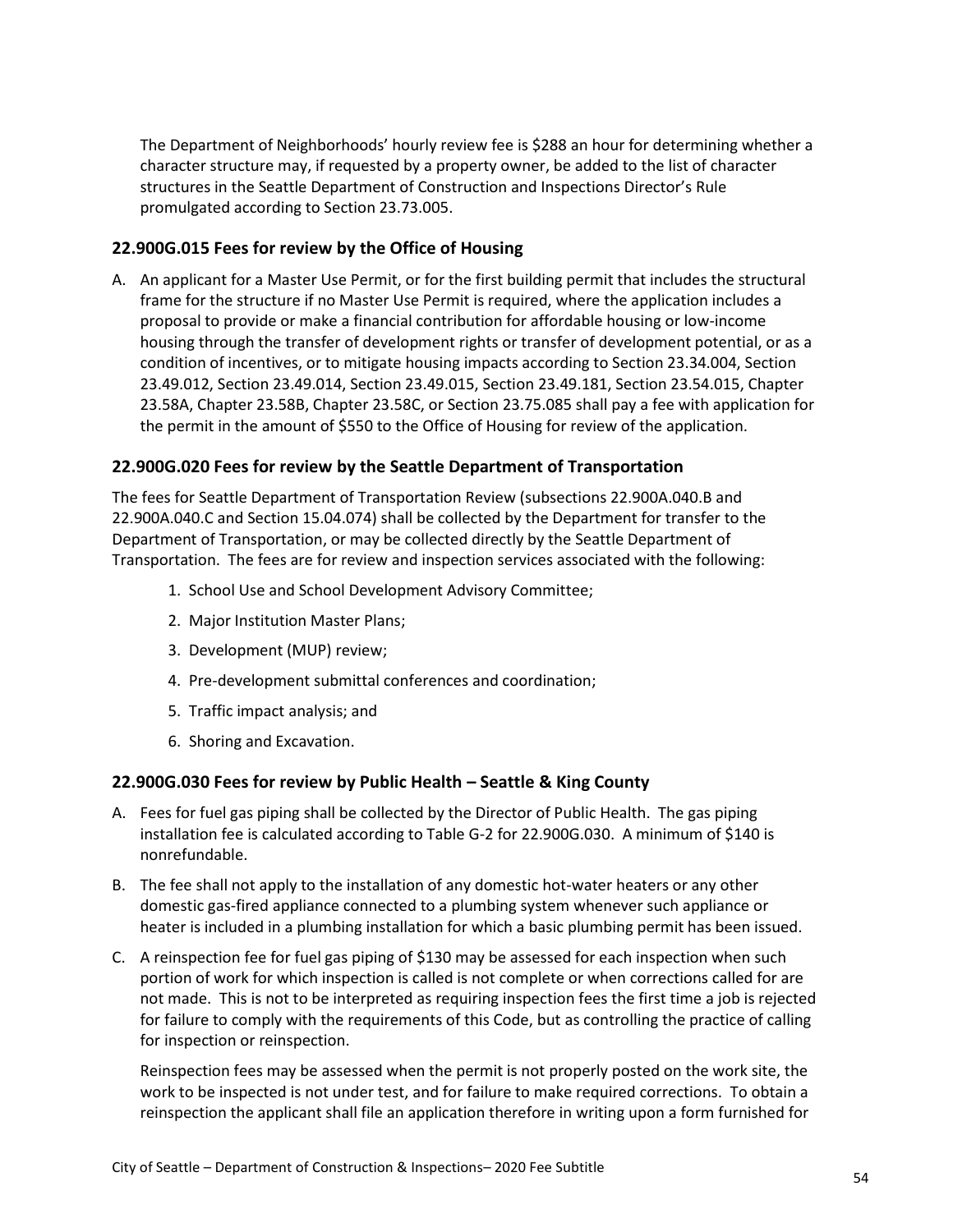The Department of Neighborhoods' hourly review fee is $288 an hour for determining whether a character structure may, if requested by a property owner, be added to the list of character structures in the Seattle Department of Construction and Inspections Director's Rule promulgated according to Section 23.73.005.

### 22.900G.015 Fees for review by the Office of Housing

A. An applicant for a Master Use Permit, or for the first building permit that includes the structural frame for the structure if no Master Use Permit is required, where the application includes a proposal to provide or make a financial contribution for affordable housing or low-income housing through the transfer of development rights or transfer of development potential, or as a condition of incentives, or to mitigate housing impacts according to Section 23.34.004, Section 23.49.012, Section 23.49.014, Section 23.49.015, Section 23.49.181, Section 23.54.015, Chapter 23.58A, Chapter 23.58B, Chapter 23.58C, or Section 23.75.085 shall pay a fee with application for the permit in the amount of $550 to the Office of Housing for review of the application.

### 22.900G.020 Fees for review by the Seattle Department of Transportation

The fees for Seattle Department of Transportation Review (subsections 22.900A.040.B and 22.900A.040.C and Section 15.04.074) shall be collected by the Department for transfer to the Department of Transportation, or may be collected directly by the Seattle Department of Transportation. The fees are for review and inspection services associated with the following:

1. School Use and School Development Advisory Committee;
2. Major Institution Master Plans;
3. Development (MUP) review;
4. Pre-development submittal conferences and coordination;
5. Traffic impact analysis; and
6. Shoring and Excavation.

### 22.900G.030 Fees for review by Public Health – Seattle & King County

A. Fees for fuel gas piping shall be collected by the Director of Public Health. The gas piping installation fee is calculated according to Table G-2 for 22.900G.030. A minimum of $140 is nonrefundable.

B. The fee shall not apply to the installation of any domestic hot-water heaters or any other domestic gas-fired appliance connected to a plumbing system whenever such appliance or heater is included in a plumbing installation for which a basic plumbing permit has been issued.

C. A reinspection fee for fuel gas piping of $130 may be assessed for each inspection when such portion of work for which inspection is called is not complete or when corrections called for are not made. This is not to be interpreted as requiring inspection fees the first time a job is rejected for failure to comply with the requirements of this Code, but as controlling the practice of calling for inspection or reinspection.

   Reinspection fees may be assessed when the permit is not properly posted on the work site, the work to be inspected is not under test, and for failure to make required corrections. To obtain a reinspection the applicant shall file an application therefore in writing upon a form furnished for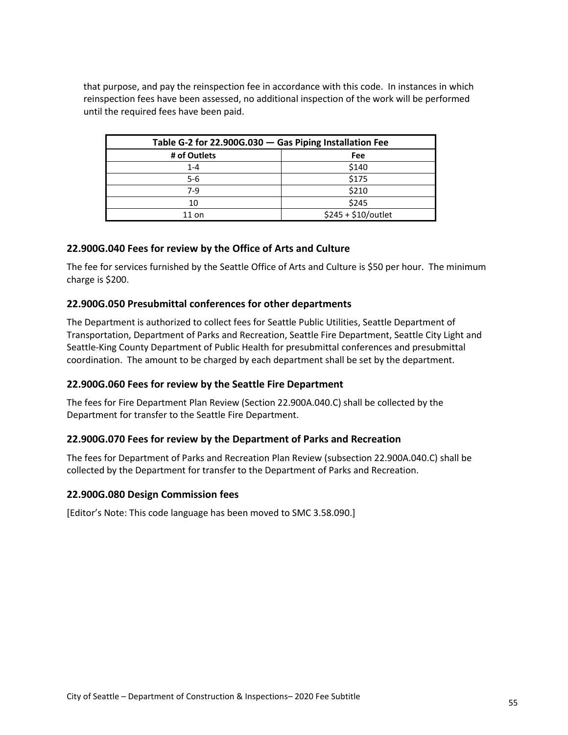that purpose, and pay the reinspection fee in accordance with this code. In instances in which reinspection fees have been assessed, no additional inspection of the work will be performed until the required fees have been paid.

| Table G-2 for 22.900G.030 — Gas Piping Installation Fee | |
|---|---|
| # of Outlets | Fee |
| 1-4 | $140 |
| 5-6 | $175 |
| 7-9 | $210 |
| 10 | $245 |
| 11 on | $245 + $10/outlet |

### 22.900G.040 Fees for review by the Office of Arts and Culture

The fee for services furnished by the Seattle Office of Arts and Culture is $50 per hour. The minimum charge is $200.

### 22.900G.050 Presubmittal conferences for other departments

The Department is authorized to collect fees for Seattle Public Utilities, Seattle Department of Transportation, Department of Parks and Recreation, Seattle Fire Department, Seattle City Light and Seattle-King County Department of Public Health for presubmittal conferences and presubmittal coordination. The amount to be charged by each department shall be set by the department.

### 22.900G.060 Fees for review by the Seattle Fire Department

The fees for Fire Department Plan Review (Section 22.900A.040.C) shall be collected by the Department for transfer to the Seattle Fire Department.

### 22.900G.070 Fees for review by the Department of Parks and Recreation

The fees for Department of Parks and Recreation Plan Review (subsection 22.900A.040.C) shall be collected by the Department for transfer to the Department of Parks and Recreation.

### 22.900G.080 Design Commission fees

[Editor's Note: This code language has been moved to SMC 3.58.090.]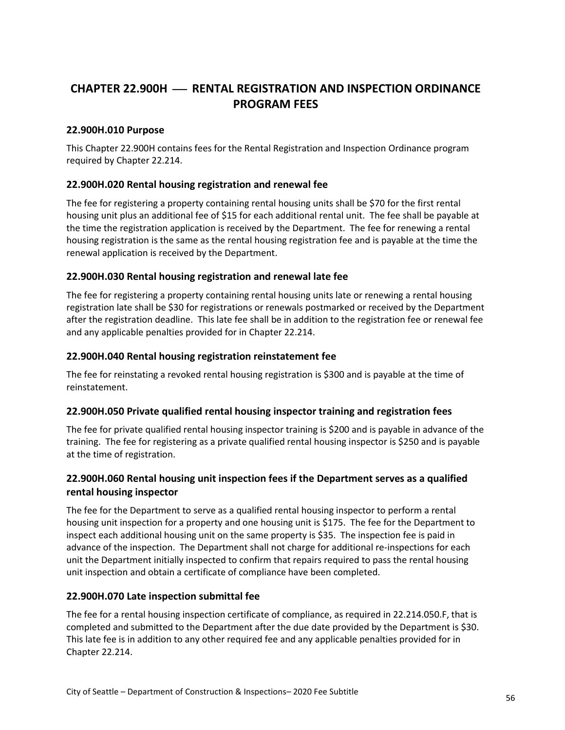# CHAPTER 22.900H — RENTAL REGISTRATION AND INSPECTION ORDINANCE PROGRAM FEES

## 22.900H.010 Purpose

This Chapter 22.900H contains fees for the Rental Registration and Inspection Ordinance program required by Chapter 22.214.

## 22.900H.020 Rental housing registration and renewal fee

The fee for registering a property containing rental housing units shall be $70 for the first rental housing unit plus an additional fee of $15 for each additional rental unit. The fee shall be payable at the time the registration application is received by the Department. The fee for renewing a rental housing registration is the same as the rental housing registration fee and is payable at the time the renewal application is received by the Department.

## 22.900H.030 Rental housing registration and renewal late fee

The fee for registering a property containing rental housing units late or renewing a rental housing registration late shall be $30 for registrations or renewals postmarked or received by the Department after the registration deadline. This late fee shall be in addition to the registration fee or renewal fee and any applicable penalties provided for in Chapter 22.214.

## 22.900H.040 Rental housing registration reinstatement fee

The fee for reinstating a revoked rental housing registration is $300 and is payable at the time of reinstatement.

## 22.900H.050 Private qualified rental housing inspector training and registration fees

The fee for private qualified rental housing inspector training is $200 and is payable in advance of the training. The fee for registering as a private qualified rental housing inspector is $250 and is payable at the time of registration.

## 22.900H.060 Rental housing unit inspection fees if the Department serves as a qualified rental housing inspector

The fee for the Department to serve as a qualified rental housing inspector to perform a rental housing unit inspection for a property and one housing unit is $175. The fee for the Department to inspect each additional housing unit on the same property is $35. The inspection fee is paid in advance of the inspection. The Department shall not charge for additional re-inspections for each unit the Department initially inspected to confirm that repairs required to pass the rental housing unit inspection and obtain a certificate of compliance have been completed.

## 22.900H.070 Late inspection submittal fee

The fee for a rental housing inspection certificate of compliance, as required in 22.214.050.F, that is completed and submitted to the Department after the due date provided by the Department is $30. This late fee is in addition to any other required fee and any applicable penalties provided for in Chapter 22.214.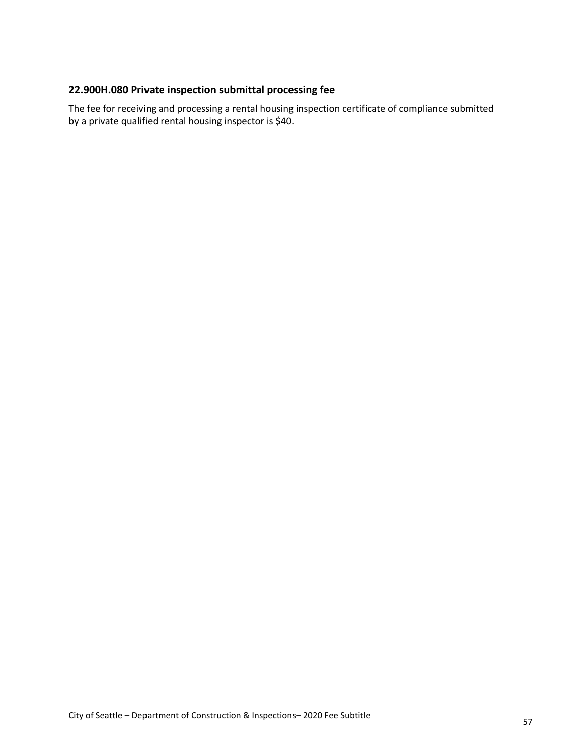### 22.900H.080 Private inspection submittal processing fee

The fee for receiving and processing a rental housing inspection certificate of compliance submitted by a private qualified rental housing inspector is $40.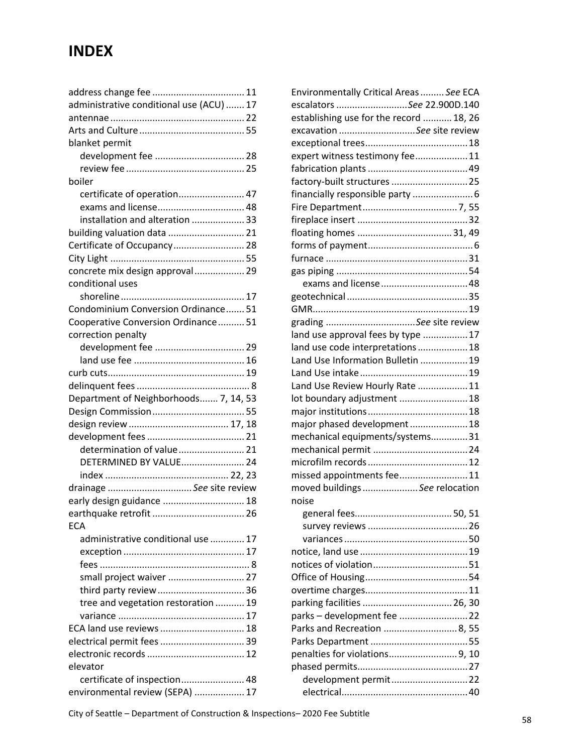# INDEX

- address change fee .................................. 11
- administrative conditional use (ACU) ....... 17
- antennae .................................................. 22
- Arts and Culture ........................................ 55
- blanket permit
  - development fee .................................. 28
  - review fee ............................................ 25
- boiler
  - certificate of operation......................... 47
  - exams and license................................ 48
  - installation and alteration .................... 33
- building valuation data ............................ 21
- Certificate of Occupancy........................... 28
- City Light .................................................. 55
- concrete mix design approval................... 29
- conditional uses
  - shoreline .............................................. 17
- Condominium Conversion Ordinance....... 51
- Cooperative Conversion Ordinance .......... 51
- correction penalty
  - development fee .................................. 29
  - land use fee .......................................... 16
- curb cuts................................................... 19
- delinquent fees ........................................... 8
- Department of Neighborhoods....... 7, 14, 53
- Design Commission ................................... 55
- design review ...................................... 17, 18
- development fees ..................................... 21
  - determination of value ......................... 21
  - DETERMINED BY VALUE........................ 24
  - index ............................................... 22, 23
- drainage ................................*See* site review
- early design guidance .............................. 18
- earthquake retrofit .................................. 26
- ECA
  - administrative conditional use ............. 17
  - exception ............................................. 17
  - fees ......................................................... 8
  - small project waiver ............................ 27
  - third party review ................................ 36
  - tree and vegetation restoration ........... 19
  - variance ............................................... 17
- ECA land use reviews ............................... 18
- electrical permit fees ................................ 39
- electronic records ..................................... 12
- elevator
  - certificate of inspection........................ 48
- environmental review (SEPA) ................... 17
- Environmentally Critical Areas ......... *See* ECA
- escalators ...........................*See* 22.900D.140
- establishing use for the record ........... 18, 26
- excavation ............................*See* site review
- exceptional trees....................................... 18
- expert witness testimony fee.................... 11
- fabrication plants ...................................... 49
- factory-built structures ............................. 25
- financially responsible party ....................... 6
- Fire Department.................................... 7, 55
- fireplace insert .......................................... 32
- floating homes .................................... 31, 49
- forms of payment........................................ 6
- furnace ...................................................... 31
- gas piping .................................................. 54
  - exams and license ................................. 48
- geotechnical .............................................. 35
- GMR........................................................... 19
- grading ..................................*See* site review
- land use approval fees by type ................. 17
- land use code interpretations ................... 18
- Land Use Information Bulletin .................. 19
- Land Use intake ......................................... 19
- Land Use Review Hourly Rate ................... 11
- lot boundary adjustment .......................... 18
- major institutions ...................................... 18
- major phased development ...................... 18
- mechanical equipments/systems............. 31
- mechanical permit .................................... 24
- microfilm records ...................................... 12
- missed appointments fee.......................... 11
- moved buildings .....................*See* relocation
- noise
  - general fees..................................... 50, 51
  - survey reviews ...................................... 26
  - variances ............................................... 50
- notice, land use ......................................... 19
- notices of violation.................................... 51
- Office of Housing....................................... 54
- overtime charges....................................... 11
- parking facilities .................................. 26, 30
- parks – development fee .......................... 22
- Parks and Recreation ............................ 8, 55
- Parks Department ..................................... 55
- penalties for violations.......................... 9, 10
- phased permits.......................................... 27
  - development permit ............................. 22
  - electrical................................................ 40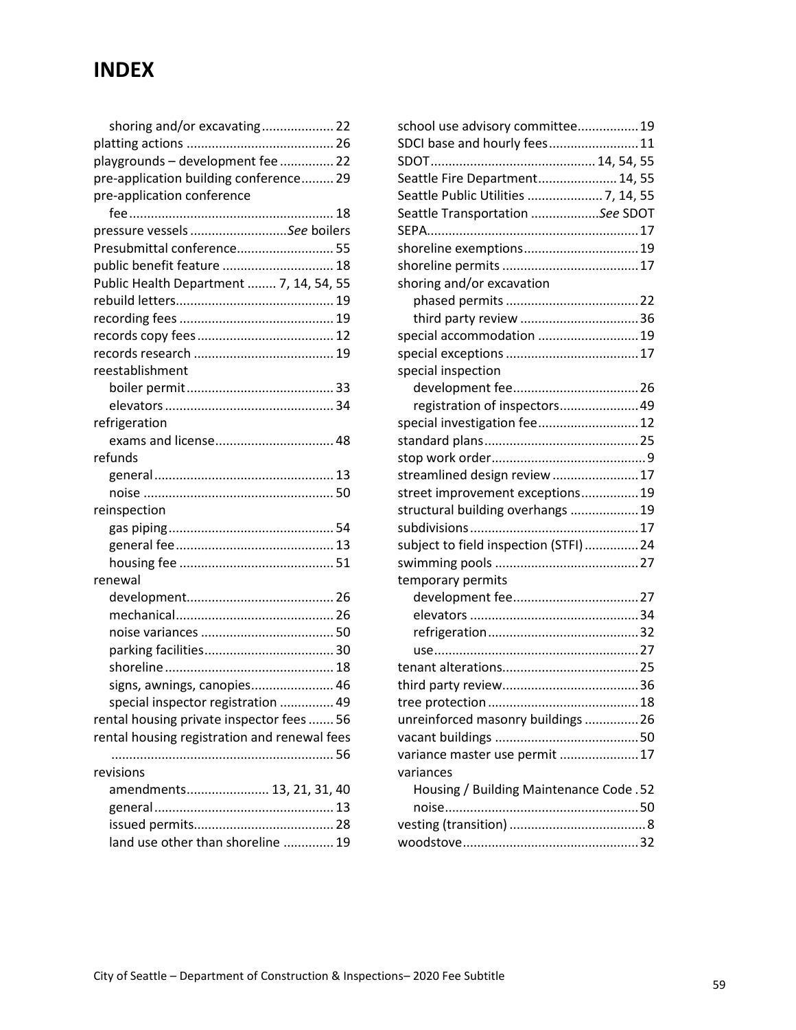# INDEX

- shoring and/or excavating .................... 22
- platting actions ......................................... 26
- playgrounds – development fee ............... 22
- pre-application building conference......... 29
- pre-application conference
  - fee......................................................... 18
- pressure vessels ...........................*See* boilers
- Presubmittal conference........................... 55
- public benefit feature ............................... 18
- Public Health Department ........ 7, 14, 54, 55
- rebuild letters............................................ 19
- recording fees ........................................... 19
- records copy fees...................................... 12
- records research ....................................... 19
- reestablishment
  - boiler permit......................................... 33
  - elevators ............................................... 34
- refrigeration
  - exams and license................................. 48
- refunds
  - general.................................................. 13
  - noise ..................................................... 50
- reinspection
  - gas piping.............................................. 54
  - general fee............................................ 13
  - housing fee ........................................... 51
- renewal
  - development......................................... 26
  - mechanical............................................ 26
  - noise variances ..................................... 50
  - parking facilities.................................... 30
  - shoreline ............................................... 18
  - signs, awnings, canopies....................... 46
  - special inspector registration ............... 49
- rental housing private inspector fees ....... 56
- rental housing registration and renewal fees
  ............................................................... 56
- revisions
  - amendments....................... 13, 21, 31, 40
  - general.................................................. 13
  - issued permits....................................... 28
  - land use other than shoreline .............. 19
- school use advisory committee................. 19
- SDCI base and hourly fees......................... 11
- SDOT............................................. 14, 54, 55
- Seattle Fire Department...................... 14, 55
- Seattle Public Utilities ..................... 7, 14, 55
- Seattle Transportation ...................*See* SDOT
- SEPA.......................................................... 17
- shoreline exemptions................................ 19
- shoreline permits ...................................... 17
- shoring and/or excavation
  - phased permits ..................................... 22
  - third party review ................................. 36
- special accommodation ............................ 19
- special exceptions ..................................... 17
- special inspection
  - development fee................................... 26
  - registration of inspectors...................... 49
- special investigation fee............................ 12
- standard plans........................................... 25
- stop work order........................................... 9
- streamlined design review ........................ 17
- street improvement exceptions................ 19
- structural building overhangs ................... 19
- subdivisions............................................... 17
- subject to field inspection (STFI) ............... 24
- swimming pools ........................................ 27
- temporary permits
  - development fee................................... 27
  - elevators ............................................... 34
  - refrigeration.......................................... 32
  - use......................................................... 27
- tenant alterations...................................... 25
- third party review...................................... 36
- tree protection .......................................... 18
- unreinforced masonry buildings ............... 26
- vacant buildings ........................................ 50
- variance master use permit ...................... 17
- variances
  - Housing / Building Maintenance Code . 52
  - noise...................................................... 50
- vesting (transition) ...................................... 8
- woodstove................................................. 32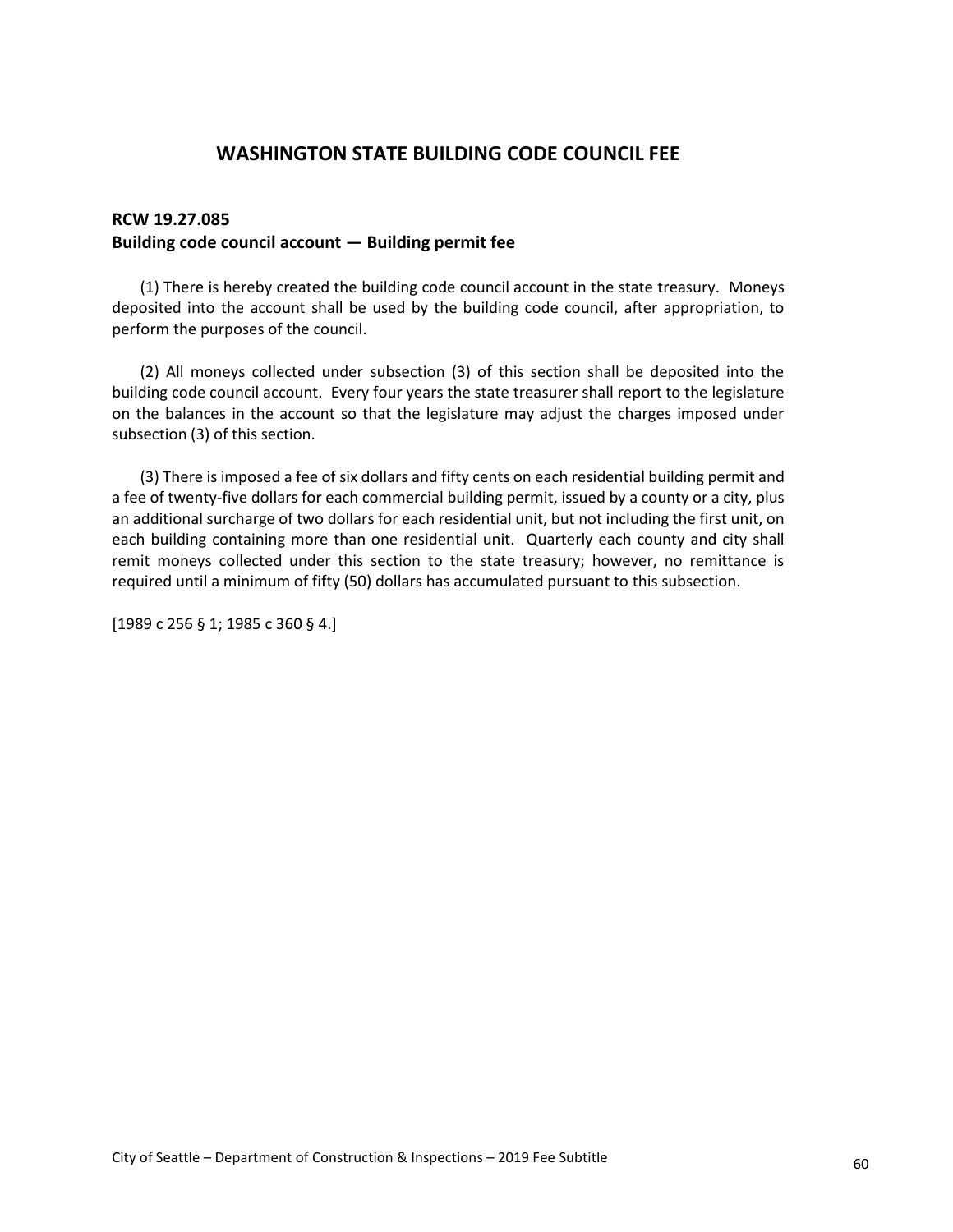## WASHINGTON STATE BUILDING CODE COUNCIL FEE

**RCW 19.27.085**
**Building code council account — Building permit fee**

(1) There is hereby created the building code council account in the state treasury. Moneys deposited into the account shall be used by the building code council, after appropriation, to perform the purposes of the council.

(2) All moneys collected under subsection (3) of this section shall be deposited into the building code council account. Every four years the state treasurer shall report to the legislature on the balances in the account so that the legislature may adjust the charges imposed under subsection (3) of this section.

(3) There is imposed a fee of six dollars and fifty cents on each residential building permit and a fee of twenty-five dollars for each commercial building permit, issued by a county or a city, plus an additional surcharge of two dollars for each residential unit, but not including the first unit, on each building containing more than one residential unit. Quarterly each county and city shall remit moneys collected under this section to the state treasury; however, no remittance is required until a minimum of fifty (50) dollars has accumulated pursuant to this subsection.

[1989 c 256 § 1; 1985 c 360 § 4.]